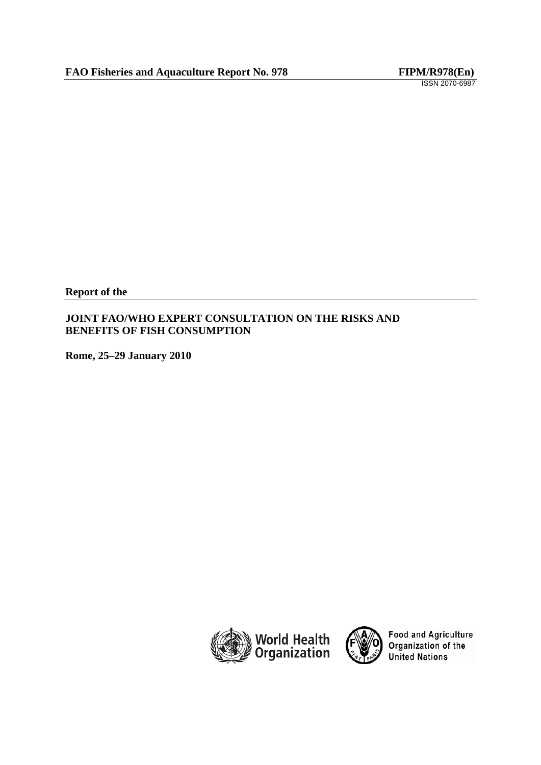**FAO Fisheries and Aquaculture Report No. 978** **FIPM/R978(En)**

ISSN 2070-6987

**Report of the**

**JOINT FAO/WHO EXPERT CONSULTATION ON THE RISKS AND BENEFITS OF FISH CONSUMPTION**

**Rome, 25–29 January 2010**

World Health Organization

Food and Agriculture Organization of the United Nations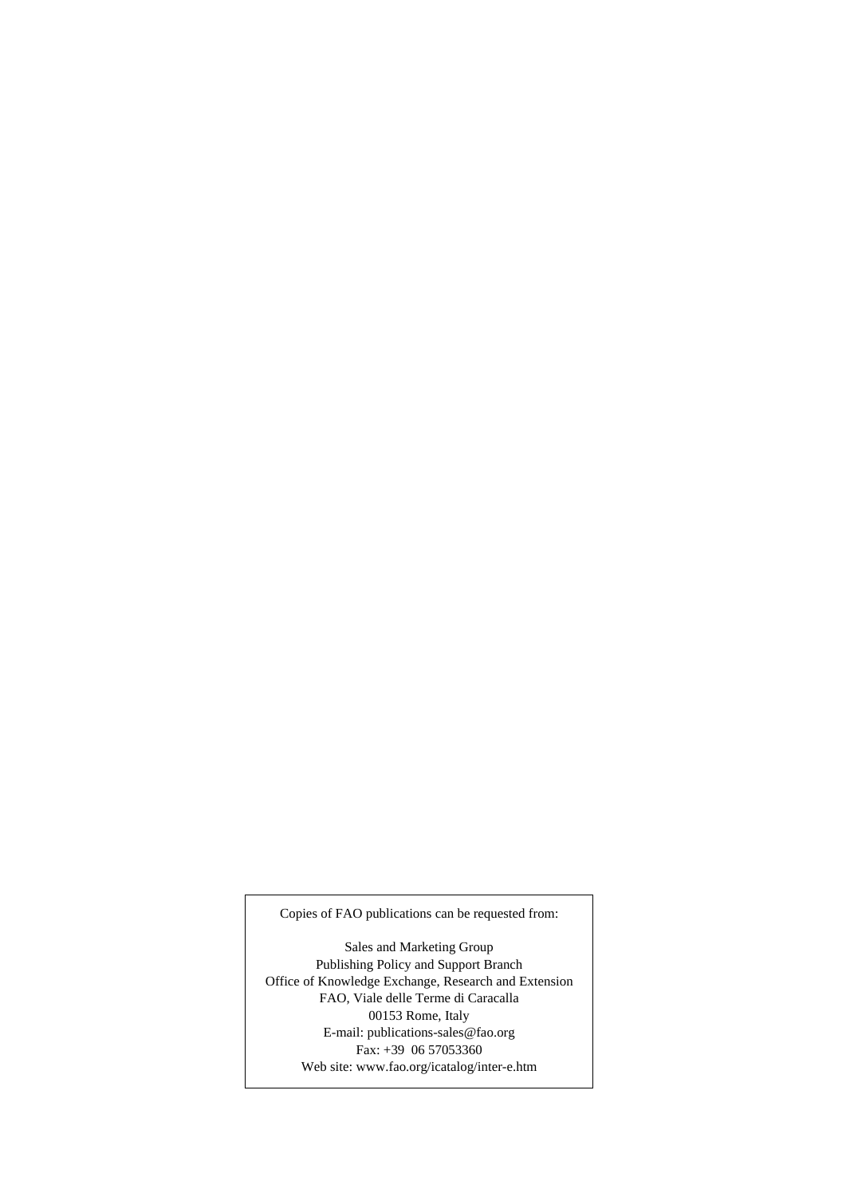Copies of FAO publications can be requested from:

Sales and Marketing Group
Publishing Policy and Support Branch
Office of Knowledge Exchange, Research and Extension
FAO, Viale delle Terme di Caracalla
00153 Rome, Italy
E-mail: publications-sales@fao.org
Fax: +39 06 57053360
Web site: www.fao.org/icatalog/inter-e.htm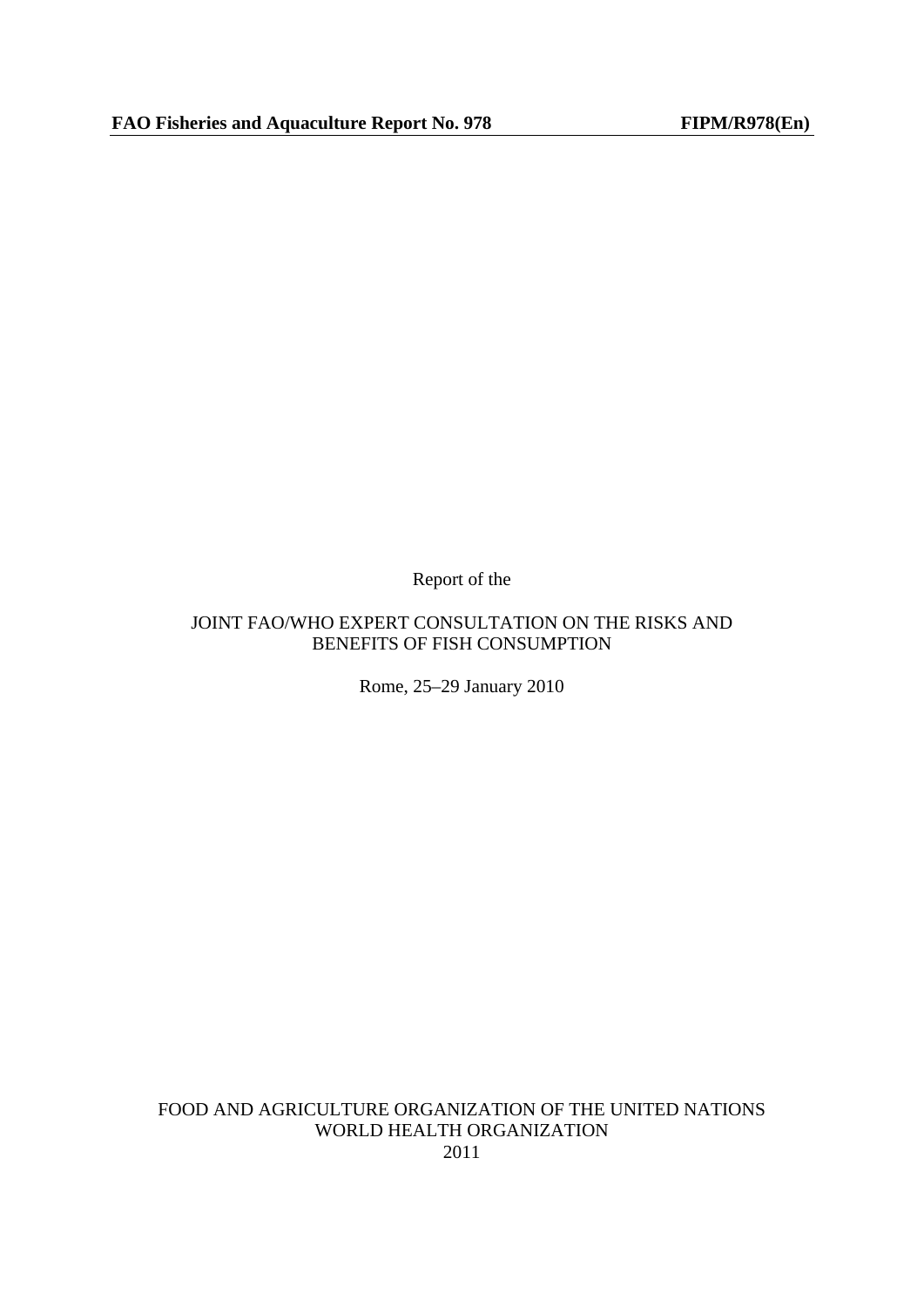**FAO Fisheries and Aquaculture Report No. 978** **FIPM/R978(En)**

Report of the

JOINT FAO/WHO EXPERT CONSULTATION ON THE RISKS AND BENEFITS OF FISH CONSUMPTION

Rome, 25–29 January 2010

FOOD AND AGRICULTURE ORGANIZATION OF THE UNITED NATIONS
WORLD HEALTH ORGANIZATION
2011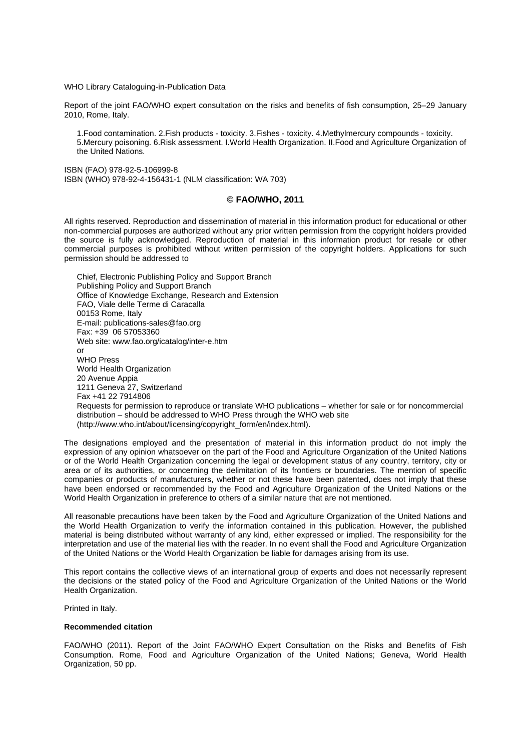WHO Library Cataloguing-in-Publication Data

Report of the joint FAO/WHO expert consultation on the risks and benefits of fish consumption, 25–29 January 2010, Rome, Italy.

1.Food contamination. 2.Fish products - toxicity. 3.Fishes - toxicity. 4.Methylmercury compounds - toxicity. 5.Mercury poisoning. 6.Risk assessment. I.World Health Organization. II.Food and Agriculture Organization of the United Nations.

ISBN (FAO) 978-92-5-106999-8
ISBN (WHO) 978-92-4-156431-1 (NLM classification: WA 703)

**© FAO/WHO, 2011**

All rights reserved. Reproduction and dissemination of material in this information product for educational or other non-commercial purposes are authorized without any prior written permission from the copyright holders provided the source is fully acknowledged. Reproduction of material in this information product for resale or other commercial purposes is prohibited without written permission of the copyright holders. Applications for such permission should be addressed to

Chief, Electronic Publishing Policy and Support Branch
Publishing Policy and Support Branch
Office of Knowledge Exchange, Research and Extension
FAO, Viale delle Terme di Caracalla
00153 Rome, Italy
E-mail: publications-sales@fao.org
Fax: +39 06 57053360
Web site: www.fao.org/icatalog/inter-e.htm
or
WHO Press
World Health Organization
20 Avenue Appia
1211 Geneva 27, Switzerland
Fax +41 22 7914806
Requests for permission to reproduce or translate WHO publications – whether for sale or for noncommercial distribution – should be addressed to WHO Press through the WHO web site (http://www.who.int/about/licensing/copyright_form/en/index.html).

The designations employed and the presentation of material in this information product do not imply the expression of any opinion whatsoever on the part of the Food and Agriculture Organization of the United Nations or of the World Health Organization concerning the legal or development status of any country, territory, city or area or of its authorities, or concerning the delimitation of its frontiers or boundaries. The mention of specific companies or products of manufacturers, whether or not these have been patented, does not imply that these have been endorsed or recommended by the Food and Agriculture Organization of the United Nations or the World Health Organization in preference to others of a similar nature that are not mentioned.

All reasonable precautions have been taken by the Food and Agriculture Organization of the United Nations and the World Health Organization to verify the information contained in this publication. However, the published material is being distributed without warranty of any kind, either expressed or implied. The responsibility for the interpretation and use of the material lies with the reader. In no event shall the Food and Agriculture Organization of the United Nations or the World Health Organization be liable for damages arising from its use.

This report contains the collective views of an international group of experts and does not necessarily represent the decisions or the stated policy of the Food and Agriculture Organization of the United Nations or the World Health Organization.

Printed in Italy.

**Recommended citation**

FAO/WHO (2011). Report of the Joint FAO/WHO Expert Consultation on the Risks and Benefits of Fish Consumption. Rome, Food and Agriculture Organization of the United Nations; Geneva, World Health Organization, 50 pp.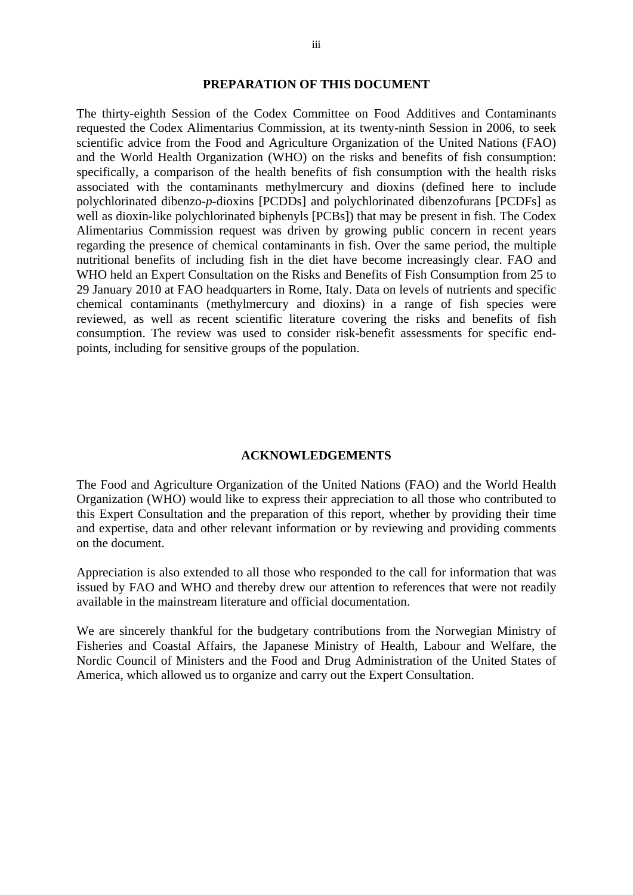## PREPARATION OF THIS DOCUMENT

The thirty-eighth Session of the Codex Committee on Food Additives and Contaminants requested the Codex Alimentarius Commission, at its twenty-ninth Session in 2006, to seek scientific advice from the Food and Agriculture Organization of the United Nations (FAO) and the World Health Organization (WHO) on the risks and benefits of fish consumption: specifically, a comparison of the health benefits of fish consumption with the health risks associated with the contaminants methylmercury and dioxins (defined here to include polychlorinated dibenzo-*p*-dioxins [PCDDs] and polychlorinated dibenzofurans [PCDFs] as well as dioxin-like polychlorinated biphenyls [PCBs]) that may be present in fish. The Codex Alimentarius Commission request was driven by growing public concern in recent years regarding the presence of chemical contaminants in fish. Over the same period, the multiple nutritional benefits of including fish in the diet have become increasingly clear. FAO and WHO held an Expert Consultation on the Risks and Benefits of Fish Consumption from 25 to 29 January 2010 at FAO headquarters in Rome, Italy. Data on levels of nutrients and specific chemical contaminants (methylmercury and dioxins) in a range of fish species were reviewed, as well as recent scientific literature covering the risks and benefits of fish consumption. The review was used to consider risk-benefit assessments for specific end-points, including for sensitive groups of the population.

## ACKNOWLEDGEMENTS

The Food and Agriculture Organization of the United Nations (FAO) and the World Health Organization (WHO) would like to express their appreciation to all those who contributed to this Expert Consultation and the preparation of this report, whether by providing their time and expertise, data and other relevant information or by reviewing and providing comments on the document.

Appreciation is also extended to all those who responded to the call for information that was issued by FAO and WHO and thereby drew our attention to references that were not readily available in the mainstream literature and official documentation.

We are sincerely thankful for the budgetary contributions from the Norwegian Ministry of Fisheries and Coastal Affairs, the Japanese Ministry of Health, Labour and Welfare, the Nordic Council of Ministers and the Food and Drug Administration of the United States of America, which allowed us to organize and carry out the Expert Consultation.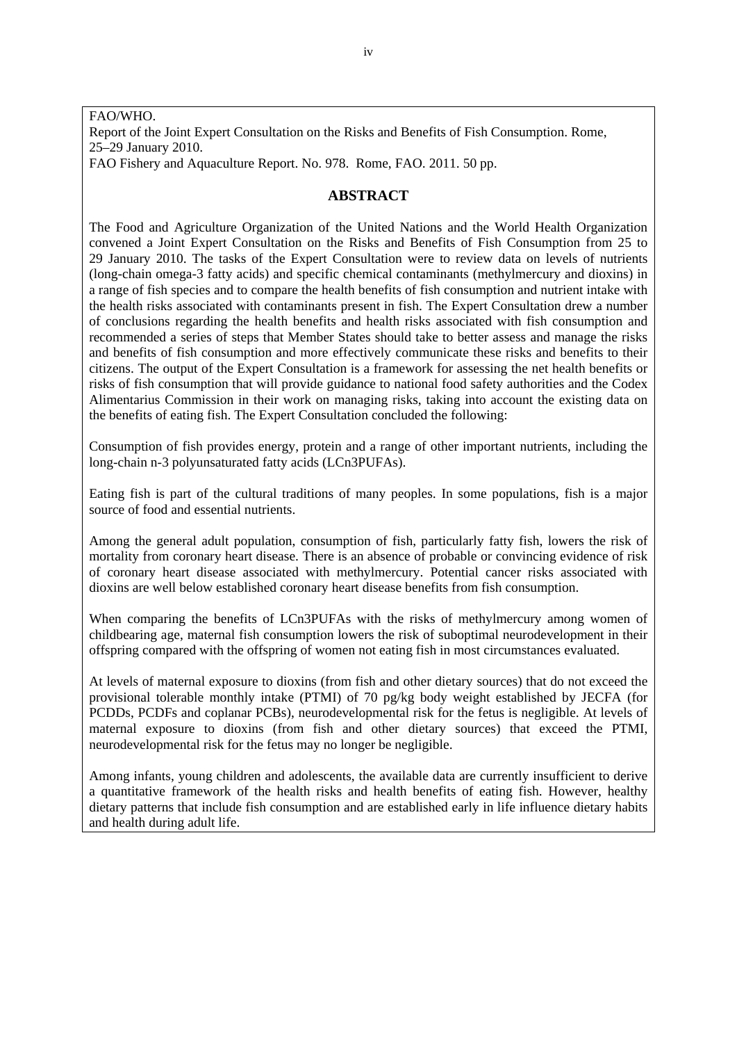FAO/WHO.
Report of the Joint Expert Consultation on the Risks and Benefits of Fish Consumption. Rome, 25–29 January 2010.
FAO Fishery and Aquaculture Report. No. 978. Rome, FAO. 2011. 50 pp.

## ABSTRACT

The Food and Agriculture Organization of the United Nations and the World Health Organization convened a Joint Expert Consultation on the Risks and Benefits of Fish Consumption from 25 to 29 January 2010. The tasks of the Expert Consultation were to review data on levels of nutrients (long-chain omega-3 fatty acids) and specific chemical contaminants (methylmercury and dioxins) in a range of fish species and to compare the health benefits of fish consumption and nutrient intake with the health risks associated with contaminants present in fish. The Expert Consultation drew a number of conclusions regarding the health benefits and health risks associated with fish consumption and recommended a series of steps that Member States should take to better assess and manage the risks and benefits of fish consumption and more effectively communicate these risks and benefits to their citizens. The output of the Expert Consultation is a framework for assessing the net health benefits or risks of fish consumption that will provide guidance to national food safety authorities and the Codex Alimentarius Commission in their work on managing risks, taking into account the existing data on the benefits of eating fish. The Expert Consultation concluded the following:

Consumption of fish provides energy, protein and a range of other important nutrients, including the long-chain n-3 polyunsaturated fatty acids (LCn3PUFAs).

Eating fish is part of the cultural traditions of many peoples. In some populations, fish is a major source of food and essential nutrients.

Among the general adult population, consumption of fish, particularly fatty fish, lowers the risk of mortality from coronary heart disease. There is an absence of probable or convincing evidence of risk of coronary heart disease associated with methylmercury. Potential cancer risks associated with dioxins are well below established coronary heart disease benefits from fish consumption.

When comparing the benefits of LCn3PUFAs with the risks of methylmercury among women of childbearing age, maternal fish consumption lowers the risk of suboptimal neurodevelopment in their offspring compared with the offspring of women not eating fish in most circumstances evaluated.

At levels of maternal exposure to dioxins (from fish and other dietary sources) that do not exceed the provisional tolerable monthly intake (PTMI) of 70 pg/kg body weight established by JECFA (for PCDDs, PCDFs and coplanar PCBs), neurodevelopmental risk for the fetus is negligible. At levels of maternal exposure to dioxins (from fish and other dietary sources) that exceed the PTMI, neurodevelopmental risk for the fetus may no longer be negligible.

Among infants, young children and adolescents, the available data are currently insufficient to derive a quantitative framework of the health risks and health benefits of eating fish. However, healthy dietary patterns that include fish consumption and are established early in life influence dietary habits and health during adult life.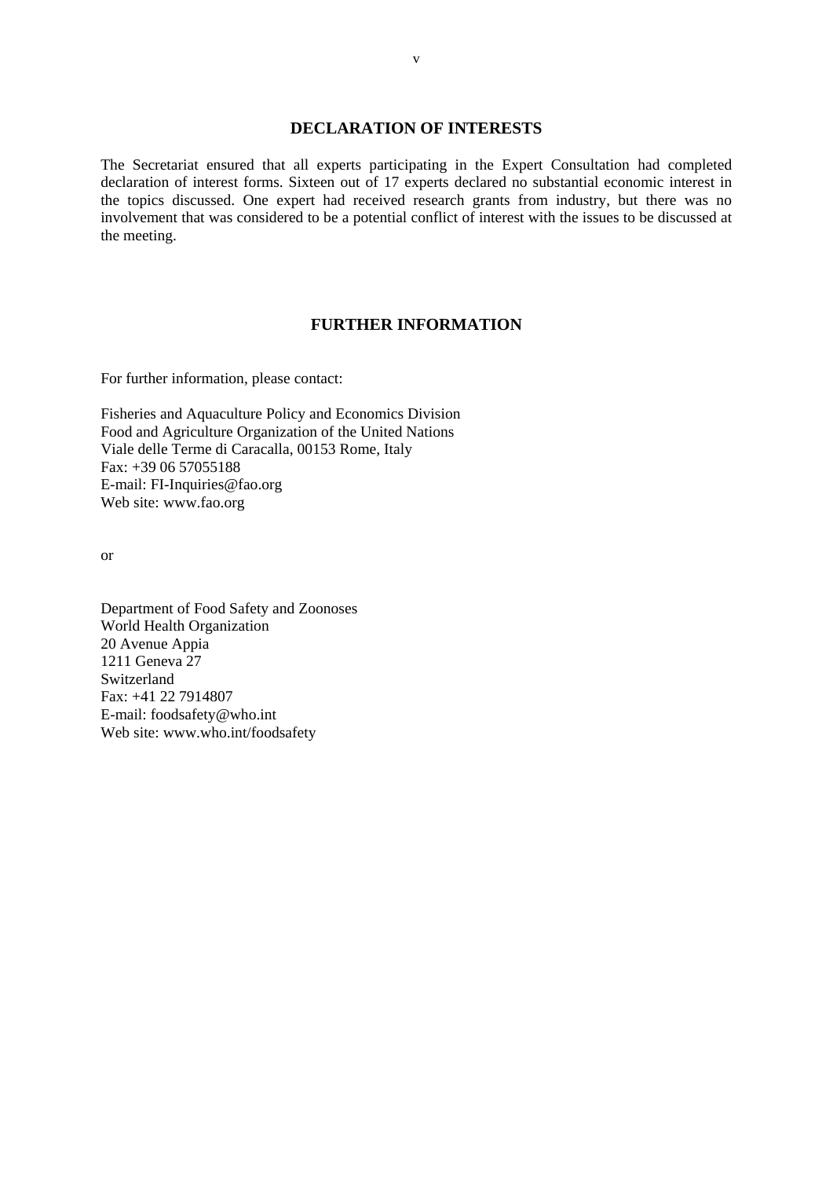## DECLARATION OF INTERESTS

The Secretariat ensured that all experts participating in the Expert Consultation had completed declaration of interest forms. Sixteen out of 17 experts declared no substantial economic interest in the topics discussed. One expert had received research grants from industry, but there was no involvement that was considered to be a potential conflict of interest with the issues to be discussed at the meeting.

## FURTHER INFORMATION

For further information, please contact:

Fisheries and Aquaculture Policy and Economics Division
Food and Agriculture Organization of the United Nations
Viale delle Terme di Caracalla, 00153 Rome, Italy
Fax: +39 06 57055188
E-mail: FI-Inquiries@fao.org
Web site: www.fao.org

or

Department of Food Safety and Zoonoses
World Health Organization
20 Avenue Appia
1211 Geneva 27
Switzerland
Fax: +41 22 7914807
E-mail: foodsafety@who.int
Web site: www.who.int/foodsafety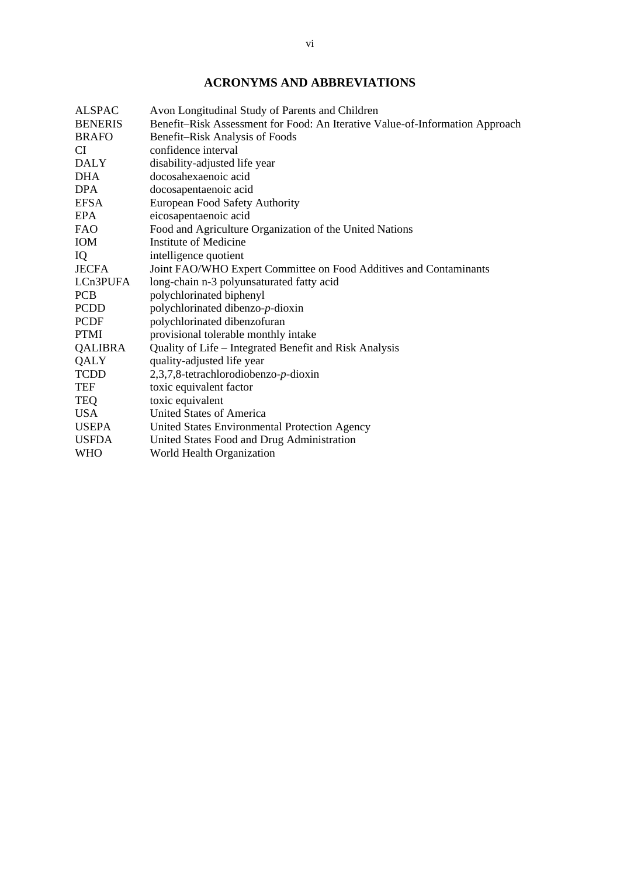# ACRONYMS AND ABBREVIATIONS

| | |
|---|---|
| ALSPAC | Avon Longitudinal Study of Parents and Children |
| BENERIS | Benefit–Risk Assessment for Food: An Iterative Value-of-Information Approach |
| BRAFO | Benefit–Risk Analysis of Foods |
| CI | confidence interval |
| DALY | disability-adjusted life year |
| DHA | docosahexaenoic acid |
| DPA | docosapentaenoic acid |
| EFSA | European Food Safety Authority |
| EPA | eicosapentaenoic acid |
| FAO | Food and Agriculture Organization of the United Nations |
| IOM | Institute of Medicine |
| IQ | intelligence quotient |
| JECFA | Joint FAO/WHO Expert Committee on Food Additives and Contaminants |
| LCn3PUFA | long-chain n-3 polyunsaturated fatty acid |
| PCB | polychlorinated biphenyl |
| PCDD | polychlorinated dibenzo-*p*-dioxin |
| PCDF | polychlorinated dibenzofuran |
| PTMI | provisional tolerable monthly intake |
| QALIBRA | Quality of Life – Integrated Benefit and Risk Analysis |
| QALY | quality-adjusted life year |
| TCDD | 2,3,7,8-tetrachlorodiobenzo-*p*-dioxin |
| TEF | toxic equivalent factor |
| TEQ | toxic equivalent |
| USA | United States of America |
| USEPA | United States Environmental Protection Agency |
| USFDA | United States Food and Drug Administration |
| WHO | World Health Organization |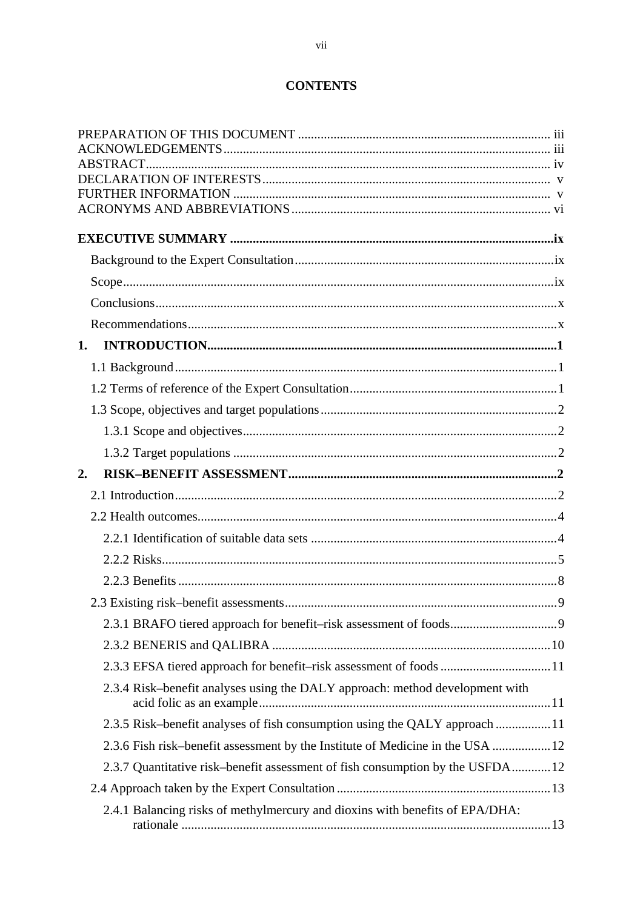# CONTENTS

PREPARATION OF THIS DOCUMENT ............................................................................ iii
ACKNOWLEDGEMENTS.................................................................................................. iii
ABSTRACT........................................................................................................................ iv
DECLARATION OF INTERESTS...................................................................................... v
FURTHER INFORMATION ............................................................................................... v
ACRONYMS AND ABBREVIATIONS.............................................................................. vi

**EXECUTIVE SUMMARY ..................................................................................................ix**

Background to the Expert Consultation...............................................................................ix

Scope.................................................................................................................................ix

Conclusions..........................................................................................................................x

Recommendations................................................................................................................x

**1. INTRODUCTION...........................................................................................................1**

1.1 Background.....................................................................................................................1

1.2 Terms of reference of the Expert Consultation...............................................................1

1.3 Scope, objectives and target populations........................................................................2

1.3.1 Scope and objectives................................................................................................2

1.3.2 Target populations ...................................................................................................2

**2. RISK–BENEFIT ASSESSMENT..................................................................................2**

2.1 Introduction.....................................................................................................................2

2.2 Health outcomes.............................................................................................................4

2.2.1 Identification of suitable data sets ...........................................................................4

2.2.2 Risks.........................................................................................................................5

2.2.3 Benefits ....................................................................................................................8

2.3 Existing risk–benefit assessments..................................................................................9

2.3.1 BRAFO tiered approach for benefit–risk assessment of foods................................9

2.3.2 BENERIS and QALIBRA .....................................................................................10

2.3.3 EFSA tiered approach for benefit–risk assessment of foods .................................11

2.3.4 Risk–benefit analyses using the DALY approach: method development with acid folic as an example.........................................................................................11

2.3.5 Risk–benefit analyses of fish consumption using the QALY approach ................11

2.3.6 Fish risk–benefit assessment by the Institute of Medicine in the USA ..................12

2.3.7 Quantitative risk–benefit assessment of fish consumption by the USFDA............12

2.4 Approach taken by the Expert Consultation .................................................................13

2.4.1 Balancing risks of methylmercury and dioxins with benefits of EPA/DHA: rationale ................................................................................................................13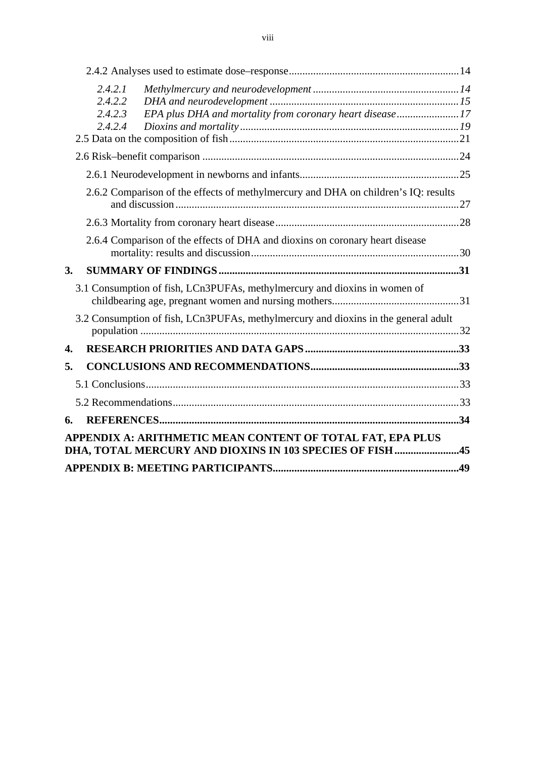2.4.2 Analyses used to estimate dose–response ..... 14

*2.4.2.1 Methylmercury and neurodevelopment* ..... *14*
*2.4.2.2 DHA and neurodevelopment* ..... *15*
*2.4.2.3 EPA plus DHA and mortality from coronary heart disease* ..... *17*
*2.4.2.4 Dioxins and mortality* ..... *19*

2.5 Data on the composition of fish ..... 21

2.6 Risk–benefit comparison ..... 24

2.6.1 Neurodevelopment in newborns and infants ..... 25

2.6.2 Comparison of the effects of methylmercury and DHA on children's IQ: results and discussion ..... 27

2.6.3 Mortality from coronary heart disease ..... 28

2.6.4 Comparison of the effects of DHA and dioxins on coronary heart disease mortality: results and discussion ..... 30

**3. SUMMARY OF FINDINGS ..... 31**

3.1 Consumption of fish, LCn3PUFAs, methylmercury and dioxins in women of childbearing age, pregnant women and nursing mothers ..... 31

3.2 Consumption of fish, LCn3PUFAs, methylmercury and dioxins in the general adult population ..... 32

**4. RESEARCH PRIORITIES AND DATA GAPS ..... 33**

**5. CONCLUSIONS AND RECOMMENDATIONS ..... 33**

5.1 Conclusions ..... 33

5.2 Recommendations ..... 33

**6. REFERENCES ..... 34**

**APPENDIX A: ARITHMETIC MEAN CONTENT OF TOTAL FAT, EPA PLUS DHA, TOTAL MERCURY AND DIOXINS IN 103 SPECIES OF FISH ..... 45**

**APPENDIX B: MEETING PARTICIPANTS ..... 49**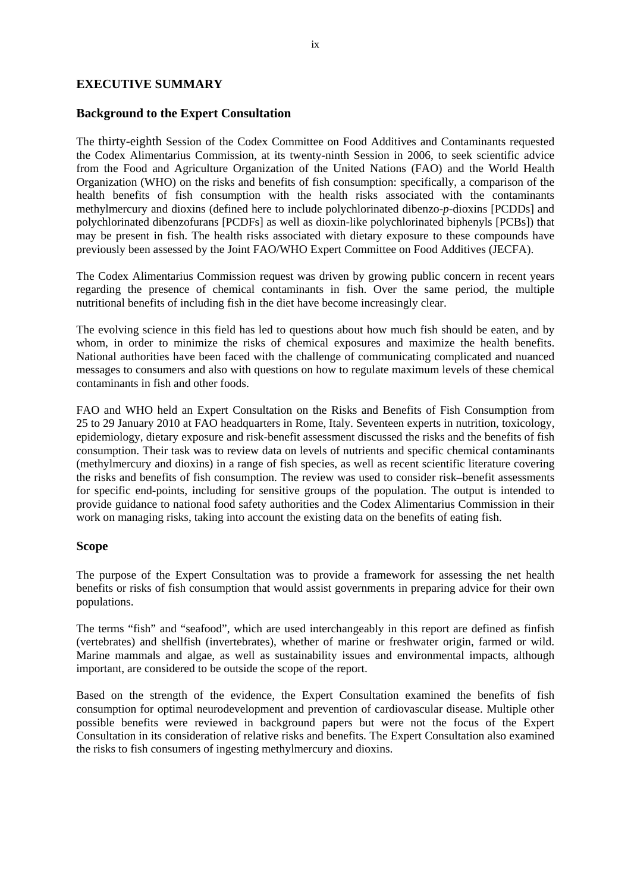# EXECUTIVE SUMMARY

## Background to the Expert Consultation

The thirty-eighth Session of the Codex Committee on Food Additives and Contaminants requested the Codex Alimentarius Commission, at its twenty-ninth Session in 2006, to seek scientific advice from the Food and Agriculture Organization of the United Nations (FAO) and the World Health Organization (WHO) on the risks and benefits of fish consumption: specifically, a comparison of the health benefits of fish consumption with the health risks associated with the contaminants methylmercury and dioxins (defined here to include polychlorinated dibenzo-*p*-dioxins [PCDDs] and polychlorinated dibenzofurans [PCDFs] as well as dioxin-like polychlorinated biphenyls [PCBs]) that may be present in fish. The health risks associated with dietary exposure to these compounds have previously been assessed by the Joint FAO/WHO Expert Committee on Food Additives (JECFA).

The Codex Alimentarius Commission request was driven by growing public concern in recent years regarding the presence of chemical contaminants in fish. Over the same period, the multiple nutritional benefits of including fish in the diet have become increasingly clear.

The evolving science in this field has led to questions about how much fish should be eaten, and by whom, in order to minimize the risks of chemical exposures and maximize the health benefits. National authorities have been faced with the challenge of communicating complicated and nuanced messages to consumers and also with questions on how to regulate maximum levels of these chemical contaminants in fish and other foods.

FAO and WHO held an Expert Consultation on the Risks and Benefits of Fish Consumption from 25 to 29 January 2010 at FAO headquarters in Rome, Italy. Seventeen experts in nutrition, toxicology, epidemiology, dietary exposure and risk-benefit assessment discussed the risks and the benefits of fish consumption. Their task was to review data on levels of nutrients and specific chemical contaminants (methylmercury and dioxins) in a range of fish species, as well as recent scientific literature covering the risks and benefits of fish consumption. The review was used to consider risk–benefit assessments for specific end-points, including for sensitive groups of the population. The output is intended to provide guidance to national food safety authorities and the Codex Alimentarius Commission in their work on managing risks, taking into account the existing data on the benefits of eating fish.

## Scope

The purpose of the Expert Consultation was to provide a framework for assessing the net health benefits or risks of fish consumption that would assist governments in preparing advice for their own populations.

The terms "fish" and "seafood", which are used interchangeably in this report are defined as finfish (vertebrates) and shellfish (invertebrates), whether of marine or freshwater origin, farmed or wild. Marine mammals and algae, as well as sustainability issues and environmental impacts, although important, are considered to be outside the scope of the report.

Based on the strength of the evidence, the Expert Consultation examined the benefits of fish consumption for optimal neurodevelopment and prevention of cardiovascular disease. Multiple other possible benefits were reviewed in background papers but were not the focus of the Expert Consultation in its consideration of relative risks and benefits. The Expert Consultation also examined the risks to fish consumers of ingesting methylmercury and dioxins.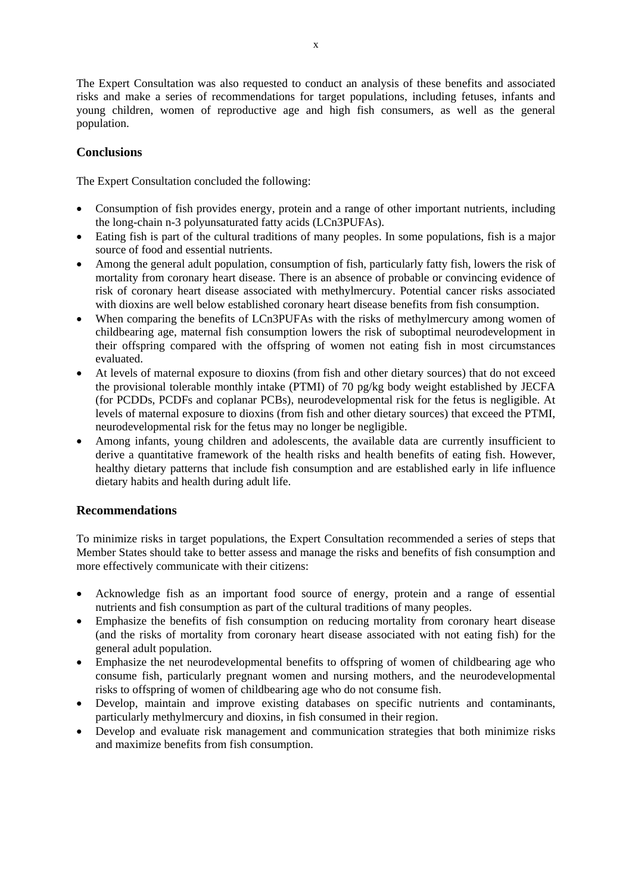The Expert Consultation was also requested to conduct an analysis of these benefits and associated risks and make a series of recommendations for target populations, including fetuses, infants and young children, women of reproductive age and high fish consumers, as well as the general population.

## Conclusions

The Expert Consultation concluded the following:

- Consumption of fish provides energy, protein and a range of other important nutrients, including the long-chain n-3 polyunsaturated fatty acids (LCn3PUFAs).
- Eating fish is part of the cultural traditions of many peoples. In some populations, fish is a major source of food and essential nutrients.
- Among the general adult population, consumption of fish, particularly fatty fish, lowers the risk of mortality from coronary heart disease. There is an absence of probable or convincing evidence of risk of coronary heart disease associated with methylmercury. Potential cancer risks associated with dioxins are well below established coronary heart disease benefits from fish consumption.
- When comparing the benefits of LCn3PUFAs with the risks of methylmercury among women of childbearing age, maternal fish consumption lowers the risk of suboptimal neurodevelopment in their offspring compared with the offspring of women not eating fish in most circumstances evaluated.
- At levels of maternal exposure to dioxins (from fish and other dietary sources) that do not exceed the provisional tolerable monthly intake (PTMI) of 70 pg/kg body weight established by JECFA (for PCDDs, PCDFs and coplanar PCBs), neurodevelopmental risk for the fetus is negligible. At levels of maternal exposure to dioxins (from fish and other dietary sources) that exceed the PTMI, neurodevelopmental risk for the fetus may no longer be negligible.
- Among infants, young children and adolescents, the available data are currently insufficient to derive a quantitative framework of the health risks and health benefits of eating fish. However, healthy dietary patterns that include fish consumption and are established early in life influence dietary habits and health during adult life.

## Recommendations

To minimize risks in target populations, the Expert Consultation recommended a series of steps that Member States should take to better assess and manage the risks and benefits of fish consumption and more effectively communicate with their citizens:

- Acknowledge fish as an important food source of energy, protein and a range of essential nutrients and fish consumption as part of the cultural traditions of many peoples.
- Emphasize the benefits of fish consumption on reducing mortality from coronary heart disease (and the risks of mortality from coronary heart disease associated with not eating fish) for the general adult population.
- Emphasize the net neurodevelopmental benefits to offspring of women of childbearing age who consume fish, particularly pregnant women and nursing mothers, and the neurodevelopmental risks to offspring of women of childbearing age who do not consume fish.
- Develop, maintain and improve existing databases on specific nutrients and contaminants, particularly methylmercury and dioxins, in fish consumed in their region.
- Develop and evaluate risk management and communication strategies that both minimize risks and maximize benefits from fish consumption.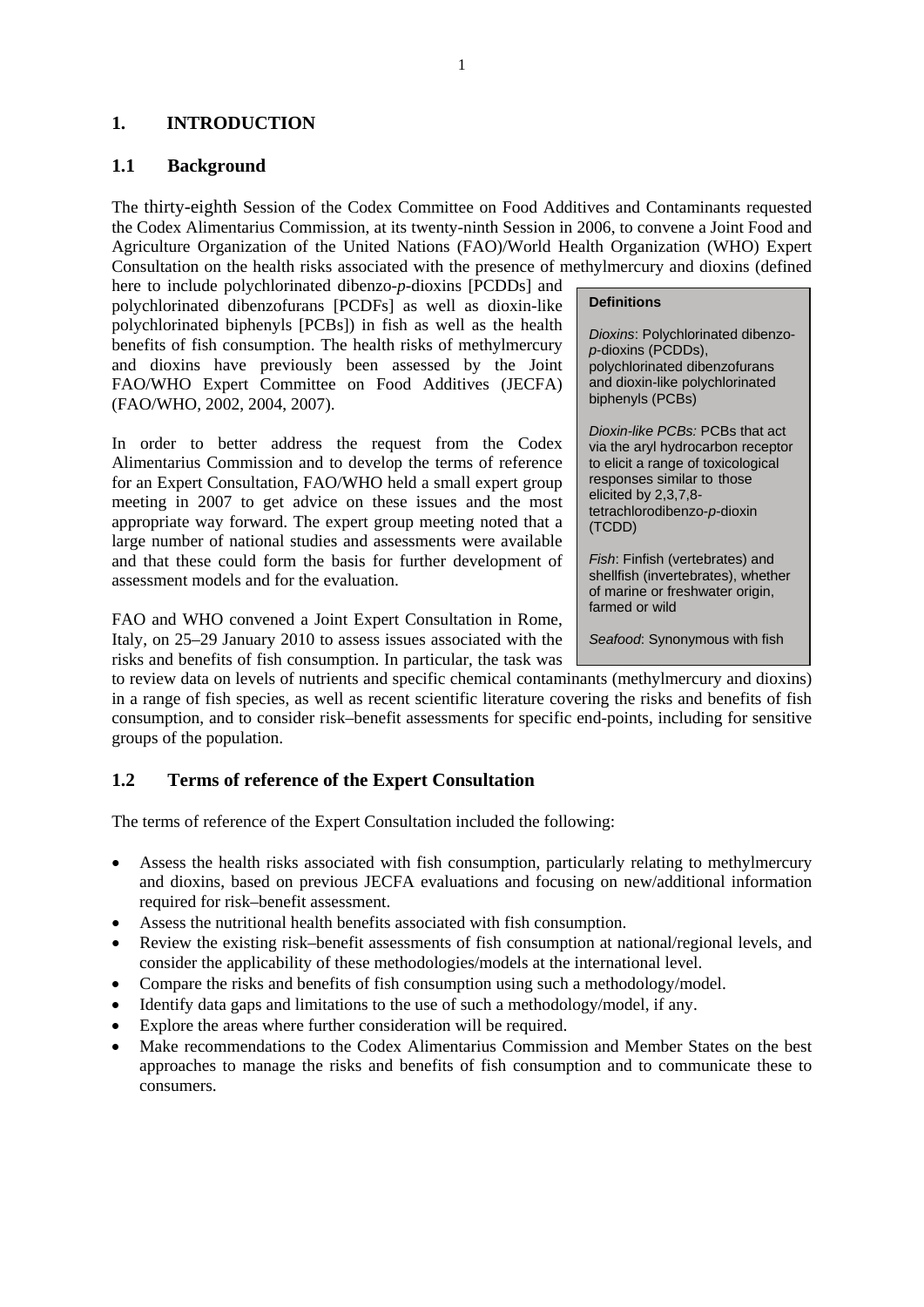# 1. INTRODUCTION

## 1.1 Background

The thirty-eighth Session of the Codex Committee on Food Additives and Contaminants requested the Codex Alimentarius Commission, at its twenty-ninth Session in 2006, to convene a Joint Food and Agriculture Organization of the United Nations (FAO)/World Health Organization (WHO) Expert Consultation on the health risks associated with the presence of methylmercury and dioxins (defined here to include polychlorinated dibenzo-*p*-dioxins [PCDDs] and polychlorinated dibenzofurans [PCDFs] as well as dioxin-like polychlorinated biphenyls [PCBs]) in fish as well as the health benefits of fish consumption. The health risks of methylmercury and dioxins have previously been assessed by the Joint FAO/WHO Expert Committee on Food Additives (JECFA) (FAO/WHO, 2002, 2004, 2007).

> **Definitions**
>
> *Dioxins*: Polychlorinated dibenzo-*p*-dioxins (PCDDs), polychlorinated dibenzofurans and dioxin-like polychlorinated biphenyls (PCBs)
>
> *Dioxin-like PCBs:* PCBs that act via the aryl hydrocarbon receptor to elicit a range of toxicological responses similar to those elicited by 2,3,7,8-tetrachlorodibenzo-*p*-dioxin (TCDD)
>
> *Fish*: Finfish (vertebrates) and shellfish (invertebrates), whether of marine or freshwater origin, farmed or wild
>
> *Seafood*: Synonymous with fish

In order to better address the request from the Codex Alimentarius Commission and to develop the terms of reference for an Expert Consultation, FAO/WHO held a small expert group meeting in 2007 to get advice on these issues and the most appropriate way forward. The expert group meeting noted that a large number of national studies and assessments were available and that these could form the basis for further development of assessment models and for the evaluation.

FAO and WHO convened a Joint Expert Consultation in Rome, Italy, on 25–29 January 2010 to assess issues associated with the risks and benefits of fish consumption. In particular, the task was to review data on levels of nutrients and specific chemical contaminants (methylmercury and dioxins) in a range of fish species, as well as recent scientific literature covering the risks and benefits of fish consumption, and to consider risk–benefit assessments for specific end-points, including for sensitive groups of the population.

## 1.2 Terms of reference of the Expert Consultation

The terms of reference of the Expert Consultation included the following:

- Assess the health risks associated with fish consumption, particularly relating to methylmercury and dioxins, based on previous JECFA evaluations and focusing on new/additional information required for risk–benefit assessment.
- Assess the nutritional health benefits associated with fish consumption.
- Review the existing risk–benefit assessments of fish consumption at national/regional levels, and consider the applicability of these methodologies/models at the international level.
- Compare the risks and benefits of fish consumption using such a methodology/model.
- Identify data gaps and limitations to the use of such a methodology/model, if any.
- Explore the areas where further consideration will be required.
- Make recommendations to the Codex Alimentarius Commission and Member States on the best approaches to manage the risks and benefits of fish consumption and to communicate these to consumers.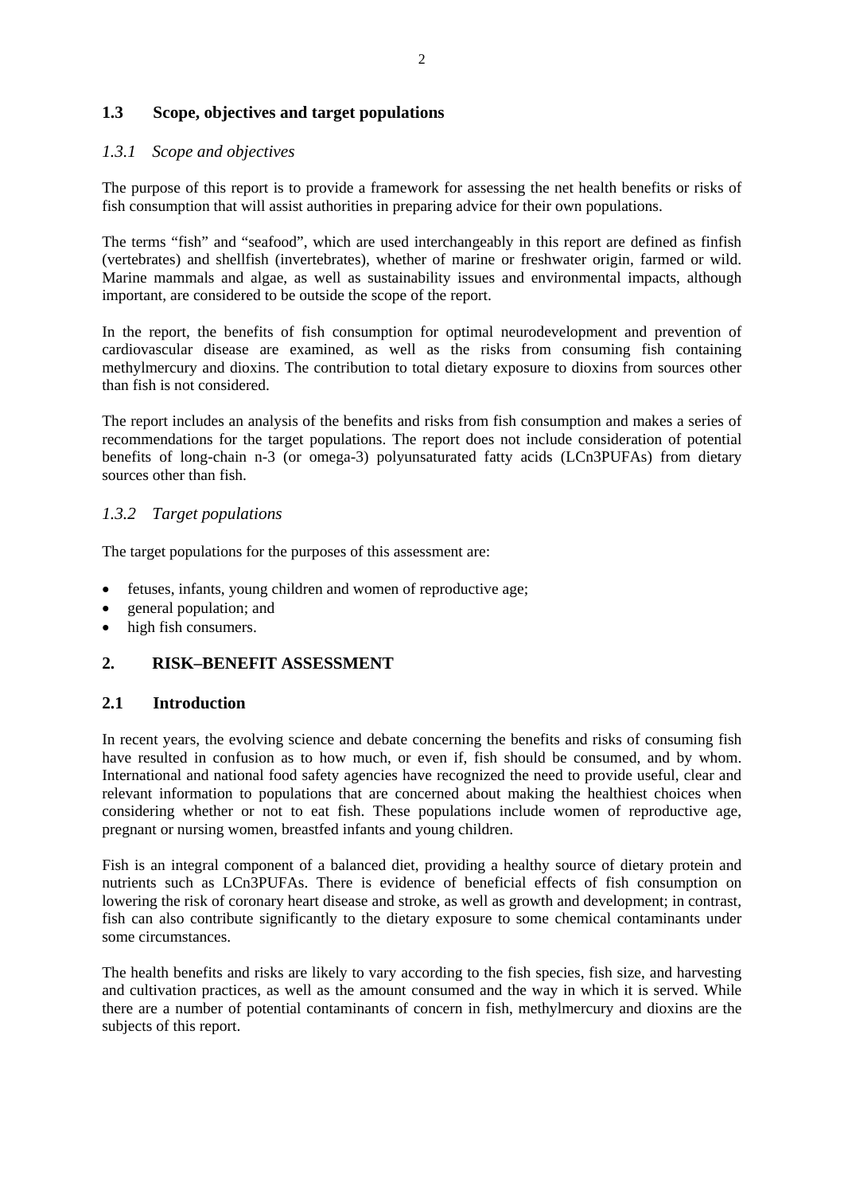## 1.3 Scope, objectives and target populations

### *1.3.1 Scope and objectives*

The purpose of this report is to provide a framework for assessing the net health benefits or risks of fish consumption that will assist authorities in preparing advice for their own populations.

The terms "fish" and "seafood", which are used interchangeably in this report are defined as finfish (vertebrates) and shellfish (invertebrates), whether of marine or freshwater origin, farmed or wild. Marine mammals and algae, as well as sustainability issues and environmental impacts, although important, are considered to be outside the scope of the report.

In the report, the benefits of fish consumption for optimal neurodevelopment and prevention of cardiovascular disease are examined, as well as the risks from consuming fish containing methylmercury and dioxins. The contribution to total dietary exposure to dioxins from sources other than fish is not considered.

The report includes an analysis of the benefits and risks from fish consumption and makes a series of recommendations for the target populations. The report does not include consideration of potential benefits of long-chain n-3 (or omega-3) polyunsaturated fatty acids (LCn3PUFAs) from dietary sources other than fish.

### *1.3.2 Target populations*

The target populations for the purposes of this assessment are:

- fetuses, infants, young children and women of reproductive age;
- general population; and
- high fish consumers.

# 2. RISK–BENEFIT ASSESSMENT

## 2.1 Introduction

In recent years, the evolving science and debate concerning the benefits and risks of consuming fish have resulted in confusion as to how much, or even if, fish should be consumed, and by whom. International and national food safety agencies have recognized the need to provide useful, clear and relevant information to populations that are concerned about making the healthiest choices when considering whether or not to eat fish. These populations include women of reproductive age, pregnant or nursing women, breastfed infants and young children.

Fish is an integral component of a balanced diet, providing a healthy source of dietary protein and nutrients such as LCn3PUFAs. There is evidence of beneficial effects of fish consumption on lowering the risk of coronary heart disease and stroke, as well as growth and development; in contrast, fish can also contribute significantly to the dietary exposure to some chemical contaminants under some circumstances.

The health benefits and risks are likely to vary according to the fish species, fish size, and harvesting and cultivation practices, as well as the amount consumed and the way in which it is served. While there are a number of potential contaminants of concern in fish, methylmercury and dioxins are the subjects of this report.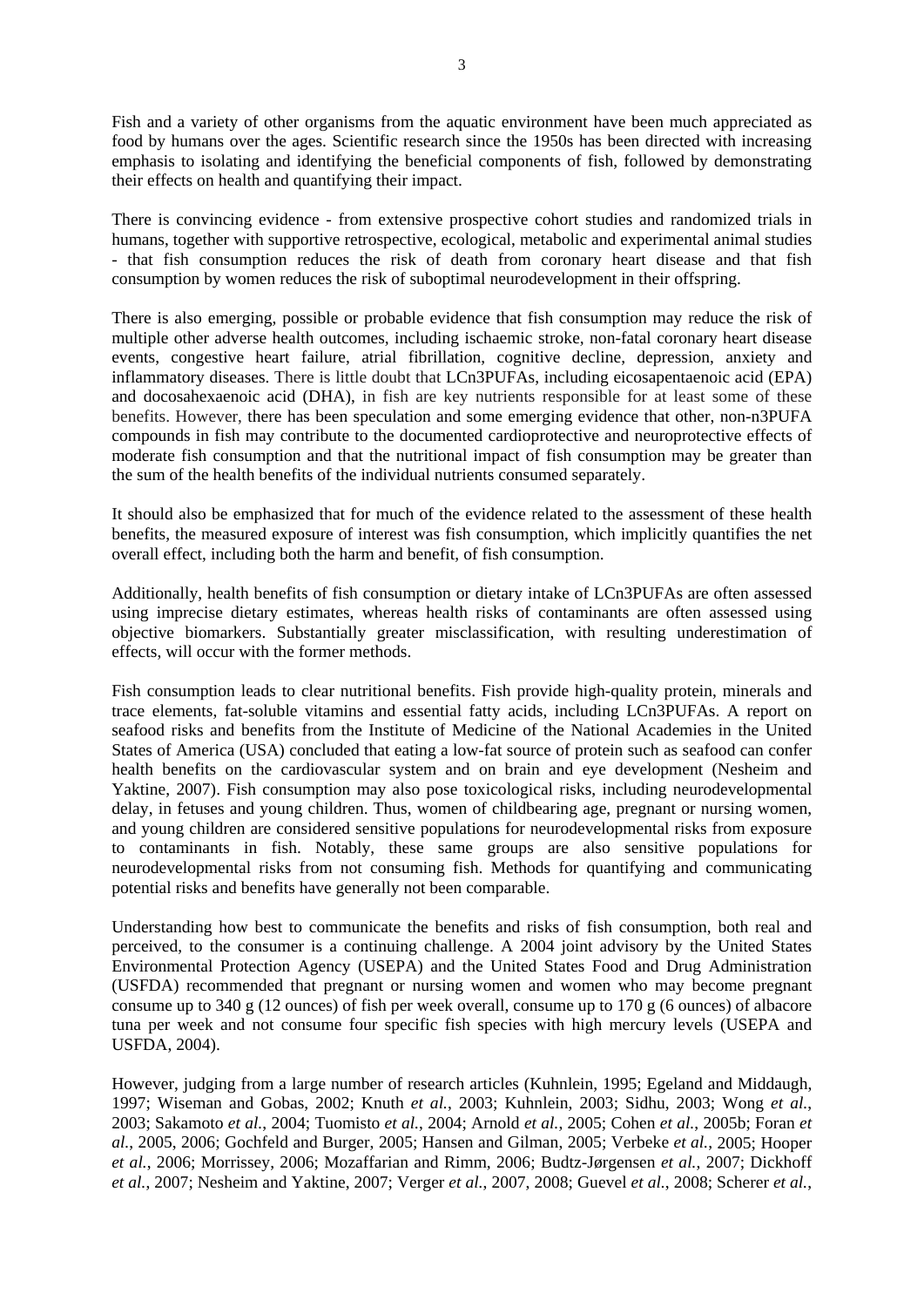Fish and a variety of other organisms from the aquatic environment have been much appreciated as food by humans over the ages. Scientific research since the 1950s has been directed with increasing emphasis to isolating and identifying the beneficial components of fish, followed by demonstrating their effects on health and quantifying their impact.

There is convincing evidence - from extensive prospective cohort studies and randomized trials in humans, together with supportive retrospective, ecological, metabolic and experimental animal studies - that fish consumption reduces the risk of death from coronary heart disease and that fish consumption by women reduces the risk of suboptimal neurodevelopment in their offspring.

There is also emerging, possible or probable evidence that fish consumption may reduce the risk of multiple other adverse health outcomes, including ischaemic stroke, non-fatal coronary heart disease events, congestive heart failure, atrial fibrillation, cognitive decline, depression, anxiety and inflammatory diseases. There is little doubt that LCn3PUFAs, including eicosapentaenoic acid (EPA) and docosahexaenoic acid (DHA), in fish are key nutrients responsible for at least some of these benefits. However, there has been speculation and some emerging evidence that other, non-n3PUFA compounds in fish may contribute to the documented cardioprotective and neuroprotective effects of moderate fish consumption and that the nutritional impact of fish consumption may be greater than the sum of the health benefits of the individual nutrients consumed separately.

It should also be emphasized that for much of the evidence related to the assessment of these health benefits, the measured exposure of interest was fish consumption, which implicitly quantifies the net overall effect, including both the harm and benefit, of fish consumption.

Additionally, health benefits of fish consumption or dietary intake of LCn3PUFAs are often assessed using imprecise dietary estimates, whereas health risks of contaminants are often assessed using objective biomarkers. Substantially greater misclassification, with resulting underestimation of effects, will occur with the former methods.

Fish consumption leads to clear nutritional benefits. Fish provide high-quality protein, minerals and trace elements, fat-soluble vitamins and essential fatty acids, including LCn3PUFAs. A report on seafood risks and benefits from the Institute of Medicine of the National Academies in the United States of America (USA) concluded that eating a low-fat source of protein such as seafood can confer health benefits on the cardiovascular system and on brain and eye development (Nesheim and Yaktine, 2007). Fish consumption may also pose toxicological risks, including neurodevelopmental delay, in fetuses and young children. Thus, women of childbearing age, pregnant or nursing women, and young children are considered sensitive populations for neurodevelopmental risks from exposure to contaminants in fish. Notably, these same groups are also sensitive populations for neurodevelopmental risks from not consuming fish. Methods for quantifying and communicating potential risks and benefits have generally not been comparable.

Understanding how best to communicate the benefits and risks of fish consumption, both real and perceived, to the consumer is a continuing challenge. A 2004 joint advisory by the United States Environmental Protection Agency (USEPA) and the United States Food and Drug Administration (USFDA) recommended that pregnant or nursing women and women who may become pregnant consume up to 340 g (12 ounces) of fish per week overall, consume up to 170 g (6 ounces) of albacore tuna per week and not consume four specific fish species with high mercury levels (USEPA and USFDA, 2004).

However, judging from a large number of research articles (Kuhnlein, 1995; Egeland and Middaugh, 1997; Wiseman and Gobas, 2002; Knuth *et al.*, 2003; Kuhnlein, 2003; Sidhu, 2003; Wong *et al.*, 2003; Sakamoto *et al.*, 2004; Tuomisto *et al.*, 2004; Arnold *et al.*, 2005; Cohen *et al.*, 2005b; Foran *et al.*, 2005, 2006; Gochfeld and Burger, 2005; Hansen and Gilman, 2005; Verbeke *et al.*, 2005; Hooper *et al.*, 2006; Morrissey, 2006; Mozaffarian and Rimm, 2006; Budtz-Jørgensen *et al.*, 2007; Dickhoff *et al.*, 2007; Nesheim and Yaktine, 2007; Verger *et al.*, 2007, 2008; Guevel *et al.*, 2008; Scherer *et al.*,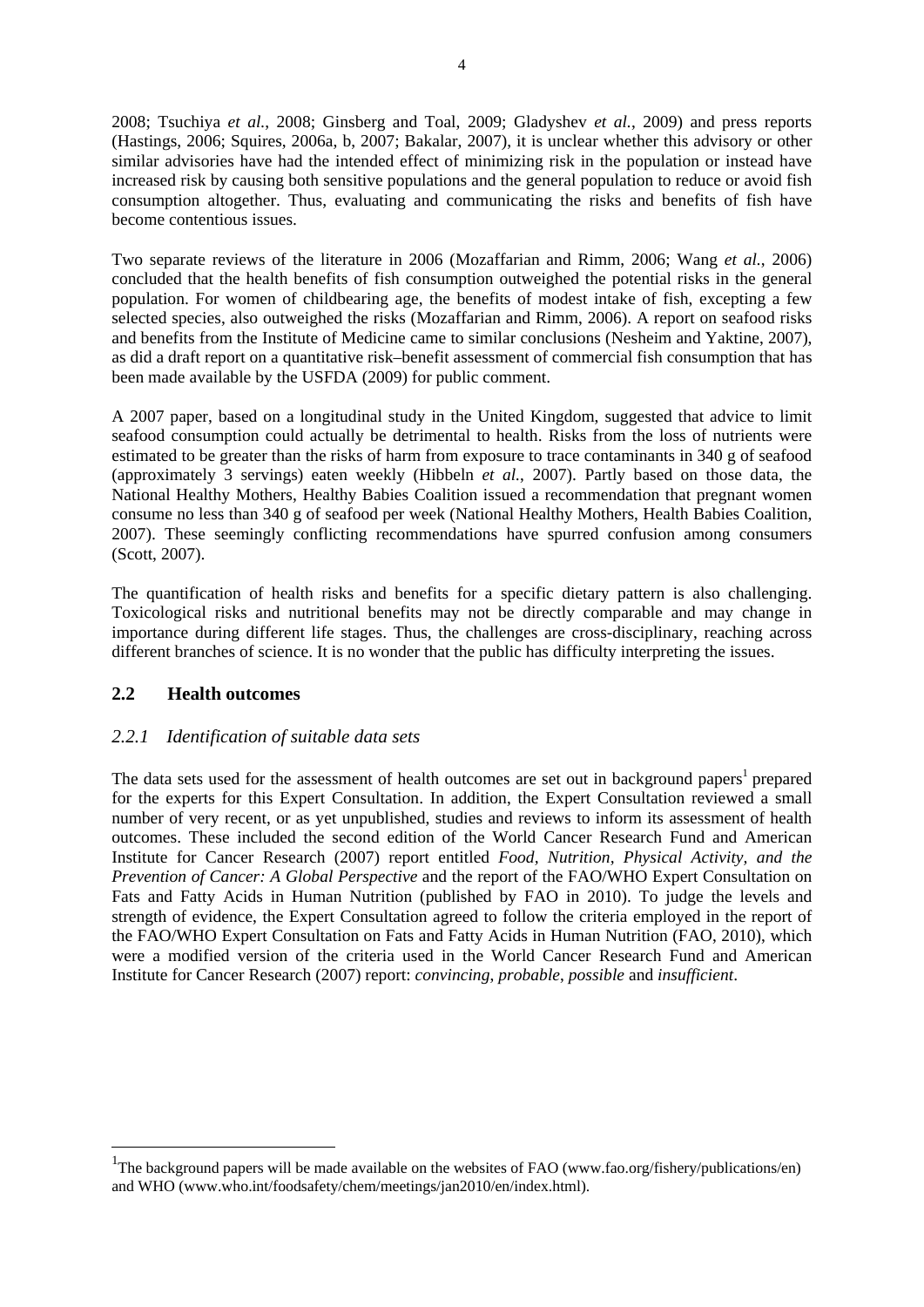2008; Tsuchiya *et al.*, 2008; Ginsberg and Toal, 2009; Gladyshev *et al.*, 2009) and press reports (Hastings, 2006; Squires, 2006a, b, 2007; Bakalar, 2007), it is unclear whether this advisory or other similar advisories have had the intended effect of minimizing risk in the population or instead have increased risk by causing both sensitive populations and the general population to reduce or avoid fish consumption altogether. Thus, evaluating and communicating the risks and benefits of fish have become contentious issues.

Two separate reviews of the literature in 2006 (Mozaffarian and Rimm, 2006; Wang *et al.*, 2006) concluded that the health benefits of fish consumption outweighed the potential risks in the general population. For women of childbearing age, the benefits of modest intake of fish, excepting a few selected species, also outweighed the risks (Mozaffarian and Rimm, 2006). A report on seafood risks and benefits from the Institute of Medicine came to similar conclusions (Nesheim and Yaktine, 2007), as did a draft report on a quantitative risk–benefit assessment of commercial fish consumption that has been made available by the USFDA (2009) for public comment.

A 2007 paper, based on a longitudinal study in the United Kingdom, suggested that advice to limit seafood consumption could actually be detrimental to health. Risks from the loss of nutrients were estimated to be greater than the risks of harm from exposure to trace contaminants in 340 g of seafood (approximately 3 servings) eaten weekly (Hibbeln *et al.*, 2007). Partly based on those data, the National Healthy Mothers, Healthy Babies Coalition issued a recommendation that pregnant women consume no less than 340 g of seafood per week (National Healthy Mothers, Health Babies Coalition, 2007). These seemingly conflicting recommendations have spurred confusion among consumers (Scott, 2007).

The quantification of health risks and benefits for a specific dietary pattern is also challenging. Toxicological risks and nutritional benefits may not be directly comparable and may change in importance during different life stages. Thus, the challenges are cross-disciplinary, reaching across different branches of science. It is no wonder that the public has difficulty interpreting the issues.

## 2.2 Health outcomes

### *2.2.1 Identification of suitable data sets*

The data sets used for the assessment of health outcomes are set out in background papers[1] prepared for the experts for this Expert Consultation. In addition, the Expert Consultation reviewed a small number of very recent, or as yet unpublished, studies and reviews to inform its assessment of health outcomes. These included the second edition of the World Cancer Research Fund and American Institute for Cancer Research (2007) report entitled *Food, Nutrition, Physical Activity, and the Prevention of Cancer: A Global Perspective* and the report of the FAO/WHO Expert Consultation on Fats and Fatty Acids in Human Nutrition (published by FAO in 2010). To judge the levels and strength of evidence, the Expert Consultation agreed to follow the criteria employed in the report of the FAO/WHO Expert Consultation on Fats and Fatty Acids in Human Nutrition (FAO, 2010), which were a modified version of the criteria used in the World Cancer Research Fund and American Institute for Cancer Research (2007) report: *convincing*, *probable*, *possible* and *insufficient*.

---

[1] The background papers will be made available on the websites of FAO (www.fao.org/fishery/publications/en) and WHO (www.who.int/foodsafety/chem/meetings/jan2010/en/index.html).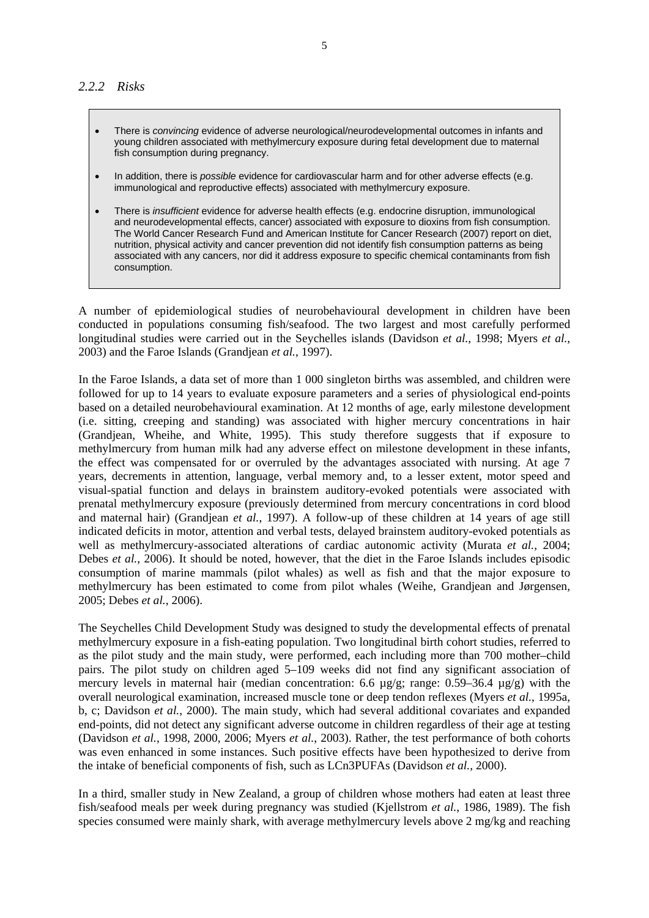### *2.2.2 Risks*

- There is *convincing* evidence of adverse neurological/neurodevelopmental outcomes in infants and young children associated with methylmercury exposure during fetal development due to maternal fish consumption during pregnancy.
- In addition, there is *possible* evidence for cardiovascular harm and for other adverse effects (e.g. immunological and reproductive effects) associated with methylmercury exposure.
- There is *insufficient* evidence for adverse health effects (e.g. endocrine disruption, immunological and neurodevelopmental effects, cancer) associated with exposure to dioxins from fish consumption. The World Cancer Research Fund and American Institute for Cancer Research (2007) report on diet, nutrition, physical activity and cancer prevention did not identify fish consumption patterns as being associated with any cancers, nor did it address exposure to specific chemical contaminants from fish consumption.

A number of epidemiological studies of neurobehavioural development in children have been conducted in populations consuming fish/seafood. The two largest and most carefully performed longitudinal studies were carried out in the Seychelles islands (Davidson *et al.*, 1998; Myers *et al.*, 2003) and the Faroe Islands (Grandjean *et al.*, 1997).

In the Faroe Islands, a data set of more than 1 000 singleton births was assembled, and children were followed for up to 14 years to evaluate exposure parameters and a series of physiological end-points based on a detailed neurobehavioural examination. At 12 months of age, early milestone development (i.e. sitting, creeping and standing) was associated with higher mercury concentrations in hair (Grandjean, Wheihe, and White, 1995). This study therefore suggests that if exposure to methylmercury from human milk had any adverse effect on milestone development in these infants, the effect was compensated for or overruled by the advantages associated with nursing. At age 7 years, decrements in attention, language, verbal memory and, to a lesser extent, motor speed and visual-spatial function and delays in brainstem auditory-evoked potentials were associated with prenatal methylmercury exposure (previously determined from mercury concentrations in cord blood and maternal hair) (Grandjean *et al.*, 1997). A follow-up of these children at 14 years of age still indicated deficits in motor, attention and verbal tests, delayed brainstem auditory-evoked potentials as well as methylmercury-associated alterations of cardiac autonomic activity (Murata *et al.*, 2004; Debes *et al.*, 2006). It should be noted, however, that the diet in the Faroe Islands includes episodic consumption of marine mammals (pilot whales) as well as fish and that the major exposure to methylmercury has been estimated to come from pilot whales (Weihe, Grandjean and Jørgensen, 2005; Debes *et al.*, 2006).

The Seychelles Child Development Study was designed to study the developmental effects of prenatal methylmercury exposure in a fish-eating population. Two longitudinal birth cohort studies, referred to as the pilot study and the main study, were performed, each including more than 700 mother–child pairs. The pilot study on children aged 5–109 weeks did not find any significant association of mercury levels in maternal hair (median concentration: 6.6 µg/g; range: 0.59–36.4 µg/g) with the overall neurological examination, increased muscle tone or deep tendon reflexes (Myers *et al.*, 1995a, b, c; Davidson *et al.*, 2000). The main study, which had several additional covariates and expanded end-points, did not detect any significant adverse outcome in children regardless of their age at testing (Davidson *et al.*, 1998, 2000, 2006; Myers *et al.*, 2003). Rather, the test performance of both cohorts was even enhanced in some instances. Such positive effects have been hypothesized to derive from the intake of beneficial components of fish, such as LCn3PUFAs (Davidson *et al.*, 2000).

In a third, smaller study in New Zealand, a group of children whose mothers had eaten at least three fish/seafood meals per week during pregnancy was studied (Kjellstrom *et al.*, 1986, 1989). The fish species consumed were mainly shark, with average methylmercury levels above 2 mg/kg and reaching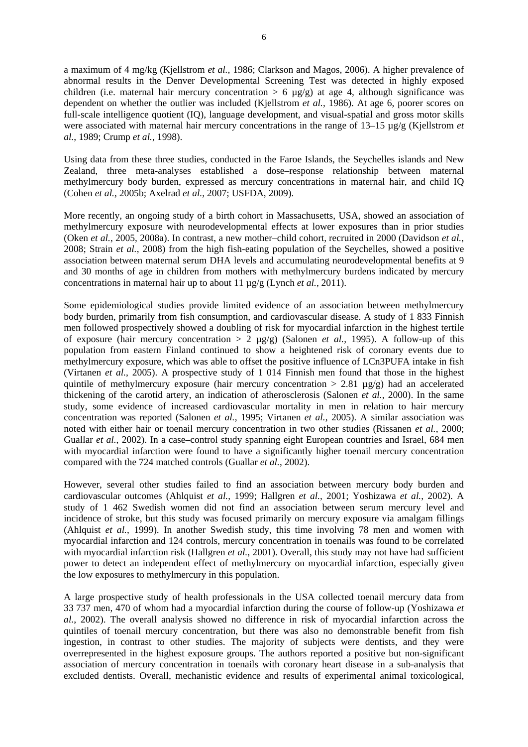a maximum of 4 mg/kg (Kjellstrom *et al.*, 1986; Clarkson and Magos, 2006). A higher prevalence of abnormal results in the Denver Developmental Screening Test was detected in highly exposed children (i.e. maternal hair mercury concentration > 6 µg/g) at age 4, although significance was dependent on whether the outlier was included (Kjellstrom *et al.*, 1986). At age 6, poorer scores on full-scale intelligence quotient (IQ), language development, and visual-spatial and gross motor skills were associated with maternal hair mercury concentrations in the range of 13–15 µg/g (Kjellstrom *et al.*, 1989; Crump *et al.*, 1998).

Using data from these three studies, conducted in the Faroe Islands, the Seychelles islands and New Zealand, three meta-analyses established a dose–response relationship between maternal methylmercury body burden, expressed as mercury concentrations in maternal hair, and child IQ (Cohen *et al.*, 2005b; Axelrad *et al.*, 2007; USFDA, 2009).

More recently, an ongoing study of a birth cohort in Massachusetts, USA, showed an association of methylmercury exposure with neurodevelopmental effects at lower exposures than in prior studies (Oken *et al.*, 2005, 2008a). In contrast, a new mother–child cohort, recruited in 2000 (Davidson *et al.*, 2008; Strain *et al.*, 2008) from the high fish-eating population of the Seychelles, showed a positive association between maternal serum DHA levels and accumulating neurodevelopmental benefits at 9 and 30 months of age in children from mothers with methylmercury burdens indicated by mercury concentrations in maternal hair up to about 11 µg/g (Lynch *et al.*, 2011).

Some epidemiological studies provide limited evidence of an association between methylmercury body burden, primarily from fish consumption, and cardiovascular disease. A study of 1 833 Finnish men followed prospectively showed a doubling of risk for myocardial infarction in the highest tertile of exposure (hair mercury concentration > 2 µg/g) (Salonen *et al.*, 1995). A follow-up of this population from eastern Finland continued to show a heightened risk of coronary events due to methylmercury exposure, which was able to offset the positive influence of LCn3PUFA intake in fish (Virtanen *et al.*, 2005). A prospective study of 1 014 Finnish men found that those in the highest quintile of methylmercury exposure (hair mercury concentration > 2.81 µg/g) had an accelerated thickening of the carotid artery, an indication of atherosclerosis (Salonen *et al.*, 2000). In the same study, some evidence of increased cardiovascular mortality in men in relation to hair mercury concentration was reported (Salonen *et al.*, 1995; Virtanen *et al.*, 2005). A similar association was noted with either hair or toenail mercury concentration in two other studies (Rissanen *et al.*, 2000; Guallar *et al.*, 2002). In a case–control study spanning eight European countries and Israel, 684 men with myocardial infarction were found to have a significantly higher toenail mercury concentration compared with the 724 matched controls (Guallar *et al.*, 2002).

However, several other studies failed to find an association between mercury body burden and cardiovascular outcomes (Ahlquist *et al.*, 1999; Hallgren *et al.*, 2001; Yoshizawa *et al.*, 2002). A study of 1 462 Swedish women did not find an association between serum mercury level and incidence of stroke, but this study was focused primarily on mercury exposure via amalgam fillings (Ahlquist *et al.*, 1999). In another Swedish study, this time involving 78 men and women with myocardial infarction and 124 controls, mercury concentration in toenails was found to be correlated with myocardial infarction risk (Hallgren *et al.*, 2001). Overall, this study may not have had sufficient power to detect an independent effect of methylmercury on myocardial infarction, especially given the low exposures to methylmercury in this population.

A large prospective study of health professionals in the USA collected toenail mercury data from 33 737 men, 470 of whom had a myocardial infarction during the course of follow-up (Yoshizawa *et al.*, 2002). The overall analysis showed no difference in risk of myocardial infarction across the quintiles of toenail mercury concentration, but there was also no demonstrable benefit from fish ingestion, in contrast to other studies. The majority of subjects were dentists, and they were overrepresented in the highest exposure groups. The authors reported a positive but non-significant association of mercury concentration in toenails with coronary heart disease in a sub-analysis that excluded dentists. Overall, mechanistic evidence and results of experimental animal toxicological,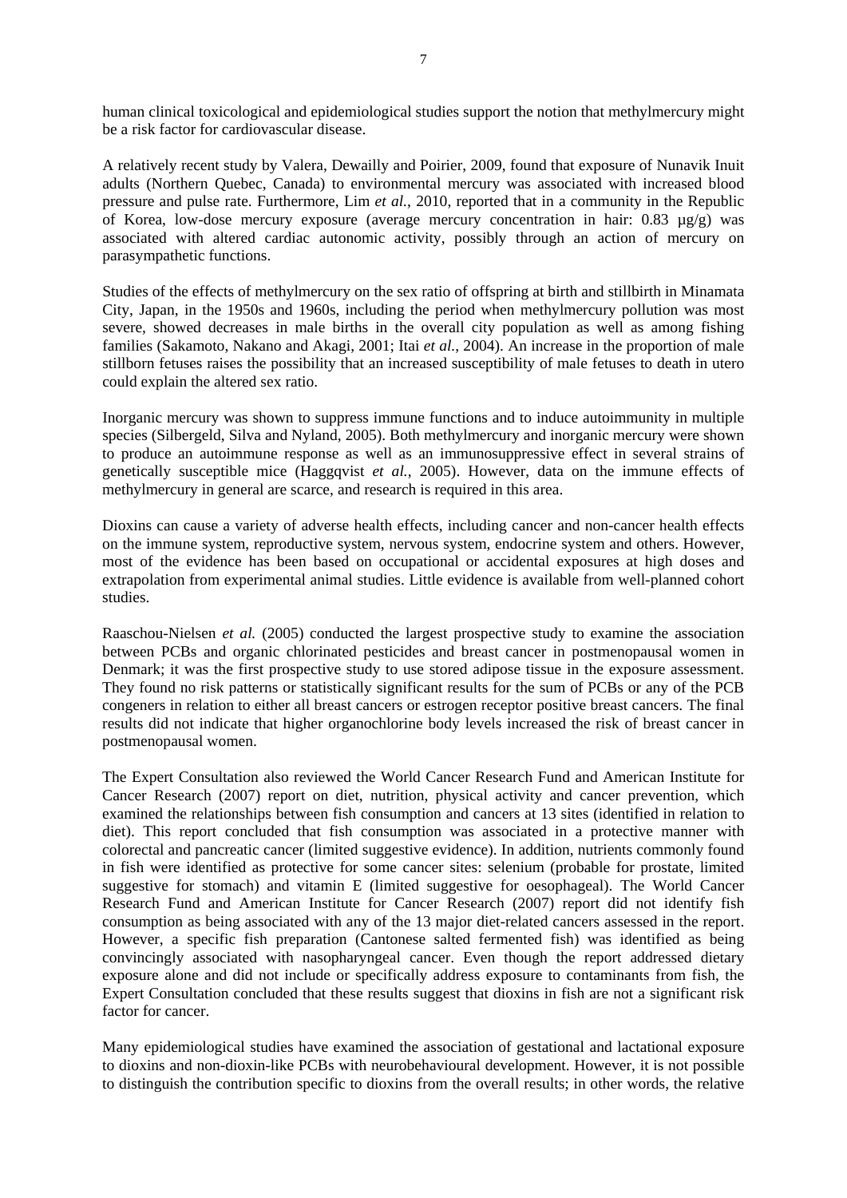human clinical toxicological and epidemiological studies support the notion that methylmercury might be a risk factor for cardiovascular disease.

A relatively recent study by Valera, Dewailly and Poirier, 2009, found that exposure of Nunavik Inuit adults (Northern Quebec, Canada) to environmental mercury was associated with increased blood pressure and pulse rate. Furthermore, Lim *et al.*, 2010, reported that in a community in the Republic of Korea, low-dose mercury exposure (average mercury concentration in hair: 0.83 µg/g) was associated with altered cardiac autonomic activity, possibly through an action of mercury on parasympathetic functions.

Studies of the effects of methylmercury on the sex ratio of offspring at birth and stillbirth in Minamata City, Japan, in the 1950s and 1960s, including the period when methylmercury pollution was most severe, showed decreases in male births in the overall city population as well as among fishing families (Sakamoto, Nakano and Akagi, 2001; Itai *et al.*, 2004). An increase in the proportion of male stillborn fetuses raises the possibility that an increased susceptibility of male fetuses to death in utero could explain the altered sex ratio.

Inorganic mercury was shown to suppress immune functions and to induce autoimmunity in multiple species (Silbergeld, Silva and Nyland, 2005). Both methylmercury and inorganic mercury were shown to produce an autoimmune response as well as an immunosuppressive effect in several strains of genetically susceptible mice (Haggqvist *et al.*, 2005). However, data on the immune effects of methylmercury in general are scarce, and research is required in this area.

Dioxins can cause a variety of adverse health effects, including cancer and non-cancer health effects on the immune system, reproductive system, nervous system, endocrine system and others. However, most of the evidence has been based on occupational or accidental exposures at high doses and extrapolation from experimental animal studies. Little evidence is available from well-planned cohort studies.

Raaschou-Nielsen *et al.* (2005) conducted the largest prospective study to examine the association between PCBs and organic chlorinated pesticides and breast cancer in postmenopausal women in Denmark; it was the first prospective study to use stored adipose tissue in the exposure assessment. They found no risk patterns or statistically significant results for the sum of PCBs or any of the PCB congeners in relation to either all breast cancers or estrogen receptor positive breast cancers. The final results did not indicate that higher organochlorine body levels increased the risk of breast cancer in postmenopausal women.

The Expert Consultation also reviewed the World Cancer Research Fund and American Institute for Cancer Research (2007) report on diet, nutrition, physical activity and cancer prevention, which examined the relationships between fish consumption and cancers at 13 sites (identified in relation to diet). This report concluded that fish consumption was associated in a protective manner with colorectal and pancreatic cancer (limited suggestive evidence). In addition, nutrients commonly found in fish were identified as protective for some cancer sites: selenium (probable for prostate, limited suggestive for stomach) and vitamin E (limited suggestive for oesophageal). The World Cancer Research Fund and American Institute for Cancer Research (2007) report did not identify fish consumption as being associated with any of the 13 major diet-related cancers assessed in the report. However, a specific fish preparation (Cantonese salted fermented fish) was identified as being convincingly associated with nasopharyngeal cancer. Even though the report addressed dietary exposure alone and did not include or specifically address exposure to contaminants from fish, the Expert Consultation concluded that these results suggest that dioxins in fish are not a significant risk factor for cancer.

Many epidemiological studies have examined the association of gestational and lactational exposure to dioxins and non-dioxin-like PCBs with neurobehavioural development. However, it is not possible to distinguish the contribution specific to dioxins from the overall results; in other words, the relative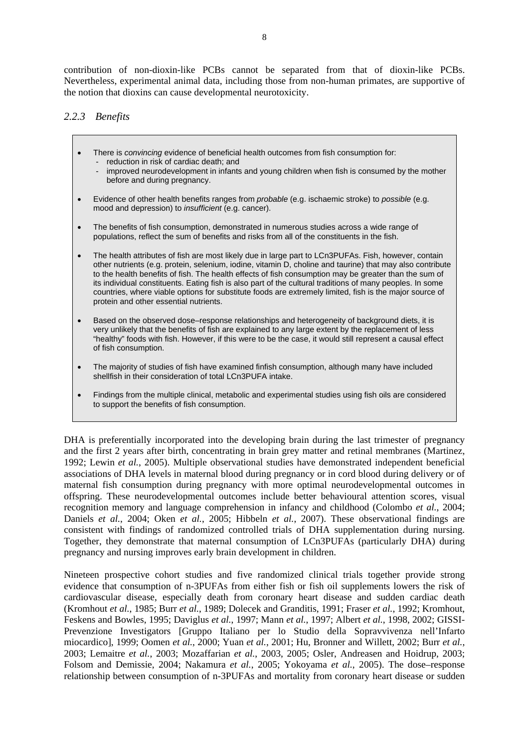contribution of non-dioxin-like PCBs cannot be separated from that of dioxin-like PCBs. Nevertheless, experimental animal data, including those from non-human primates, are supportive of the notion that dioxins can cause developmental neurotoxicity.

### *2.2.3 Benefits*

- There is *convincing* evidence of beneficial health outcomes from fish consumption for:
  - reduction in risk of cardiac death; and
  - improved neurodevelopment in infants and young children when fish is consumed by the mother before and during pregnancy.
- Evidence of other health benefits ranges from *probable* (e.g. ischaemic stroke) to *possible* (e.g. mood and depression) to *insufficient* (e.g. cancer).
- The benefits of fish consumption, demonstrated in numerous studies across a wide range of populations, reflect the sum of benefits and risks from all of the constituents in the fish.
- The health attributes of fish are most likely due in large part to LCn3PUFAs. Fish, however, contain other nutrients (e.g. protein, selenium, iodine, vitamin D, choline and taurine) that may also contribute to the health benefits of fish. The health effects of fish consumption may be greater than the sum of its individual constituents. Eating fish is also part of the cultural traditions of many peoples. In some countries, where viable options for substitute foods are extremely limited, fish is the major source of protein and other essential nutrients.
- Based on the observed dose–response relationships and heterogeneity of background diets, it is very unlikely that the benefits of fish are explained to any large extent by the replacement of less "healthy" foods with fish. However, if this were to be the case, it would still represent a causal effect of fish consumption.
- The majority of studies of fish have examined finfish consumption, although many have included shellfish in their consideration of total LCn3PUFA intake.
- Findings from the multiple clinical, metabolic and experimental studies using fish oils are considered to support the benefits of fish consumption.

DHA is preferentially incorporated into the developing brain during the last trimester of pregnancy and the first 2 years after birth, concentrating in brain grey matter and retinal membranes (Martinez, 1992; Lewin *et al.*, 2005). Multiple observational studies have demonstrated independent beneficial associations of DHA levels in maternal blood during pregnancy or in cord blood during delivery or of maternal fish consumption during pregnancy with more optimal neurodevelopmental outcomes in offspring. These neurodevelopmental outcomes include better behavioural attention scores, visual recognition memory and language comprehension in infancy and childhood (Colombo *et al.*, 2004; Daniels *et al.*, 2004; Oken *et al.*, 2005; Hibbeln *et al.*, 2007). These observational findings are consistent with findings of randomized controlled trials of DHA supplementation during nursing. Together, they demonstrate that maternal consumption of LCn3PUFAs (particularly DHA) during pregnancy and nursing improves early brain development in children.

Nineteen prospective cohort studies and five randomized clinical trials together provide strong evidence that consumption of n-3PUFAs from either fish or fish oil supplements lowers the risk of cardiovascular disease, especially death from coronary heart disease and sudden cardiac death (Kromhout *et al.*, 1985; Burr *et al.*, 1989; Dolecek and Granditis, 1991; Fraser *et al.*, 1992; Kromhout, Feskens and Bowles, 1995; Daviglus *et al.*, 1997; Mann *et al.*, 1997; Albert *et al.*, 1998, 2002; GISSI-Prevenzione Investigators [Gruppo Italiano per lo Studio della Sopravvivenza nell'Infarto miocardico], 1999; Oomen *et al.*, 2000; Yuan *et al.*, 2001; Hu, Bronner and Willett, 2002; Burr *et al.*, 2003; Lemaitre *et al.*, 2003; Mozaffarian *et al.*, 2003, 2005; Osler, Andreasen and Hoidrup, 2003; Folsom and Demissie, 2004; Nakamura *et al.*, 2005; Yokoyama *et al.*, 2005). The dose–response relationship between consumption of n-3PUFAs and mortality from coronary heart disease or sudden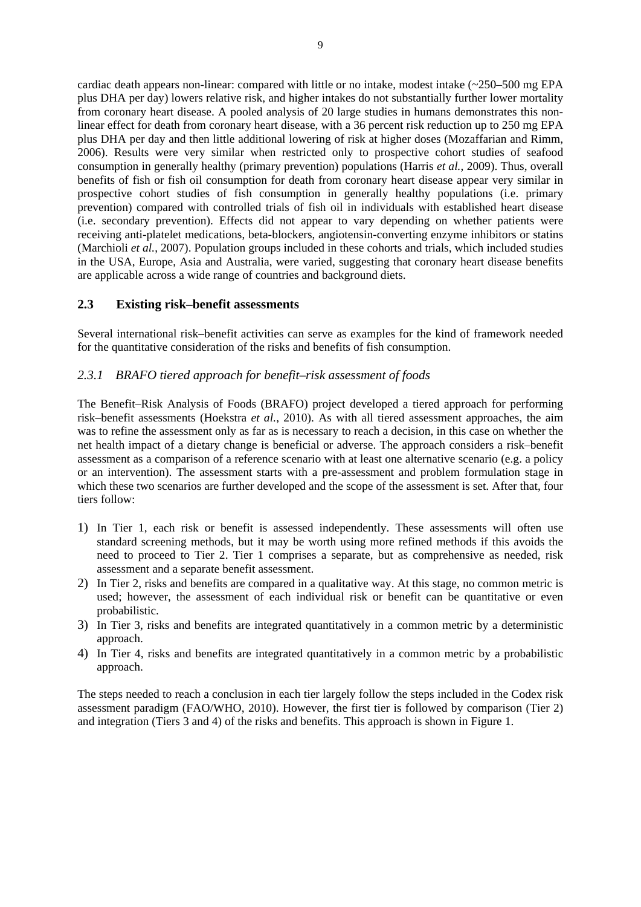cardiac death appears non-linear: compared with little or no intake, modest intake (~250–500 mg EPA plus DHA per day) lowers relative risk, and higher intakes do not substantially further lower mortality from coronary heart disease. A pooled analysis of 20 large studies in humans demonstrates this non-linear effect for death from coronary heart disease, with a 36 percent risk reduction up to 250 mg EPA plus DHA per day and then little additional lowering of risk at higher doses (Mozaffarian and Rimm, 2006). Results were very similar when restricted only to prospective cohort studies of seafood consumption in generally healthy (primary prevention) populations (Harris *et al.*, 2009). Thus, overall benefits of fish or fish oil consumption for death from coronary heart disease appear very similar in prospective cohort studies of fish consumption in generally healthy populations (i.e. primary prevention) compared with controlled trials of fish oil in individuals with established heart disease (i.e. secondary prevention). Effects did not appear to vary depending on whether patients were receiving anti-platelet medications, beta-blockers, angiotensin-converting enzyme inhibitors or statins (Marchioli *et al.*, 2007). Population groups included in these cohorts and trials, which included studies in the USA, Europe, Asia and Australia, were varied, suggesting that coronary heart disease benefits are applicable across a wide range of countries and background diets.

## 2.3 Existing risk–benefit assessments

Several international risk–benefit activities can serve as examples for the kind of framework needed for the quantitative consideration of the risks and benefits of fish consumption.

### *2.3.1 BRAFO tiered approach for benefit–risk assessment of foods*

The Benefit–Risk Analysis of Foods (BRAFO) project developed a tiered approach for performing risk–benefit assessments (Hoekstra *et al.*, 2010). As with all tiered assessment approaches, the aim was to refine the assessment only as far as is necessary to reach a decision, in this case on whether the net health impact of a dietary change is beneficial or adverse. The approach considers a risk–benefit assessment as a comparison of a reference scenario with at least one alternative scenario (e.g. a policy or an intervention). The assessment starts with a pre-assessment and problem formulation stage in which these two scenarios are further developed and the scope of the assessment is set. After that, four tiers follow:

1) In Tier 1, each risk or benefit is assessed independently. These assessments will often use standard screening methods, but it may be worth using more refined methods if this avoids the need to proceed to Tier 2. Tier 1 comprises a separate, but as comprehensive as needed, risk assessment and a separate benefit assessment.
2) In Tier 2, risks and benefits are compared in a qualitative way. At this stage, no common metric is used; however, the assessment of each individual risk or benefit can be quantitative or even probabilistic.
3) In Tier 3, risks and benefits are integrated quantitatively in a common metric by a deterministic approach.
4) In Tier 4, risks and benefits are integrated quantitatively in a common metric by a probabilistic approach.

The steps needed to reach a conclusion in each tier largely follow the steps included in the Codex risk assessment paradigm (FAO/WHO, 2010). However, the first tier is followed by comparison (Tier 2) and integration (Tiers 3 and 4) of the risks and benefits. This approach is shown in Figure 1.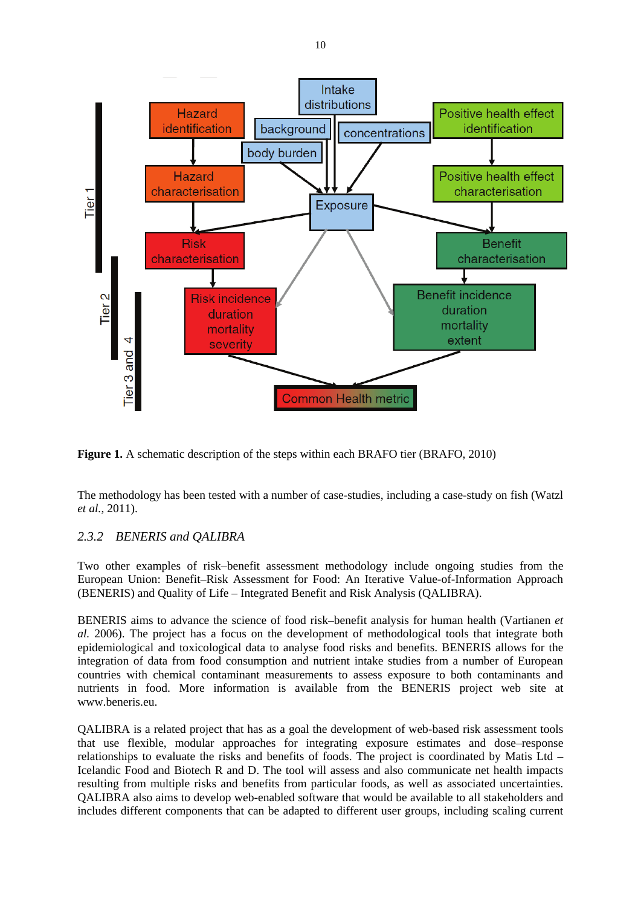**Figure 1.** A schematic description of the steps within each BRAFO tier (BRAFO, 2010)

The methodology has been tested with a number of case-studies, including a case-study on fish (Watzl *et al.*, 2011).

### *2.3.2 BENERIS and QALIBRA*

Two other examples of risk–benefit assessment methodology include ongoing studies from the European Union: Benefit–Risk Assessment for Food: An Iterative Value-of-Information Approach (BENERIS) and Quality of Life – Integrated Benefit and Risk Analysis (QALIBRA).

BENERIS aims to advance the science of food risk–benefit analysis for human health (Vartianen *et al.* 2006). The project has a focus on the development of methodological tools that integrate both epidemiological and toxicological data to analyse food risks and benefits. BENERIS allows for the integration of data from food consumption and nutrient intake studies from a number of European countries with chemical contaminant measurements to assess exposure to both contaminants and nutrients in food. More information is available from the BENERIS project web site at www.beneris.eu.

QALIBRA is a related project that has as a goal the development of web-based risk assessment tools that use flexible, modular approaches for integrating exposure estimates and dose–response relationships to evaluate the risks and benefits of foods. The project is coordinated by Matis Ltd – Icelandic Food and Biotech R and D. The tool will assess and also communicate net health impacts resulting from multiple risks and benefits from particular foods, as well as associated uncertainties. QALIBRA also aims to develop web-enabled software that would be available to all stakeholders and includes different components that can be adapted to different user groups, including scaling current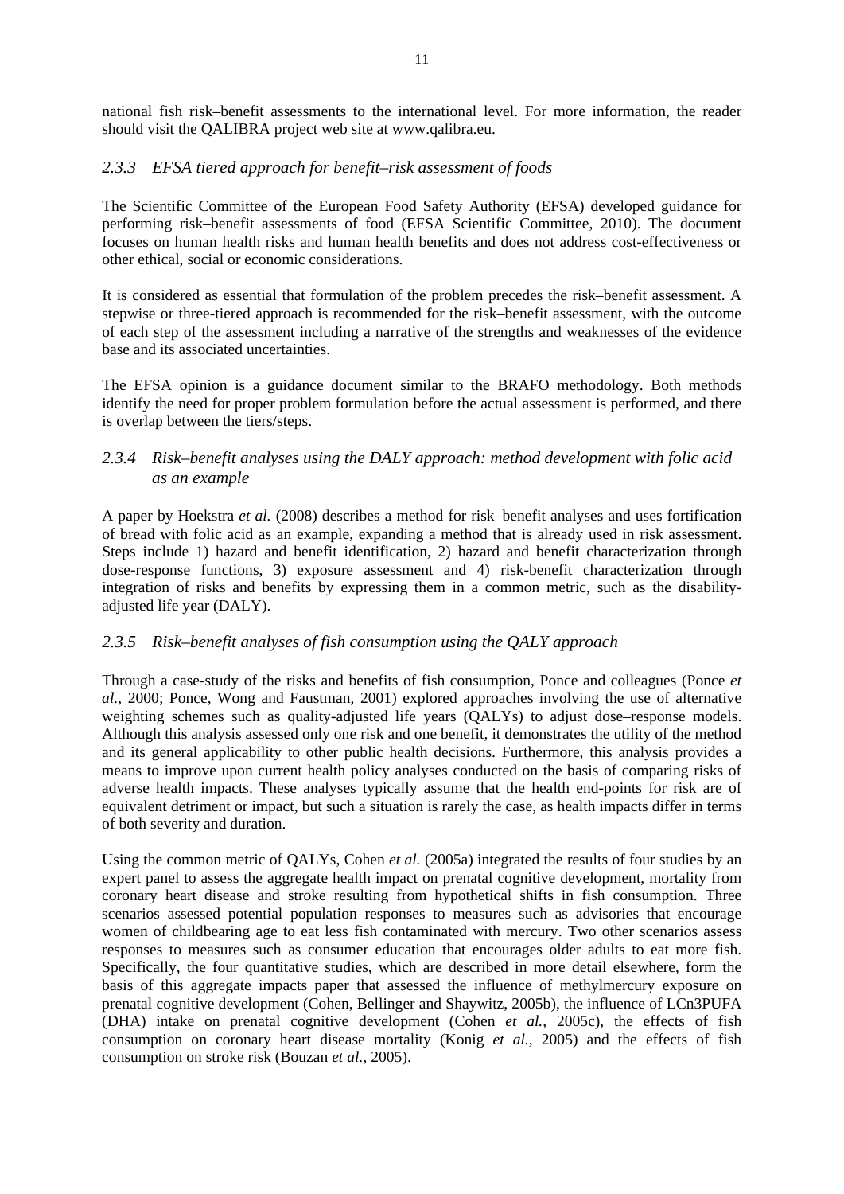national fish risk–benefit assessments to the international level. For more information, the reader should visit the QALIBRA project web site at www.qalibra.eu.

### *2.3.3 EFSA tiered approach for benefit–risk assessment of foods*

The Scientific Committee of the European Food Safety Authority (EFSA) developed guidance for performing risk–benefit assessments of food (EFSA Scientific Committee, 2010). The document focuses on human health risks and human health benefits and does not address cost-effectiveness or other ethical, social or economic considerations.

It is considered as essential that formulation of the problem precedes the risk–benefit assessment. A stepwise or three-tiered approach is recommended for the risk–benefit assessment, with the outcome of each step of the assessment including a narrative of the strengths and weaknesses of the evidence base and its associated uncertainties.

The EFSA opinion is a guidance document similar to the BRAFO methodology. Both methods identify the need for proper problem formulation before the actual assessment is performed, and there is overlap between the tiers/steps.

### *2.3.4 Risk–benefit analyses using the DALY approach: method development with folic acid as an example*

A paper by Hoekstra *et al.* (2008) describes a method for risk–benefit analyses and uses fortification of bread with folic acid as an example, expanding a method that is already used in risk assessment. Steps include 1) hazard and benefit identification, 2) hazard and benefit characterization through dose-response functions, 3) exposure assessment and 4) risk-benefit characterization through integration of risks and benefits by expressing them in a common metric, such as the disability-adjusted life year (DALY).

### *2.3.5 Risk–benefit analyses of fish consumption using the QALY approach*

Through a case-study of the risks and benefits of fish consumption, Ponce and colleagues (Ponce *et al.*, 2000; Ponce, Wong and Faustman, 2001) explored approaches involving the use of alternative weighting schemes such as quality-adjusted life years (QALYs) to adjust dose–response models. Although this analysis assessed only one risk and one benefit, it demonstrates the utility of the method and its general applicability to other public health decisions. Furthermore, this analysis provides a means to improve upon current health policy analyses conducted on the basis of comparing risks of adverse health impacts. These analyses typically assume that the health end-points for risk are of equivalent detriment or impact, but such a situation is rarely the case, as health impacts differ in terms of both severity and duration.

Using the common metric of QALYs, Cohen *et al.* (2005a) integrated the results of four studies by an expert panel to assess the aggregate health impact on prenatal cognitive development, mortality from coronary heart disease and stroke resulting from hypothetical shifts in fish consumption. Three scenarios assessed potential population responses to measures such as advisories that encourage women of childbearing age to eat less fish contaminated with mercury. Two other scenarios assess responses to measures such as consumer education that encourages older adults to eat more fish. Specifically, the four quantitative studies, which are described in more detail elsewhere, form the basis of this aggregate impacts paper that assessed the influence of methylmercury exposure on prenatal cognitive development (Cohen, Bellinger and Shaywitz, 2005b), the influence of LCn3PUFA (DHA) intake on prenatal cognitive development (Cohen *et al.*, 2005c), the effects of fish consumption on coronary heart disease mortality (Konig *et al.*, 2005) and the effects of fish consumption on stroke risk (Bouzan *et al.*, 2005).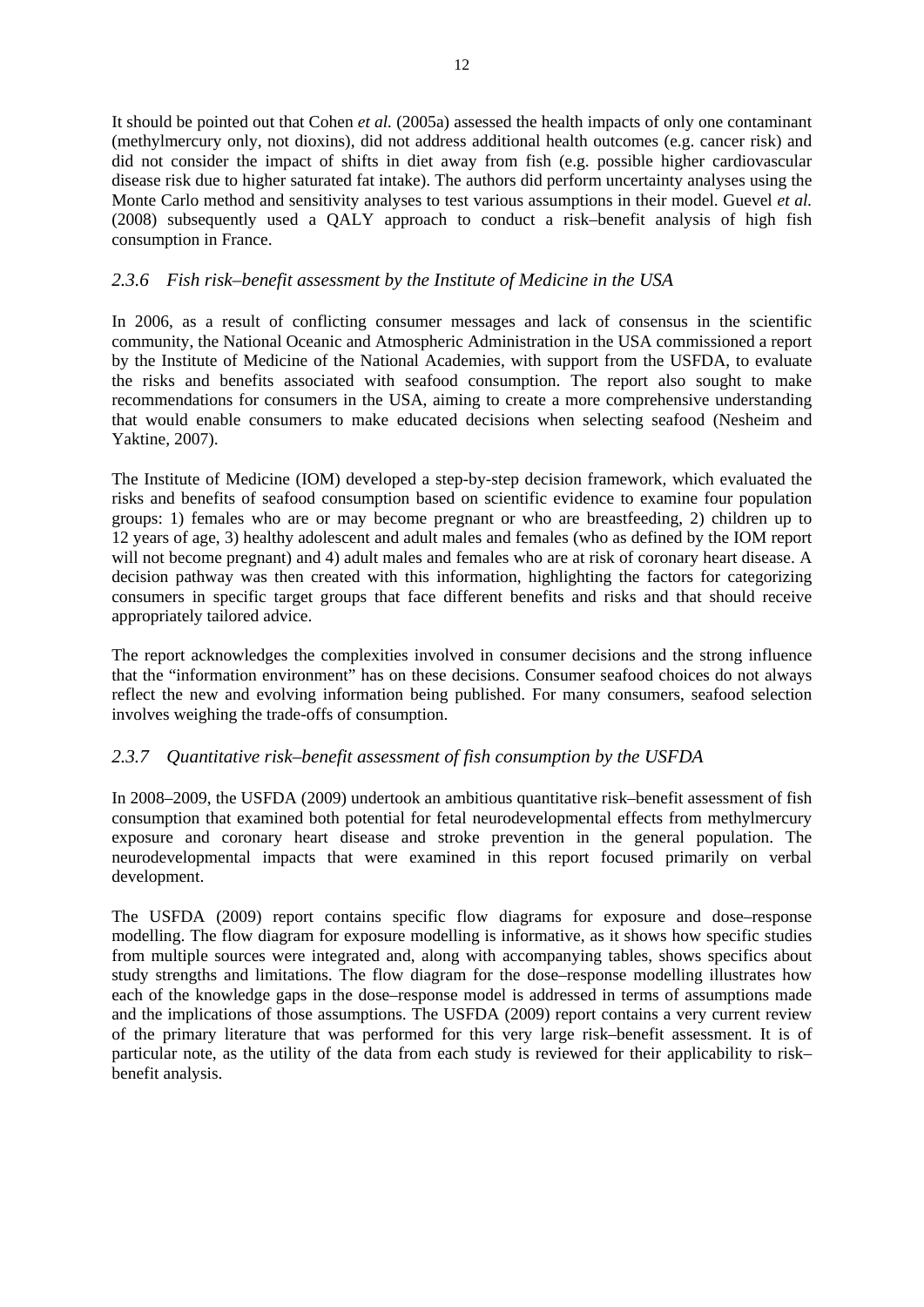It should be pointed out that Cohen *et al.* (2005a) assessed the health impacts of only one contaminant (methylmercury only, not dioxins), did not address additional health outcomes (e.g. cancer risk) and did not consider the impact of shifts in diet away from fish (e.g. possible higher cardiovascular disease risk due to higher saturated fat intake). The authors did perform uncertainty analyses using the Monte Carlo method and sensitivity analyses to test various assumptions in their model. Guevel *et al.* (2008) subsequently used a QALY approach to conduct a risk–benefit analysis of high fish consumption in France.

### *2.3.6 Fish risk–benefit assessment by the Institute of Medicine in the USA*

In 2006, as a result of conflicting consumer messages and lack of consensus in the scientific community, the National Oceanic and Atmospheric Administration in the USA commissioned a report by the Institute of Medicine of the National Academies, with support from the USFDA, to evaluate the risks and benefits associated with seafood consumption. The report also sought to make recommendations for consumers in the USA, aiming to create a more comprehensive understanding that would enable consumers to make educated decisions when selecting seafood (Nesheim and Yaktine, 2007).

The Institute of Medicine (IOM) developed a step-by-step decision framework, which evaluated the risks and benefits of seafood consumption based on scientific evidence to examine four population groups: 1) females who are or may become pregnant or who are breastfeeding, 2) children up to 12 years of age, 3) healthy adolescent and adult males and females (who as defined by the IOM report will not become pregnant) and 4) adult males and females who are at risk of coronary heart disease. A decision pathway was then created with this information, highlighting the factors for categorizing consumers in specific target groups that face different benefits and risks and that should receive appropriately tailored advice.

The report acknowledges the complexities involved in consumer decisions and the strong influence that the "information environment" has on these decisions. Consumer seafood choices do not always reflect the new and evolving information being published. For many consumers, seafood selection involves weighing the trade-offs of consumption.

### *2.3.7 Quantitative risk–benefit assessment of fish consumption by the USFDA*

In 2008–2009, the USFDA (2009) undertook an ambitious quantitative risk–benefit assessment of fish consumption that examined both potential for fetal neurodevelopmental effects from methylmercury exposure and coronary heart disease and stroke prevention in the general population. The neurodevelopmental impacts that were examined in this report focused primarily on verbal development.

The USFDA (2009) report contains specific flow diagrams for exposure and dose–response modelling. The flow diagram for exposure modelling is informative, as it shows how specific studies from multiple sources were integrated and, along with accompanying tables, shows specifics about study strengths and limitations. The flow diagram for the dose–response modelling illustrates how each of the knowledge gaps in the dose–response model is addressed in terms of assumptions made and the implications of those assumptions. The USFDA (2009) report contains a very current review of the primary literature that was performed for this very large risk–benefit assessment. It is of particular note, as the utility of the data from each study is reviewed for their applicability to risk–benefit analysis.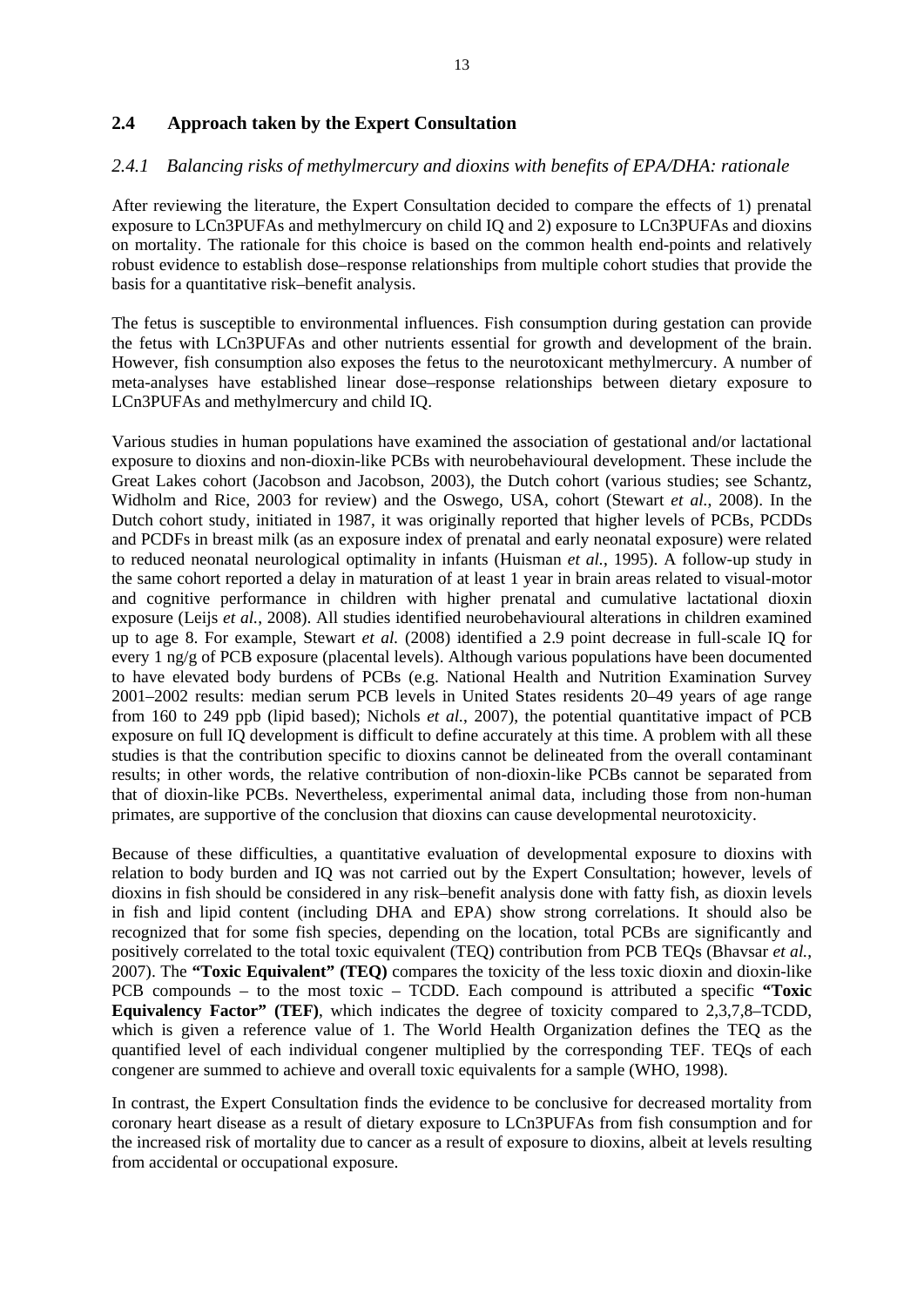## 2.4 Approach taken by the Expert Consultation

### *2.4.1 Balancing risks of methylmercury and dioxins with benefits of EPA/DHA: rationale*

After reviewing the literature, the Expert Consultation decided to compare the effects of 1) prenatal exposure to LCn3PUFAs and methylmercury on child IQ and 2) exposure to LCn3PUFAs and dioxins on mortality. The rationale for this choice is based on the common health end-points and relatively robust evidence to establish dose–response relationships from multiple cohort studies that provide the basis for a quantitative risk–benefit analysis.

The fetus is susceptible to environmental influences. Fish consumption during gestation can provide the fetus with LCn3PUFAs and other nutrients essential for growth and development of the brain. However, fish consumption also exposes the fetus to the neurotoxicant methylmercury. A number of meta-analyses have established linear dose–response relationships between dietary exposure to LCn3PUFAs and methylmercury and child IQ.

Various studies in human populations have examined the association of gestational and/or lactational exposure to dioxins and non-dioxin-like PCBs with neurobehavioural development. These include the Great Lakes cohort (Jacobson and Jacobson, 2003), the Dutch cohort (various studies; see Schantz, Widholm and Rice, 2003 for review) and the Oswego, USA, cohort (Stewart *et al.*, 2008). In the Dutch cohort study, initiated in 1987, it was originally reported that higher levels of PCBs, PCDDs and PCDFs in breast milk (as an exposure index of prenatal and early neonatal exposure) were related to reduced neonatal neurological optimality in infants (Huisman *et al.*, 1995). A follow-up study in the same cohort reported a delay in maturation of at least 1 year in brain areas related to visual-motor and cognitive performance in children with higher prenatal and cumulative lactational dioxin exposure (Leijs *et al.*, 2008). All studies identified neurobehavioural alterations in children examined up to age 8. For example, Stewart *et al.* (2008) identified a 2.9 point decrease in full-scale IQ for every 1 ng/g of PCB exposure (placental levels). Although various populations have been documented to have elevated body burdens of PCBs (e.g. National Health and Nutrition Examination Survey 2001–2002 results: median serum PCB levels in United States residents 20–49 years of age range from 160 to 249 ppb (lipid based); Nichols *et al.*, 2007), the potential quantitative impact of PCB exposure on full IQ development is difficult to define accurately at this time. A problem with all these studies is that the contribution specific to dioxins cannot be delineated from the overall contaminant results; in other words, the relative contribution of non-dioxin-like PCBs cannot be separated from that of dioxin-like PCBs. Nevertheless, experimental animal data, including those from non-human primates, are supportive of the conclusion that dioxins can cause developmental neurotoxicity.

Because of these difficulties, a quantitative evaluation of developmental exposure to dioxins with relation to body burden and IQ was not carried out by the Expert Consultation; however, levels of dioxins in fish should be considered in any risk–benefit analysis done with fatty fish, as dioxin levels in fish and lipid content (including DHA and EPA) show strong correlations. It should also be recognized that for some fish species, depending on the location, total PCBs are significantly and positively correlated to the total toxic equivalent (TEQ) contribution from PCB TEQs (Bhavsar *et al.*, 2007). The **"Toxic Equivalent" (TEQ)** compares the toxicity of the less toxic dioxin and dioxin-like PCB compounds – to the most toxic – TCDD. Each compound is attributed a specific **"Toxic Equivalency Factor" (TEF)**, which indicates the degree of toxicity compared to 2,3,7,8–TCDD, which is given a reference value of 1. The World Health Organization defines the TEQ as the quantified level of each individual congener multiplied by the corresponding TEF. TEQs of each congener are summed to achieve and overall toxic equivalents for a sample (WHO, 1998).

In contrast, the Expert Consultation finds the evidence to be conclusive for decreased mortality from coronary heart disease as a result of dietary exposure to LCn3PUFAs from fish consumption and for the increased risk of mortality due to cancer as a result of exposure to dioxins, albeit at levels resulting from accidental or occupational exposure.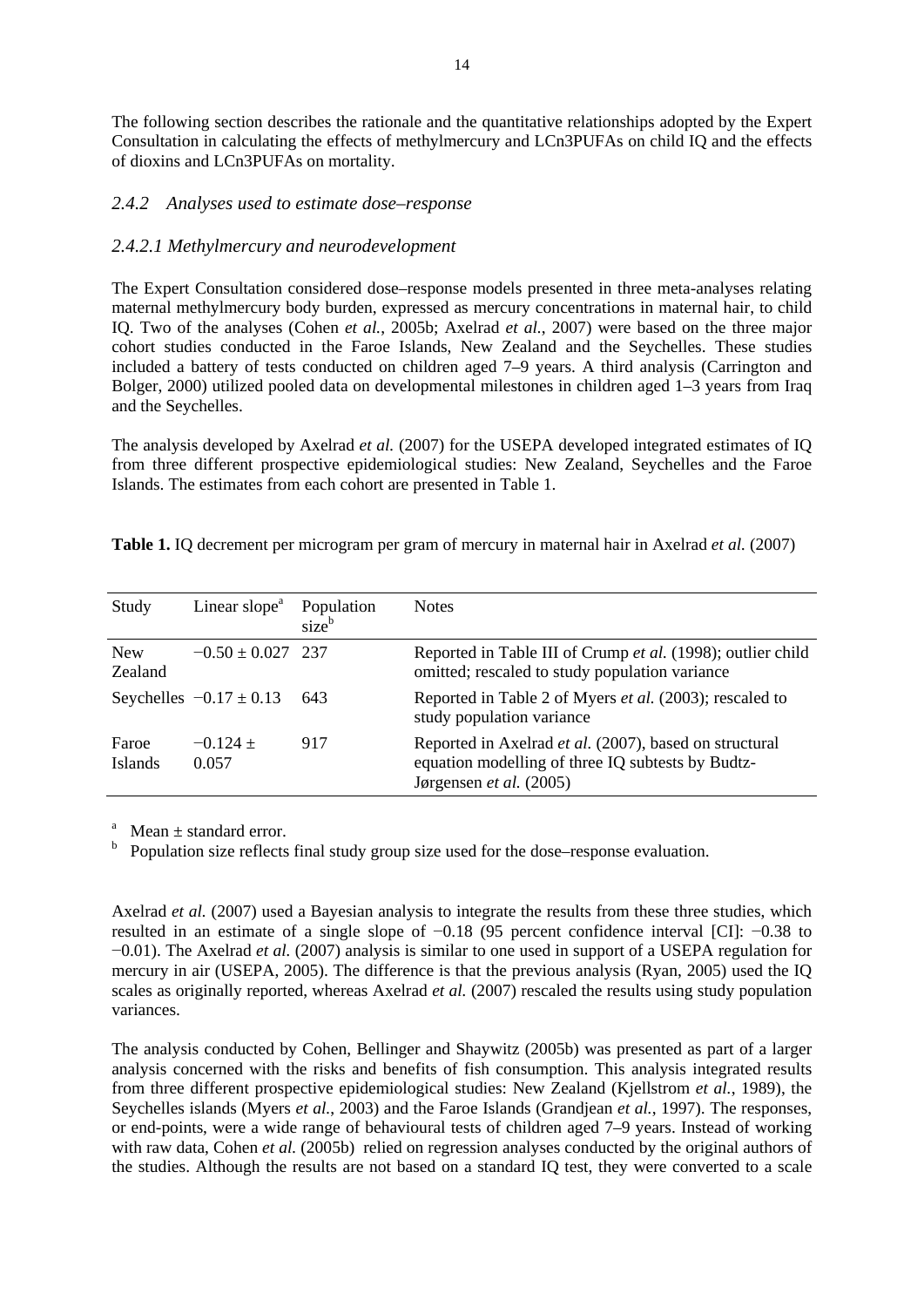The following section describes the rationale and the quantitative relationships adopted by the Expert Consultation in calculating the effects of methylmercury and LCn3PUFAs on child IQ and the effects of dioxins and LCn3PUFAs on mortality.

### *2.4.2 Analyses used to estimate dose–response*

#### *2.4.2.1 Methylmercury and neurodevelopment*

The Expert Consultation considered dose–response models presented in three meta-analyses relating maternal methylmercury body burden, expressed as mercury concentrations in maternal hair, to child IQ. Two of the analyses (Cohen *et al.*, 2005b; Axelrad *et al.*, 2007) were based on the three major cohort studies conducted in the Faroe Islands, New Zealand and the Seychelles. These studies included a battery of tests conducted on children aged 7–9 years. A third analysis (Carrington and Bolger, 2000) utilized pooled data on developmental milestones in children aged 1–3 years from Iraq and the Seychelles.

The analysis developed by Axelrad *et al.* (2007) for the USEPA developed integrated estimates of IQ from three different prospective epidemiological studies: New Zealand, Seychelles and the Faroe Islands. The estimates from each cohort are presented in Table 1.

**Table 1.** IQ decrement per microgram per gram of mercury in maternal hair in Axelrad *et al.* (2007)

| Study | Linear slope[a] | Population size[b] | Notes |
|---|---|---|---|
| New Zealand | −0.50 ± 0.027 | 237 | Reported in Table III of Crump *et al.* (1998); outlier child omitted; rescaled to study population variance |
| Seychelles | −0.17 ± 0.13 | 643 | Reported in Table 2 of Myers *et al.* (2003); rescaled to study population variance |
| Faroe Islands | −0.124 ± 0.057 | 917 | Reported in Axelrad *et al.* (2007), based on structural equation modelling of three IQ subtests by Budtz-Jørgensen *et al.* (2005) |

[a] Mean ± standard error.
[b] Population size reflects final study group size used for the dose–response evaluation.

Axelrad *et al.* (2007) used a Bayesian analysis to integrate the results from these three studies, which resulted in an estimate of a single slope of −0.18 (95 percent confidence interval [CI]: −0.38 to −0.01). The Axelrad *et al.* (2007) analysis is similar to one used in support of a USEPA regulation for mercury in air (USEPA, 2005). The difference is that the previous analysis (Ryan, 2005) used the IQ scales as originally reported, whereas Axelrad *et al.* (2007) rescaled the results using study population variances.

The analysis conducted by Cohen, Bellinger and Shaywitz (2005b) was presented as part of a larger analysis concerned with the risks and benefits of fish consumption. This analysis integrated results from three different prospective epidemiological studies: New Zealand (Kjellstrom *et al.*, 1989), the Seychelles islands (Myers *et al.*, 2003) and the Faroe Islands (Grandjean *et al.*, 1997). The responses, or end-points, were a wide range of behavioural tests of children aged 7–9 years. Instead of working with raw data, Cohen *et al.* (2005b) relied on regression analyses conducted by the original authors of the studies. Although the results are not based on a standard IQ test, they were converted to a scale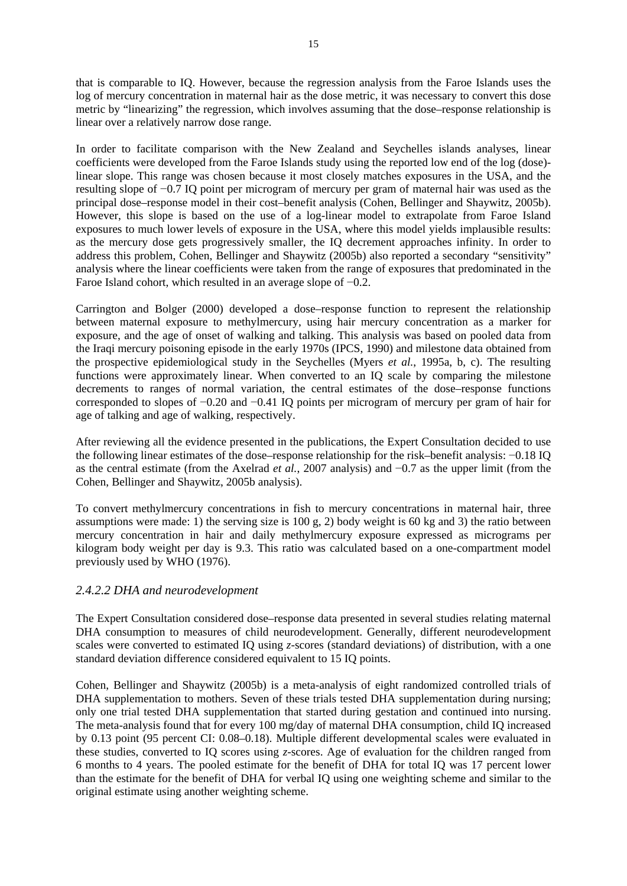that is comparable to IQ. However, because the regression analysis from the Faroe Islands uses the log of mercury concentration in maternal hair as the dose metric, it was necessary to convert this dose metric by "linearizing" the regression, which involves assuming that the dose–response relationship is linear over a relatively narrow dose range.

In order to facilitate comparison with the New Zealand and Seychelles islands analyses, linear coefficients were developed from the Faroe Islands study using the reported low end of the log (dose)-linear slope. This range was chosen because it most closely matches exposures in the USA, and the resulting slope of −0.7 IQ point per microgram of mercury per gram of maternal hair was used as the principal dose–response model in their cost–benefit analysis (Cohen, Bellinger and Shaywitz, 2005b). However, this slope is based on the use of a log-linear model to extrapolate from Faroe Island exposures to much lower levels of exposure in the USA, where this model yields implausible results: as the mercury dose gets progressively smaller, the IQ decrement approaches infinity. In order to address this problem, Cohen, Bellinger and Shaywitz (2005b) also reported a secondary "sensitivity" analysis where the linear coefficients were taken from the range of exposures that predominated in the Faroe Island cohort, which resulted in an average slope of −0.2.

Carrington and Bolger (2000) developed a dose–response function to represent the relationship between maternal exposure to methylmercury, using hair mercury concentration as a marker for exposure, and the age of onset of walking and talking. This analysis was based on pooled data from the Iraqi mercury poisoning episode in the early 1970s (IPCS, 1990) and milestone data obtained from the prospective epidemiological study in the Seychelles (Myers *et al.*, 1995a, b, c). The resulting functions were approximately linear. When converted to an IQ scale by comparing the milestone decrements to ranges of normal variation, the central estimates of the dose–response functions corresponded to slopes of −0.20 and −0.41 IQ points per microgram of mercury per gram of hair for age of talking and age of walking, respectively.

After reviewing all the evidence presented in the publications, the Expert Consultation decided to use the following linear estimates of the dose–response relationship for the risk–benefit analysis: −0.18 IQ as the central estimate (from the Axelrad *et al.*, 2007 analysis) and −0.7 as the upper limit (from the Cohen, Bellinger and Shaywitz, 2005b analysis).

To convert methylmercury concentrations in fish to mercury concentrations in maternal hair, three assumptions were made: 1) the serving size is 100 g, 2) body weight is 60 kg and 3) the ratio between mercury concentration in hair and daily methylmercury exposure expressed as micrograms per kilogram body weight per day is 9.3. This ratio was calculated based on a one-compartment model previously used by WHO (1976).

### *2.4.2.2 DHA and neurodevelopment*

The Expert Consultation considered dose–response data presented in several studies relating maternal DHA consumption to measures of child neurodevelopment. Generally, different neurodevelopment scales were converted to estimated IQ using *z*-scores (standard deviations) of distribution, with a one standard deviation difference considered equivalent to 15 IQ points.

Cohen, Bellinger and Shaywitz (2005b) is a meta-analysis of eight randomized controlled trials of DHA supplementation to mothers. Seven of these trials tested DHA supplementation during nursing; only one trial tested DHA supplementation that started during gestation and continued into nursing. The meta-analysis found that for every 100 mg/day of maternal DHA consumption, child IQ increased by 0.13 point (95 percent CI: 0.08–0.18). Multiple different developmental scales were evaluated in these studies, converted to IQ scores using *z*-scores. Age of evaluation for the children ranged from 6 months to 4 years. The pooled estimate for the benefit of DHA for total IQ was 17 percent lower than the estimate for the benefit of DHA for verbal IQ using one weighting scheme and similar to the original estimate using another weighting scheme.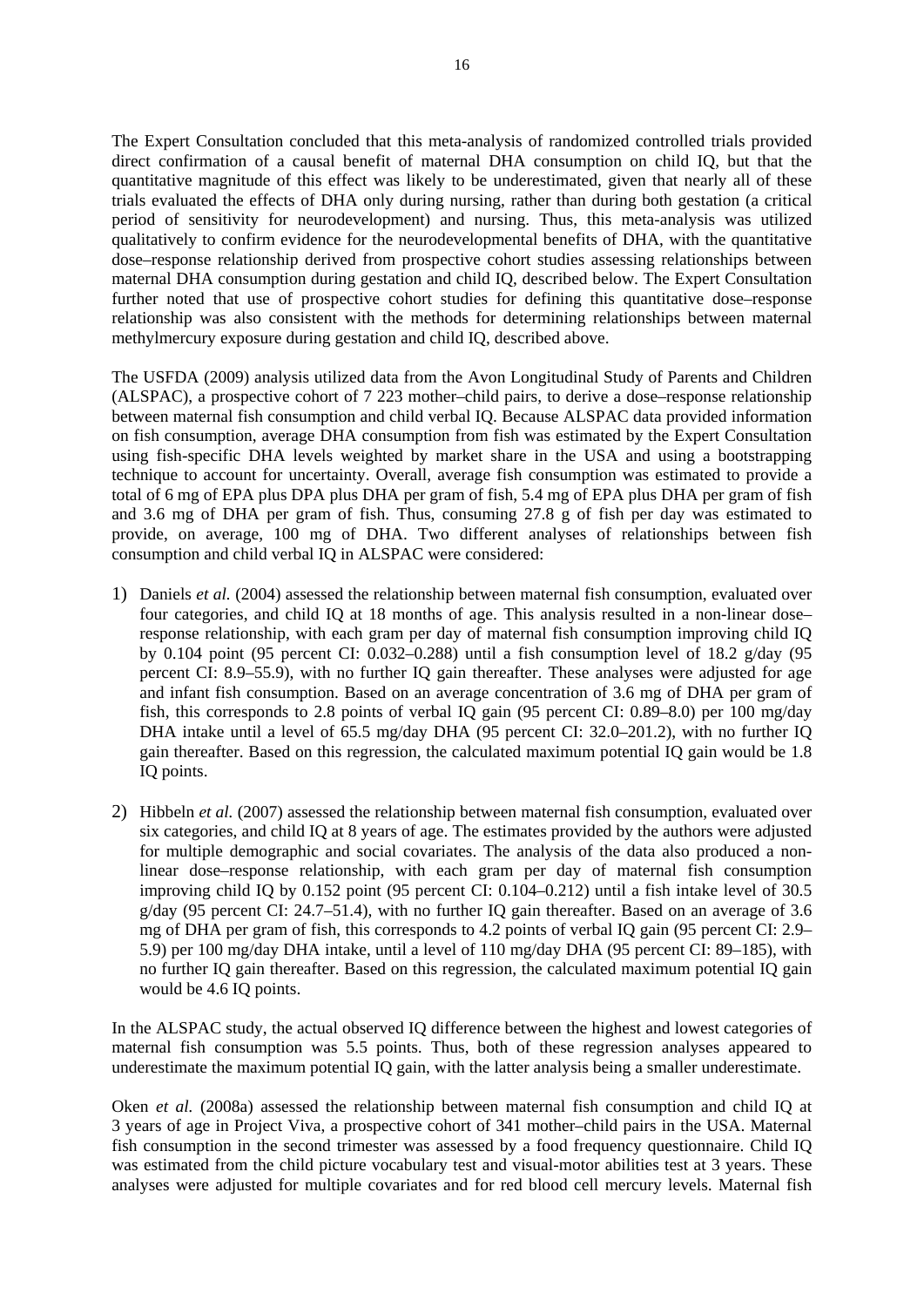The Expert Consultation concluded that this meta-analysis of randomized controlled trials provided direct confirmation of a causal benefit of maternal DHA consumption on child IQ, but that the quantitative magnitude of this effect was likely to be underestimated, given that nearly all of these trials evaluated the effects of DHA only during nursing, rather than during both gestation (a critical period of sensitivity for neurodevelopment) and nursing. Thus, this meta-analysis was utilized qualitatively to confirm evidence for the neurodevelopmental benefits of DHA, with the quantitative dose–response relationship derived from prospective cohort studies assessing relationships between maternal DHA consumption during gestation and child IQ, described below. The Expert Consultation further noted that use of prospective cohort studies for defining this quantitative dose–response relationship was also consistent with the methods for determining relationships between maternal methylmercury exposure during gestation and child IQ, described above.

The USFDA (2009) analysis utilized data from the Avon Longitudinal Study of Parents and Children (ALSPAC), a prospective cohort of 7 223 mother–child pairs, to derive a dose–response relationship between maternal fish consumption and child verbal IQ. Because ALSPAC data provided information on fish consumption, average DHA consumption from fish was estimated by the Expert Consultation using fish-specific DHA levels weighted by market share in the USA and using a bootstrapping technique to account for uncertainty. Overall, average fish consumption was estimated to provide a total of 6 mg of EPA plus DPA plus DHA per gram of fish, 5.4 mg of EPA plus DHA per gram of fish and 3.6 mg of DHA per gram of fish. Thus, consuming 27.8 g of fish per day was estimated to provide, on average, 100 mg of DHA. Two different analyses of relationships between fish consumption and child verbal IQ in ALSPAC were considered:

1) Daniels *et al.* (2004) assessed the relationship between maternal fish consumption, evaluated over four categories, and child IQ at 18 months of age. This analysis resulted in a non-linear dose–response relationship, with each gram per day of maternal fish consumption improving child IQ by 0.104 point (95 percent CI: 0.032–0.288) until a fish consumption level of 18.2 g/day (95 percent CI: 8.9–55.9), with no further IQ gain thereafter. These analyses were adjusted for age and infant fish consumption. Based on an average concentration of 3.6 mg of DHA per gram of fish, this corresponds to 2.8 points of verbal IQ gain (95 percent CI: 0.89–8.0) per 100 mg/day DHA intake until a level of 65.5 mg/day DHA (95 percent CI: 32.0–201.2), with no further IQ gain thereafter. Based on this regression, the calculated maximum potential IQ gain would be 1.8 IQ points.

2) Hibbeln *et al.* (2007) assessed the relationship between maternal fish consumption, evaluated over six categories, and child IQ at 8 years of age. The estimates provided by the authors were adjusted for multiple demographic and social covariates. The analysis of the data also produced a non-linear dose–response relationship, with each gram per day of maternal fish consumption improving child IQ by 0.152 point (95 percent CI: 0.104–0.212) until a fish intake level of 30.5 g/day (95 percent CI: 24.7–51.4), with no further IQ gain thereafter. Based on an average of 3.6 mg of DHA per gram of fish, this corresponds to 4.2 points of verbal IQ gain (95 percent CI: 2.9–5.9) per 100 mg/day DHA intake, until a level of 110 mg/day DHA (95 percent CI: 89–185), with no further IQ gain thereafter. Based on this regression, the calculated maximum potential IQ gain would be 4.6 IQ points.

In the ALSPAC study, the actual observed IQ difference between the highest and lowest categories of maternal fish consumption was 5.5 points. Thus, both of these regression analyses appeared to underestimate the maximum potential IQ gain, with the latter analysis being a smaller underestimate.

Oken *et al.* (2008a) assessed the relationship between maternal fish consumption and child IQ at 3 years of age in Project Viva, a prospective cohort of 341 mother–child pairs in the USA. Maternal fish consumption in the second trimester was assessed by a food frequency questionnaire. Child IQ was estimated from the child picture vocabulary test and visual-motor abilities test at 3 years. These analyses were adjusted for multiple covariates and for red blood cell mercury levels. Maternal fish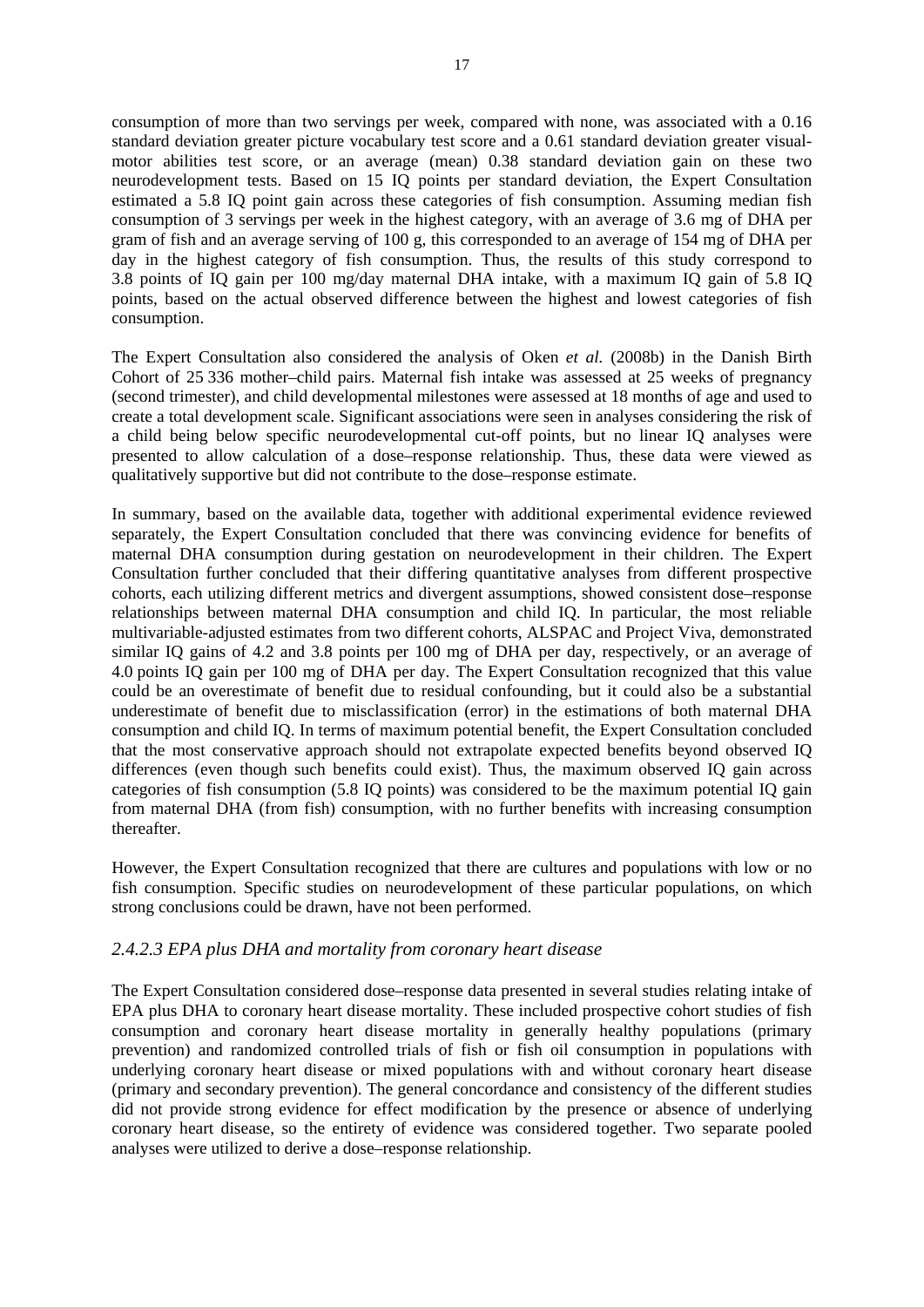consumption of more than two servings per week, compared with none, was associated with a 0.16 standard deviation greater picture vocabulary test score and a 0.61 standard deviation greater visual-motor abilities test score, or an average (mean) 0.38 standard deviation gain on these two neurodevelopment tests. Based on 15 IQ points per standard deviation, the Expert Consultation estimated a 5.8 IQ point gain across these categories of fish consumption. Assuming median fish consumption of 3 servings per week in the highest category, with an average of 3.6 mg of DHA per gram of fish and an average serving of 100 g, this corresponded to an average of 154 mg of DHA per day in the highest category of fish consumption. Thus, the results of this study correspond to 3.8 points of IQ gain per 100 mg/day maternal DHA intake, with a maximum IQ gain of 5.8 IQ points, based on the actual observed difference between the highest and lowest categories of fish consumption.

The Expert Consultation also considered the analysis of Oken *et al.* (2008b) in the Danish Birth Cohort of 25 336 mother–child pairs. Maternal fish intake was assessed at 25 weeks of pregnancy (second trimester), and child developmental milestones were assessed at 18 months of age and used to create a total development scale. Significant associations were seen in analyses considering the risk of a child being below specific neurodevelopmental cut-off points, but no linear IQ analyses were presented to allow calculation of a dose–response relationship. Thus, these data were viewed as qualitatively supportive but did not contribute to the dose–response estimate.

In summary, based on the available data, together with additional experimental evidence reviewed separately, the Expert Consultation concluded that there was convincing evidence for benefits of maternal DHA consumption during gestation on neurodevelopment in their children. The Expert Consultation further concluded that their differing quantitative analyses from different prospective cohorts, each utilizing different metrics and divergent assumptions, showed consistent dose–response relationships between maternal DHA consumption and child IQ. In particular, the most reliable multivariable-adjusted estimates from two different cohorts, ALSPAC and Project Viva, demonstrated similar IQ gains of 4.2 and 3.8 points per 100 mg of DHA per day, respectively, or an average of 4.0 points IQ gain per 100 mg of DHA per day. The Expert Consultation recognized that this value could be an overestimate of benefit due to residual confounding, but it could also be a substantial underestimate of benefit due to misclassification (error) in the estimations of both maternal DHA consumption and child IQ. In terms of maximum potential benefit, the Expert Consultation concluded that the most conservative approach should not extrapolate expected benefits beyond observed IQ differences (even though such benefits could exist). Thus, the maximum observed IQ gain across categories of fish consumption (5.8 IQ points) was considered to be the maximum potential IQ gain from maternal DHA (from fish) consumption, with no further benefits with increasing consumption thereafter.

However, the Expert Consultation recognized that there are cultures and populations with low or no fish consumption. Specific studies on neurodevelopment of these particular populations, on which strong conclusions could be drawn, have not been performed.

#### *2.4.2.3 EPA plus DHA and mortality from coronary heart disease*

The Expert Consultation considered dose–response data presented in several studies relating intake of EPA plus DHA to coronary heart disease mortality. These included prospective cohort studies of fish consumption and coronary heart disease mortality in generally healthy populations (primary prevention) and randomized controlled trials of fish or fish oil consumption in populations with underlying coronary heart disease or mixed populations with and without coronary heart disease (primary and secondary prevention). The general concordance and consistency of the different studies did not provide strong evidence for effect modification by the presence or absence of underlying coronary heart disease, so the entirety of evidence was considered together. Two separate pooled analyses were utilized to derive a dose–response relationship.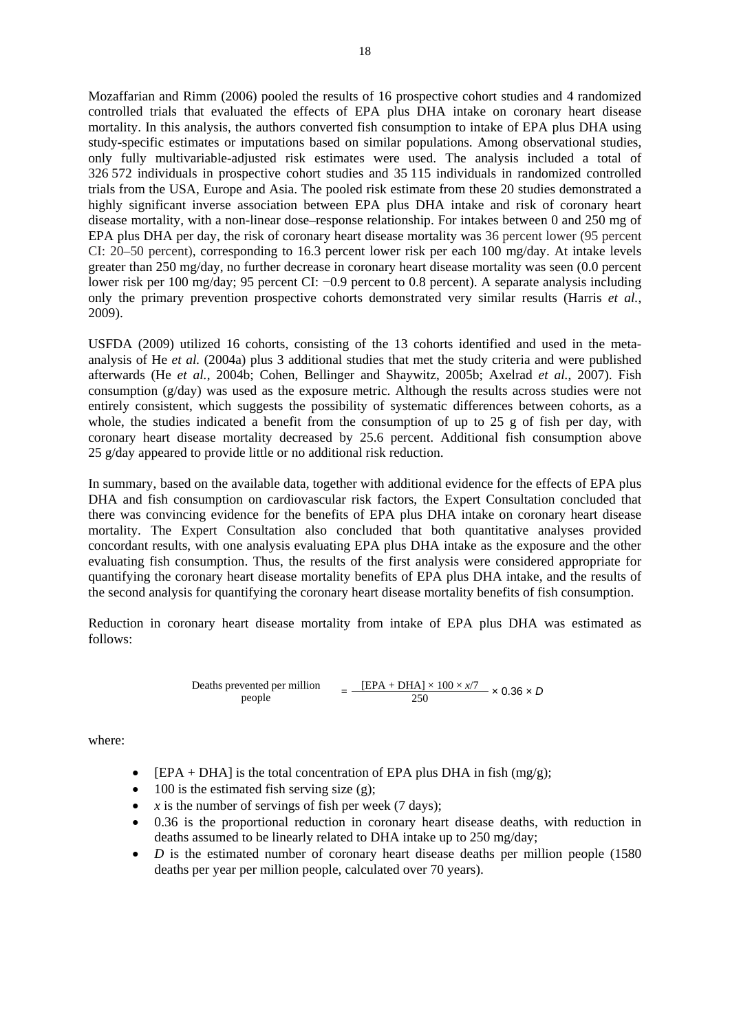Mozaffarian and Rimm (2006) pooled the results of 16 prospective cohort studies and 4 randomized controlled trials that evaluated the effects of EPA plus DHA intake on coronary heart disease mortality. In this analysis, the authors converted fish consumption to intake of EPA plus DHA using study-specific estimates or imputations based on similar populations. Among observational studies, only fully multivariable-adjusted risk estimates were used. The analysis included a total of 326 572 individuals in prospective cohort studies and 35 115 individuals in randomized controlled trials from the USA, Europe and Asia. The pooled risk estimate from these 20 studies demonstrated a highly significant inverse association between EPA plus DHA intake and risk of coronary heart disease mortality, with a non-linear dose–response relationship. For intakes between 0 and 250 mg of EPA plus DHA per day, the risk of coronary heart disease mortality was 36 percent lower (95 percent CI: 20–50 percent), corresponding to 16.3 percent lower risk per each 100 mg/day. At intake levels greater than 250 mg/day, no further decrease in coronary heart disease mortality was seen (0.0 percent lower risk per 100 mg/day; 95 percent CI: −0.9 percent to 0.8 percent). A separate analysis including only the primary prevention prospective cohorts demonstrated very similar results (Harris *et al.*, 2009).

USFDA (2009) utilized 16 cohorts, consisting of the 13 cohorts identified and used in the meta-analysis of He *et al.* (2004a) plus 3 additional studies that met the study criteria and were published afterwards (He *et al.*, 2004b; Cohen, Bellinger and Shaywitz, 2005b; Axelrad *et al.*, 2007). Fish consumption (g/day) was used as the exposure metric. Although the results across studies were not entirely consistent, which suggests the possibility of systematic differences between cohorts, as a whole, the studies indicated a benefit from the consumption of up to 25 g of fish per day, with coronary heart disease mortality decreased by 25.6 percent. Additional fish consumption above 25 g/day appeared to provide little or no additional risk reduction.

In summary, based on the available data, together with additional evidence for the effects of EPA plus DHA and fish consumption on cardiovascular risk factors, the Expert Consultation concluded that there was convincing evidence for the benefits of EPA plus DHA intake on coronary heart disease mortality. The Expert Consultation also concluded that both quantitative analyses provided concordant results, with one analysis evaluating EPA plus DHA intake as the exposure and the other evaluating fish consumption. Thus, the results of the first analysis were considered appropriate for quantifying the coronary heart disease mortality benefits of EPA plus DHA intake, and the results of the second analysis for quantifying the coronary heart disease mortality benefits of fish consumption.

Reduction in coronary heart disease mortality from intake of EPA plus DHA was estimated as follows:

$$\text{Deaths prevented per million people} = \frac{[\text{EPA} + \text{DHA}] \times 100 \times x/7}{250} \times 0.36 \times D$$

where:

- [EPA + DHA] is the total concentration of EPA plus DHA in fish (mg/g);
- 100 is the estimated fish serving size (g);
- $x$ is the number of servings of fish per week (7 days);
- 0.36 is the proportional reduction in coronary heart disease deaths, with reduction in deaths assumed to be linearly related to DHA intake up to 250 mg/day;
- $D$ is the estimated number of coronary heart disease deaths per million people (1580 deaths per year per million people, calculated over 70 years).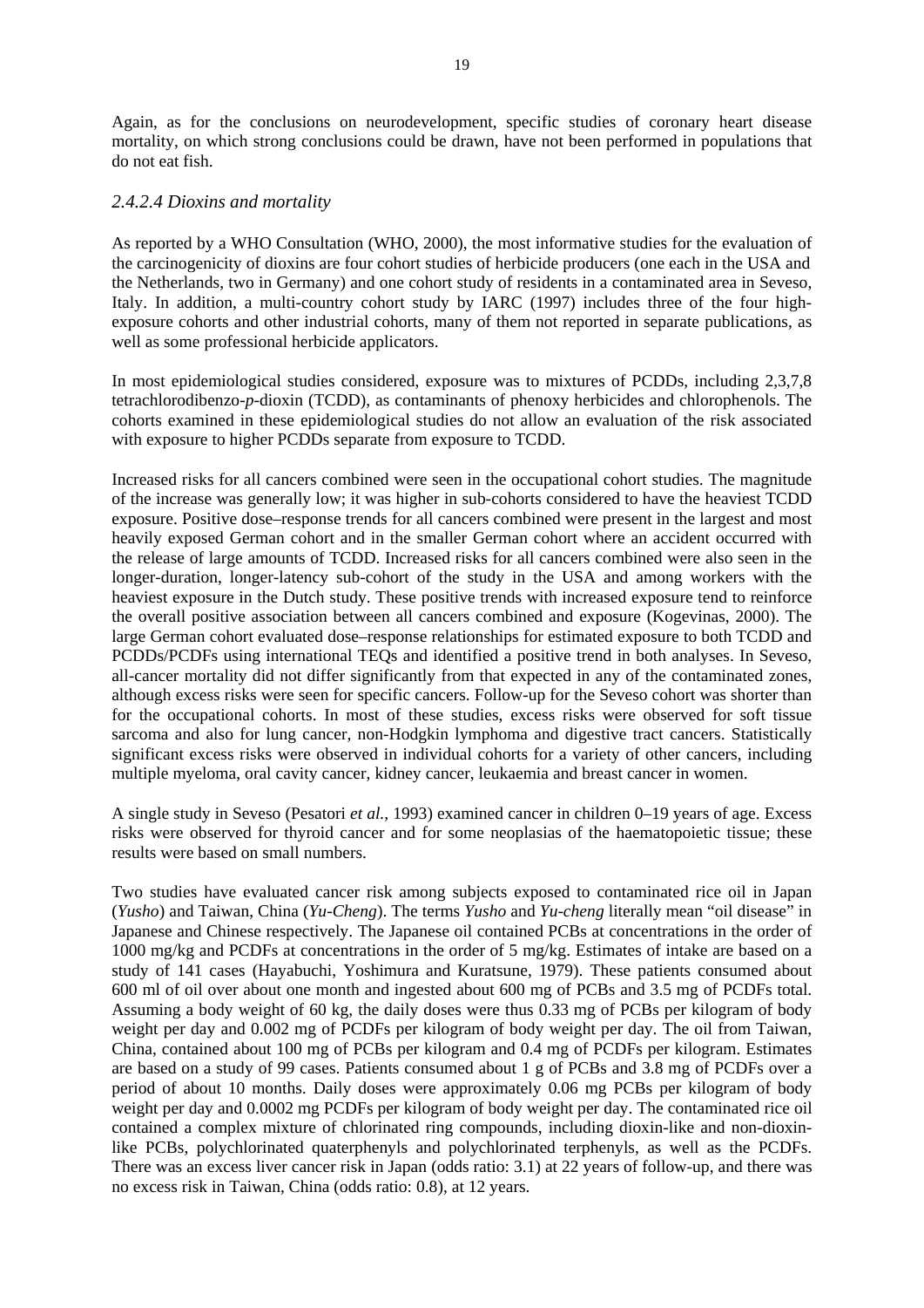Again, as for the conclusions on neurodevelopment, specific studies of coronary heart disease mortality, on which strong conclusions could be drawn, have not been performed in populations that do not eat fish.

#### *2.4.2.4 Dioxins and mortality*

As reported by a WHO Consultation (WHO, 2000), the most informative studies for the evaluation of the carcinogenicity of dioxins are four cohort studies of herbicide producers (one each in the USA and the Netherlands, two in Germany) and one cohort study of residents in a contaminated area in Seveso, Italy. In addition, a multi-country cohort study by IARC (1997) includes three of the four high-exposure cohorts and other industrial cohorts, many of them not reported in separate publications, as well as some professional herbicide applicators.

In most epidemiological studies considered, exposure was to mixtures of PCDDs, including 2,3,7,8 tetrachlorodibenzo-*p*-dioxin (TCDD), as contaminants of phenoxy herbicides and chlorophenols. The cohorts examined in these epidemiological studies do not allow an evaluation of the risk associated with exposure to higher PCDDs separate from exposure to TCDD.

Increased risks for all cancers combined were seen in the occupational cohort studies. The magnitude of the increase was generally low; it was higher in sub-cohorts considered to have the heaviest TCDD exposure. Positive dose–response trends for all cancers combined were present in the largest and most heavily exposed German cohort and in the smaller German cohort where an accident occurred with the release of large amounts of TCDD. Increased risks for all cancers combined were also seen in the longer-duration, longer-latency sub-cohort of the study in the USA and among workers with the heaviest exposure in the Dutch study. These positive trends with increased exposure tend to reinforce the overall positive association between all cancers combined and exposure (Kogevinas, 2000). The large German cohort evaluated dose–response relationships for estimated exposure to both TCDD and PCDDs/PCDFs using international TEQs and identified a positive trend in both analyses. In Seveso, all-cancer mortality did not differ significantly from that expected in any of the contaminated zones, although excess risks were seen for specific cancers. Follow-up for the Seveso cohort was shorter than for the occupational cohorts. In most of these studies, excess risks were observed for soft tissue sarcoma and also for lung cancer, non-Hodgkin lymphoma and digestive tract cancers. Statistically significant excess risks were observed in individual cohorts for a variety of other cancers, including multiple myeloma, oral cavity cancer, kidney cancer, leukaemia and breast cancer in women.

A single study in Seveso (Pesatori *et al.*, 1993) examined cancer in children 0–19 years of age. Excess risks were observed for thyroid cancer and for some neoplasias of the haematopoietic tissue; these results were based on small numbers.

Two studies have evaluated cancer risk among subjects exposed to contaminated rice oil in Japan (*Yusho*) and Taiwan, China (*Yu-Cheng*). The terms *Yusho* and *Yu-cheng* literally mean "oil disease" in Japanese and Chinese respectively. The Japanese oil contained PCBs at concentrations in the order of 1000 mg/kg and PCDFs at concentrations in the order of 5 mg/kg. Estimates of intake are based on a study of 141 cases (Hayabuchi, Yoshimura and Kuratsune, 1979). These patients consumed about 600 ml of oil over about one month and ingested about 600 mg of PCBs and 3.5 mg of PCDFs total. Assuming a body weight of 60 kg, the daily doses were thus 0.33 mg of PCBs per kilogram of body weight per day and 0.002 mg of PCDFs per kilogram of body weight per day. The oil from Taiwan, China, contained about 100 mg of PCBs per kilogram and 0.4 mg of PCDFs per kilogram. Estimates are based on a study of 99 cases. Patients consumed about 1 g of PCBs and 3.8 mg of PCDFs over a period of about 10 months. Daily doses were approximately 0.06 mg PCBs per kilogram of body weight per day and 0.0002 mg PCDFs per kilogram of body weight per day. The contaminated rice oil contained a complex mixture of chlorinated ring compounds, including dioxin-like and non-dioxin-like PCBs, polychlorinated quaterphenyls and polychlorinated terphenyls, as well as the PCDFs. There was an excess liver cancer risk in Japan (odds ratio: 3.1) at 22 years of follow-up, and there was no excess risk in Taiwan, China (odds ratio: 0.8), at 12 years.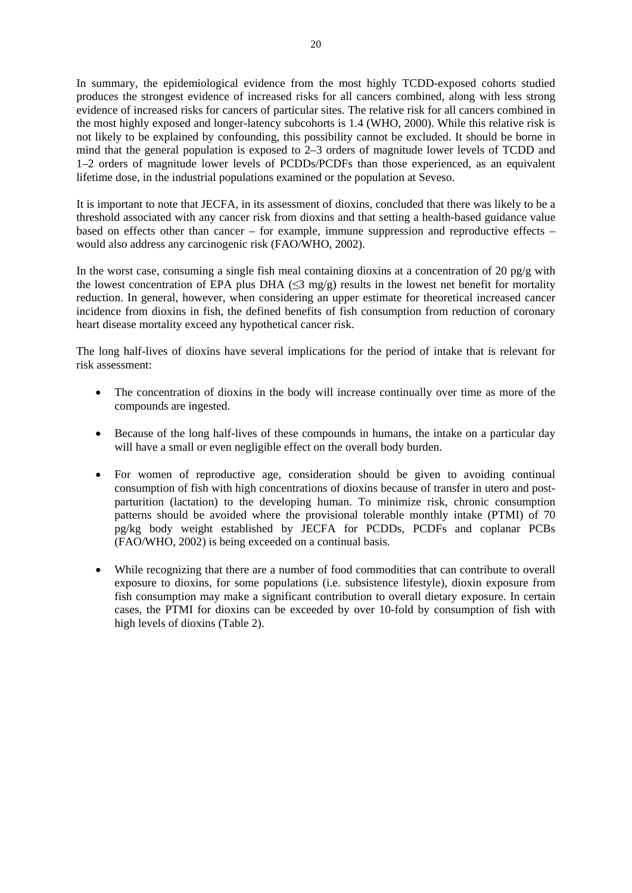In summary, the epidemiological evidence from the most highly TCDD-exposed cohorts studied produces the strongest evidence of increased risks for all cancers combined, along with less strong evidence of increased risks for cancers of particular sites. The relative risk for all cancers combined in the most highly exposed and longer-latency subcohorts is 1.4 (WHO, 2000). While this relative risk is not likely to be explained by confounding, this possibility cannot be excluded. It should be borne in mind that the general population is exposed to 2–3 orders of magnitude lower levels of TCDD and 1–2 orders of magnitude lower levels of PCDDs/PCDFs than those experienced, as an equivalent lifetime dose, in the industrial populations examined or the population at Seveso.

It is important to note that JECFA, in its assessment of dioxins, concluded that there was likely to be a threshold associated with any cancer risk from dioxins and that setting a health-based guidance value based on effects other than cancer – for example, immune suppression and reproductive effects – would also address any carcinogenic risk (FAO/WHO, 2002).

In the worst case, consuming a single fish meal containing dioxins at a concentration of 20 pg/g with the lowest concentration of EPA plus DHA (≤3 mg/g) results in the lowest net benefit for mortality reduction. In general, however, when considering an upper estimate for theoretical increased cancer incidence from dioxins in fish, the defined benefits of fish consumption from reduction of coronary heart disease mortality exceed any hypothetical cancer risk.

The long half-lives of dioxins have several implications for the period of intake that is relevant for risk assessment:

- The concentration of dioxins in the body will increase continually over time as more of the compounds are ingested.
- Because of the long half-lives of these compounds in humans, the intake on a particular day will have a small or even negligible effect on the overall body burden.
- For women of reproductive age, consideration should be given to avoiding continual consumption of fish with high concentrations of dioxins because of transfer in utero and post-parturition (lactation) to the developing human. To minimize risk, chronic consumption patterns should be avoided where the provisional tolerable monthly intake (PTMI) of 70 pg/kg body weight established by JECFA for PCDDs, PCDFs and coplanar PCBs (FAO/WHO, 2002) is being exceeded on a continual basis.
- While recognizing that there are a number of food commodities that can contribute to overall exposure to dioxins, for some populations (i.e. subsistence lifestyle), dioxin exposure from fish consumption may make a significant contribution to overall dietary exposure. In certain cases, the PTMI for dioxins can be exceeded by over 10-fold by consumption of fish with high levels of dioxins (Table 2).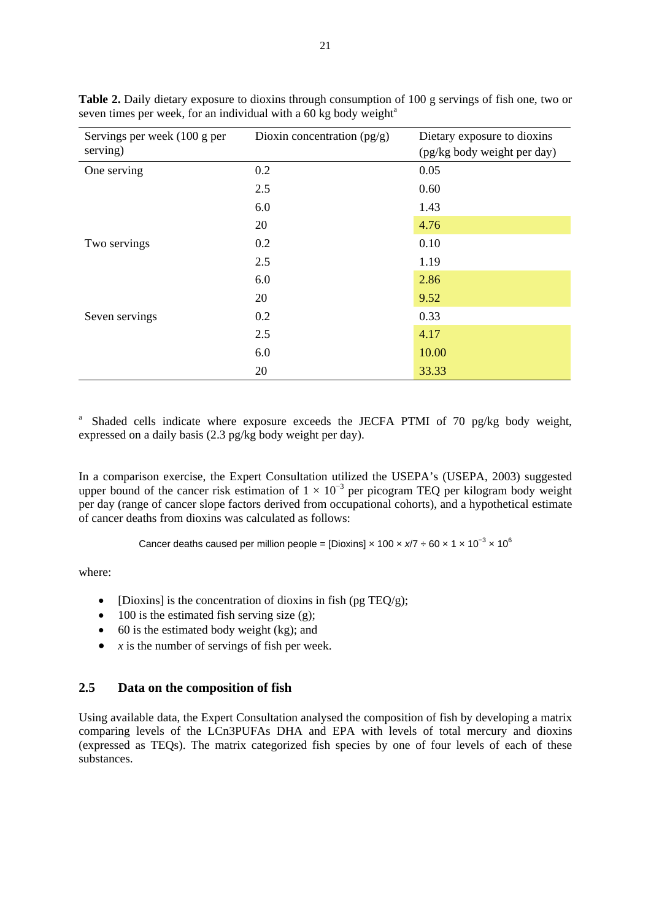**Table 2.** Daily dietary exposure to dioxins through consumption of 100 g servings of fish one, two or seven times per week, for an individual with a 60 kg body weight[a]

| Servings per week (100 g per serving) | Dioxin concentration (pg/g) | Dietary exposure to dioxins (pg/kg body weight per day) |
|---|---|---|
| One serving | 0.2 | 0.05 |
| | 2.5 | 0.60 |
| | 6.0 | 1.43 |
| | 20 | 4.76 |
| Two servings | 0.2 | 0.10 |
| | 2.5 | 1.19 |
| | 6.0 | 2.86 |
| | 20 | 9.52 |
| Seven servings | 0.2 | 0.33 |
| | 2.5 | 4.17 |
| | 6.0 | 10.00 |
| | 20 | 33.33 |

[a] Shaded cells indicate where exposure exceeds the JECFA PTMI of 70 pg/kg body weight, expressed on a daily basis (2.3 pg/kg body weight per day).

In a comparison exercise, the Expert Consultation utilized the USEPA's (USEPA, 2003) suggested upper bound of the cancer risk estimation of $1 \times 10^{-3}$ per picogram TEQ per kilogram body weight per day (range of cancer slope factors derived from occupational cohorts), and a hypothetical estimate of cancer deaths from dioxins was calculated as follows:

$$\text{Cancer deaths caused per million people} = [\text{Dioxins}] \times 100 \times x/7 \div 60 \times 1 \times 10^{-3} \times 10^{6}$$

where:

- [Dioxins] is the concentration of dioxins in fish (pg TEQ/g);
- 100 is the estimated fish serving size (g);
- 60 is the estimated body weight (kg); and
- $x$ is the number of servings of fish per week.

## 2.5 Data on the composition of fish

Using available data, the Expert Consultation analysed the composition of fish by developing a matrix comparing levels of the LCn3PUFAs DHA and EPA with levels of total mercury and dioxins (expressed as TEQs). The matrix categorized fish species by one of four levels of each of these substances.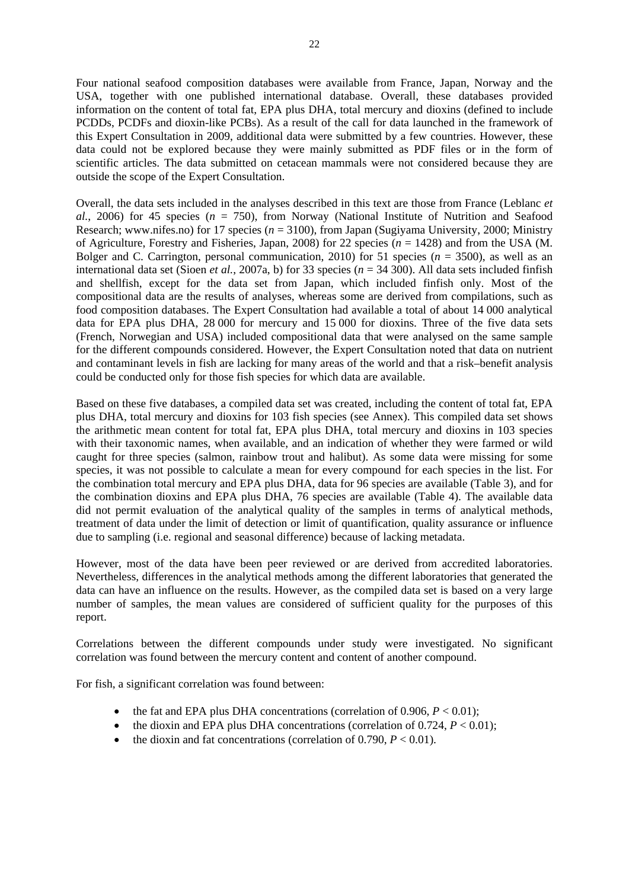Four national seafood composition databases were available from France, Japan, Norway and the USA, together with one published international database. Overall, these databases provided information on the content of total fat, EPA plus DHA, total mercury and dioxins (defined to include PCDDs, PCDFs and dioxin-like PCBs). As a result of the call for data launched in the framework of this Expert Consultation in 2009, additional data were submitted by a few countries. However, these data could not be explored because they were mainly submitted as PDF files or in the form of scientific articles. The data submitted on cetacean mammals were not considered because they are outside the scope of the Expert Consultation.

Overall, the data sets included in the analyses described in this text are those from France (Leblanc *et al.*, 2006) for 45 species ($n$ = 750), from Norway (National Institute of Nutrition and Seafood Research; www.nifes.no) for 17 species ($n$ = 3100), from Japan (Sugiyama University, 2000; Ministry of Agriculture, Forestry and Fisheries, Japan, 2008) for 22 species ($n$ = 1428) and from the USA (M. Bolger and C. Carrington, personal communication, 2010) for 51 species ($n$ = 3500), as well as an international data set (Sioen *et al.*, 2007a, b) for 33 species ($n$ = 34 300). All data sets included finfish and shellfish, except for the data set from Japan, which included finfish only. Most of the compositional data are the results of analyses, whereas some are derived from compilations, such as food composition databases. The Expert Consultation had available a total of about 14 000 analytical data for EPA plus DHA, 28 000 for mercury and 15 000 for dioxins. Three of the five data sets (French, Norwegian and USA) included compositional data that were analysed on the same sample for the different compounds considered. However, the Expert Consultation noted that data on nutrient and contaminant levels in fish are lacking for many areas of the world and that a risk–benefit analysis could be conducted only for those fish species for which data are available.

Based on these five databases, a compiled data set was created, including the content of total fat, EPA plus DHA, total mercury and dioxins for 103 fish species (see Annex). This compiled data set shows the arithmetic mean content for total fat, EPA plus DHA, total mercury and dioxins in 103 species with their taxonomic names, when available, and an indication of whether they were farmed or wild caught for three species (salmon, rainbow trout and halibut). As some data were missing for some species, it was not possible to calculate a mean for every compound for each species in the list. For the combination total mercury and EPA plus DHA, data for 96 species are available (Table 3), and for the combination dioxins and EPA plus DHA, 76 species are available (Table 4). The available data did not permit evaluation of the analytical quality of the samples in terms of analytical methods, treatment of data under the limit of detection or limit of quantification, quality assurance or influence due to sampling (i.e. regional and seasonal difference) because of lacking metadata.

However, most of the data have been peer reviewed or are derived from accredited laboratories. Nevertheless, differences in the analytical methods among the different laboratories that generated the data can have an influence on the results. However, as the compiled data set is based on a very large number of samples, the mean values are considered of sufficient quality for the purposes of this report.

Correlations between the different compounds under study were investigated. No significant correlation was found between the mercury content and content of another compound.

For fish, a significant correlation was found between:

- the fat and EPA plus DHA concentrations (correlation of 0.906, $P < 0.01$);
- the dioxin and EPA plus DHA concentrations (correlation of 0.724, $P < 0.01$);
- the dioxin and fat concentrations (correlation of 0.790, $P < 0.01$).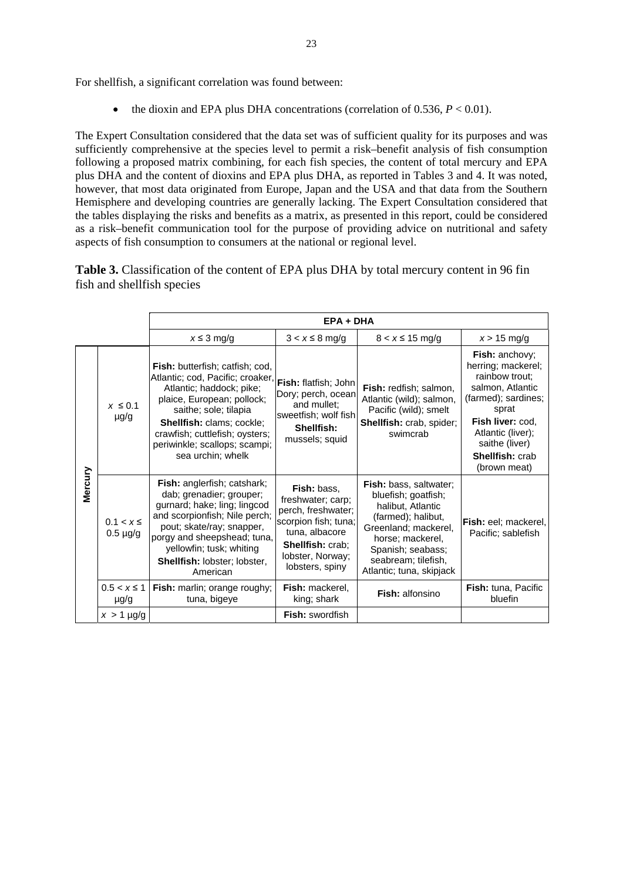For shellfish, a significant correlation was found between:

- the dioxin and EPA plus DHA concentrations (correlation of 0.536, $P < 0.01$).

The Expert Consultation considered that the data set was of sufficient quality for its purposes and was sufficiently comprehensive at the species level to permit a risk–benefit analysis of fish consumption following a proposed matrix combining, for each fish species, the content of total mercury and EPA plus DHA and the content of dioxins and EPA plus DHA, as reported in Tables 3 and 4. It was noted, however, that most data originated from Europe, Japan and the USA and that data from the Southern Hemisphere and developing countries are generally lacking. The Expert Consultation considered that the tables displaying the risks and benefits as a matrix, as presented in this report, could be considered as a risk–benefit communication tool for the purpose of providing advice on nutritional and safety aspects of fish consumption to consumers at the national or regional level.

**Table 3.** Classification of the content of EPA plus DHA by total mercury content in 96 fin fish and shellfish species

| | | **EPA + DHA** | | | |
|---|---|---|---|---|---|
| | | $x \leq 3$ mg/g | $3 < x \leq 8$ mg/g | $8 < x \leq 15$ mg/g | $x > 15$ mg/g |
| **Mercury** | $x \leq 0.1$ µg/g | **Fish:** butterfish; catfish; cod, Atlantic; cod, Pacific; croaker, Atlantic; haddock; pike; plaice, European; pollock; saithe; sole; tilapia **Shellfish:** clams; cockle; crawfish; cuttlefish; oysters; periwinkle; scallops; scampi; sea urchin; whelk | **Fish:** flatfish; John Dory; perch, ocean and mullet; sweetfish; wolf fish **Shellfish:** mussels; squid | **Fish:** redfish; salmon, Atlantic (wild); salmon, Pacific (wild); smelt **Shellfish:** crab, spider; swimcrab | **Fish:** anchovy; herring; mackerel; rainbow trout; salmon, Atlantic (farmed); sardines; sprat **Fish liver:** cod, Atlantic (liver); saithe (liver) **Shellfish:** crab (brown meat) |
| | $0.1 < x \leq 0.5$ µg/g | **Fish:** anglerfish; catshark; dab; grenadier; grouper; gurnard; hake; ling; lingcod and scorpionfish; Nile perch; pout; skate/ray; snapper, porgy and sheepshead; tuna, yellowfin; tusk; whiting **Shellfish:** lobster; lobster, American | **Fish:** bass, freshwater; carp; perch, freshwater; scorpion fish; tuna; tuna, albacore **Shellfish:** crab; lobster, Norway; lobsters, spiny | **Fish:** bass, saltwater; bluefish; goatfish; halibut, Atlantic (farmed); halibut, Greenland; mackerel, horse; mackerel, Spanish; seabass; seabream; tilefish, Atlantic; tuna, skipjack | **Fish:** eel; mackerel, Pacific; sablefish |
| | $0.5 < x \leq 1$ µg/g | **Fish:** marlin; orange roughy; tuna, bigeye | **Fish:** mackerel, king; shark | **Fish:** alfonsino | **Fish:** tuna, Pacific bluefin |
| | $x > 1$ µg/g | | **Fish:** swordfish | | |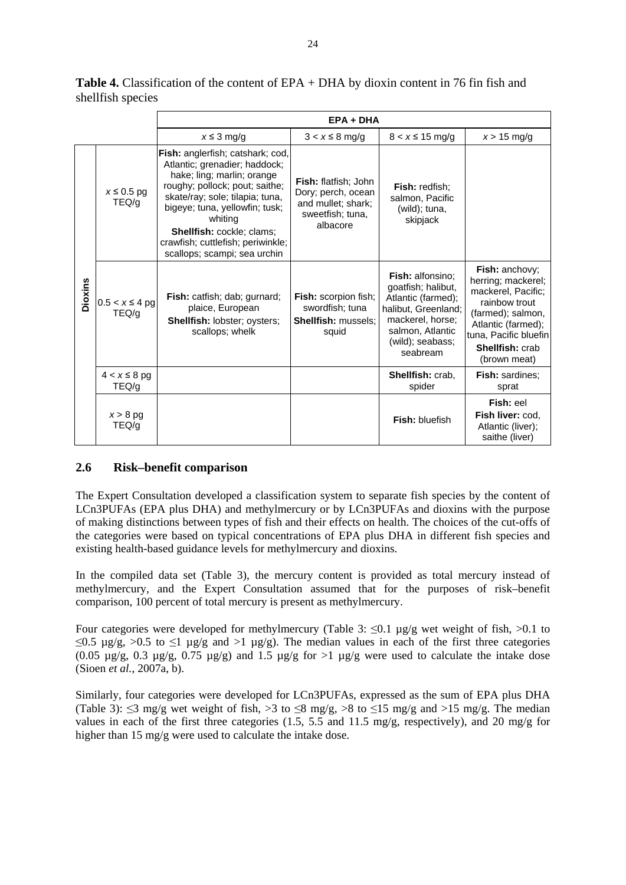**Table 4.** Classification of the content of EPA + DHA by dioxin content in 76 fin fish and shellfish species

| | | **EPA + DHA** | | | |
|---|---|---|---|---|---|
| | | $x \leq 3$ mg/g | $3 < x \leq 8$ mg/g | $8 < x \leq 15$ mg/g | $x > 15$ mg/g |
| **Dioxins** | $x \leq 0.5$ pg TEQ/g | **Fish:** anglerfish; catshark; cod, Atlantic; grenadier; haddock; hake; ling; marlin; orange roughy; pollock; pout; saithe; skate/ray; sole; tilapia; tuna, bigeye; tuna, yellowfin; tusk; whiting **Shellfish:** cockle; clams; crawfish; cuttlefish; periwinkle; scallops; scampi; sea urchin | **Fish:** flatfish; John Dory; perch, ocean and mullet; shark; sweetfish; tuna, albacore | **Fish:** redfish; salmon, Pacific (wild); tuna, skipjack | |
| | $0.5 < x \leq 4$ pg TEQ/g | **Fish:** catfish; dab; gurnard; plaice, European **Shellfish:** lobster; oysters; scallops; whelk | **Fish:** scorpion fish; swordfish; tuna **Shellfish:** mussels; squid | **Fish:** alfonsino; goatfish; halibut, Atlantic (farmed); halibut, Greenland; mackerel, horse; salmon, Atlantic (wild); seabass; seabream | **Fish:** anchovy; herring; mackerel; mackerel, Pacific; rainbow trout (farmed); salmon, Atlantic (farmed); tuna, Pacific bluefin **Shellfish:** crab (brown meat) |
| | $4 < x \leq 8$ pg TEQ/g | | | **Shellfish:** crab, spider | **Fish:** sardines; sprat |
| | $x > 8$ pg TEQ/g | | | **Fish:** bluefish | **Fish:** eel **Fish liver:** cod, Atlantic (liver); saithe (liver) |

## 2.6 Risk–benefit comparison

The Expert Consultation developed a classification system to separate fish species by the content of LCn3PUFAs (EPA plus DHA) and methylmercury or by LCn3PUFAs and dioxins with the purpose of making distinctions between types of fish and their effects on health. The choices of the cut-offs of the categories were based on typical concentrations of EPA plus DHA in different fish species and existing health-based guidance levels for methylmercury and dioxins.

In the compiled data set (Table 3), the mercury content is provided as total mercury instead of methylmercury, and the Expert Consultation assumed that for the purposes of risk–benefit comparison, 100 percent of total mercury is present as methylmercury.

Four categories were developed for methylmercury (Table 3: ≤0.1 µg/g wet weight of fish, >0.1 to ≤0.5 µg/g, >0.5 to ≤1 µg/g and >1 µg/g). The median values in each of the first three categories (0.05 µg/g, 0.3 µg/g, 0.75 µg/g) and 1.5 µg/g for >1 µg/g were used to calculate the intake dose (Sioen *et al.*, 2007a, b).

Similarly, four categories were developed for LCn3PUFAs, expressed as the sum of EPA plus DHA (Table 3): ≤3 mg/g wet weight of fish, >3 to ≤8 mg/g, >8 to ≤15 mg/g and >15 mg/g. The median values in each of the first three categories (1.5, 5.5 and 11.5 mg/g, respectively), and 20 mg/g for higher than 15 mg/g were used to calculate the intake dose.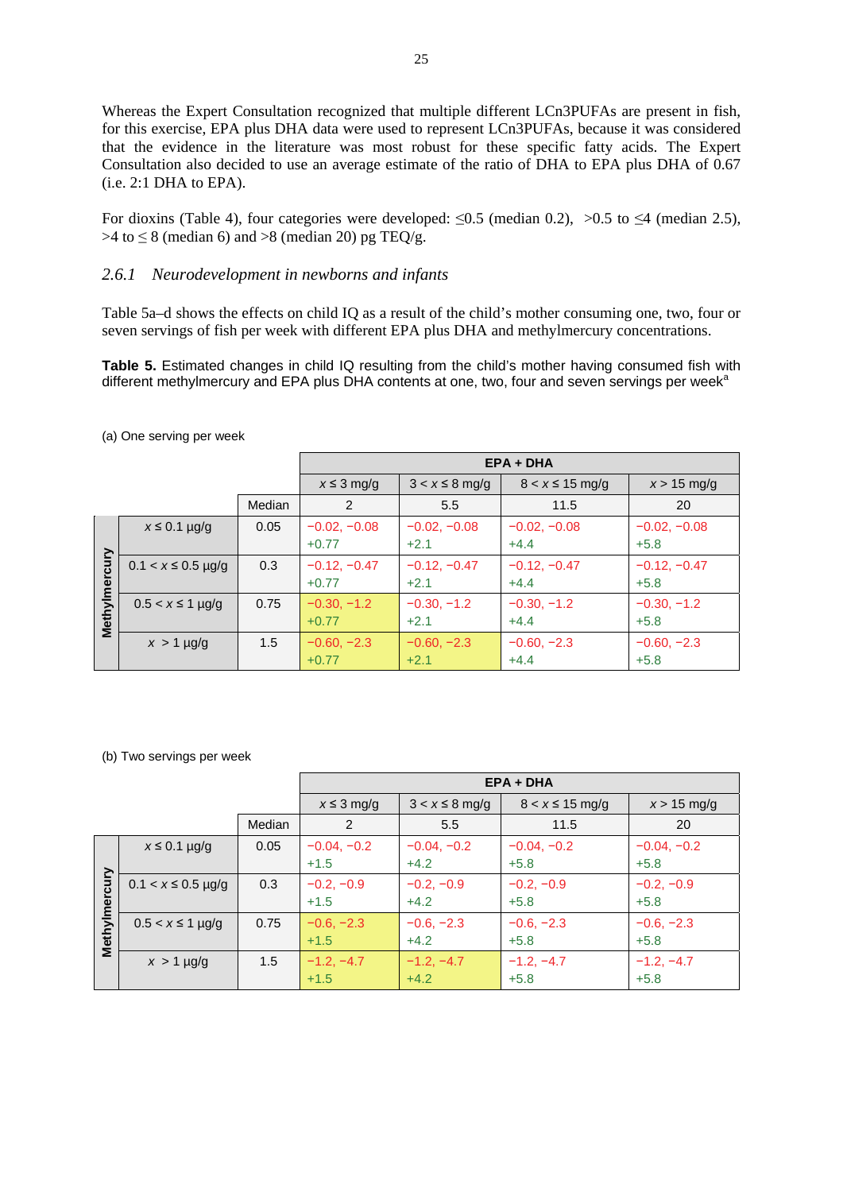Whereas the Expert Consultation recognized that multiple different LCn3PUFAs are present in fish, for this exercise, EPA plus DHA data were used to represent LCn3PUFAs, because it was considered that the evidence in the literature was most robust for these specific fatty acids. The Expert Consultation also decided to use an average estimate of the ratio of DHA to EPA plus DHA of 0.67 (i.e. 2:1 DHA to EPA).

For dioxins (Table 4), four categories were developed: ≤0.5 (median 0.2), >0.5 to ≤4 (median 2.5), >4 to ≤ 8 (median 6) and >8 (median 20) pg TEQ/g.

### *2.6.1 Neurodevelopment in newborns and infants*

Table 5a–d shows the effects on child IQ as a result of the child's mother consuming one, two, four or seven servings of fish per week with different EPA plus DHA and methylmercury concentrations.

**Table 5.** Estimated changes in child IQ resulting from the child's mother having consumed fish with different methylmercury and EPA plus DHA contents at one, two, four and seven servings per week[a]

(a) One serving per week

| | | | EPA + DHA | | | |
|---|---|---|---|---|---|---|
| | | | $x \le 3$ mg/g | $3 < x \le 8$ mg/g | $8 < x \le 15$ mg/g | $x > 15$ mg/g |
| | | Median | 2 | 5.5 | 11.5 | 20 |
| Methylmercury | $x \le 0.1$ µg/g | 0.05 | −0.02, −0.08<br>+0.77 | −0.02, −0.08<br>+2.1 | −0.02, −0.08<br>+4.4 | −0.02, −0.08<br>+5.8 |
| | $0.1 < x \le 0.5$ µg/g | 0.3 | −0.12, −0.47<br>+0.77 | −0.12, −0.47<br>+2.1 | −0.12, −0.47<br>+4.4 | −0.12, −0.47<br>+5.8 |
| | $0.5 < x \le 1$ µg/g | 0.75 | −0.30, −1.2<br>+0.77 | −0.30, −1.2<br>+2.1 | −0.30, −1.2<br>+4.4 | −0.30, −1.2<br>+5.8 |
| | $x > 1$ µg/g | 1.5 | −0.60, −2.3<br>+0.77 | −0.60, −2.3<br>+2.1 | −0.60, −2.3<br>+4.4 | −0.60, −2.3<br>+5.8 |

(b) Two servings per week

| | | | EPA + DHA | | | |
|---|---|---|---|---|---|---|
| | | | $x \le 3$ mg/g | $3 < x \le 8$ mg/g | $8 < x \le 15$ mg/g | $x > 15$ mg/g |
| | | Median | 2 | 5.5 | 11.5 | 20 |
| Methylmercury | $x \le 0.1$ µg/g | 0.05 | −0.04, −0.2<br>+1.5 | −0.04, −0.2<br>+4.2 | −0.04, −0.2<br>+5.8 | −0.04, −0.2<br>+5.8 |
| | $0.1 < x \le 0.5$ µg/g | 0.3 | −0.2, −0.9<br>+1.5 | −0.2, −0.9<br>+4.2 | −0.2, −0.9<br>+5.8 | −0.2, −0.9<br>+5.8 |
| | $0.5 < x \le 1$ µg/g | 0.75 | −0.6, −2.3<br>+1.5 | −0.6, −2.3<br>+4.2 | −0.6, −2.3<br>+5.8 | −0.6, −2.3<br>+5.8 |
| | $x > 1$ µg/g | 1.5 | −1.2, −4.7<br>+1.5 | −1.2, −4.7<br>+4.2 | −1.2, −4.7<br>+5.8 | −1.2, −4.7<br>+5.8 |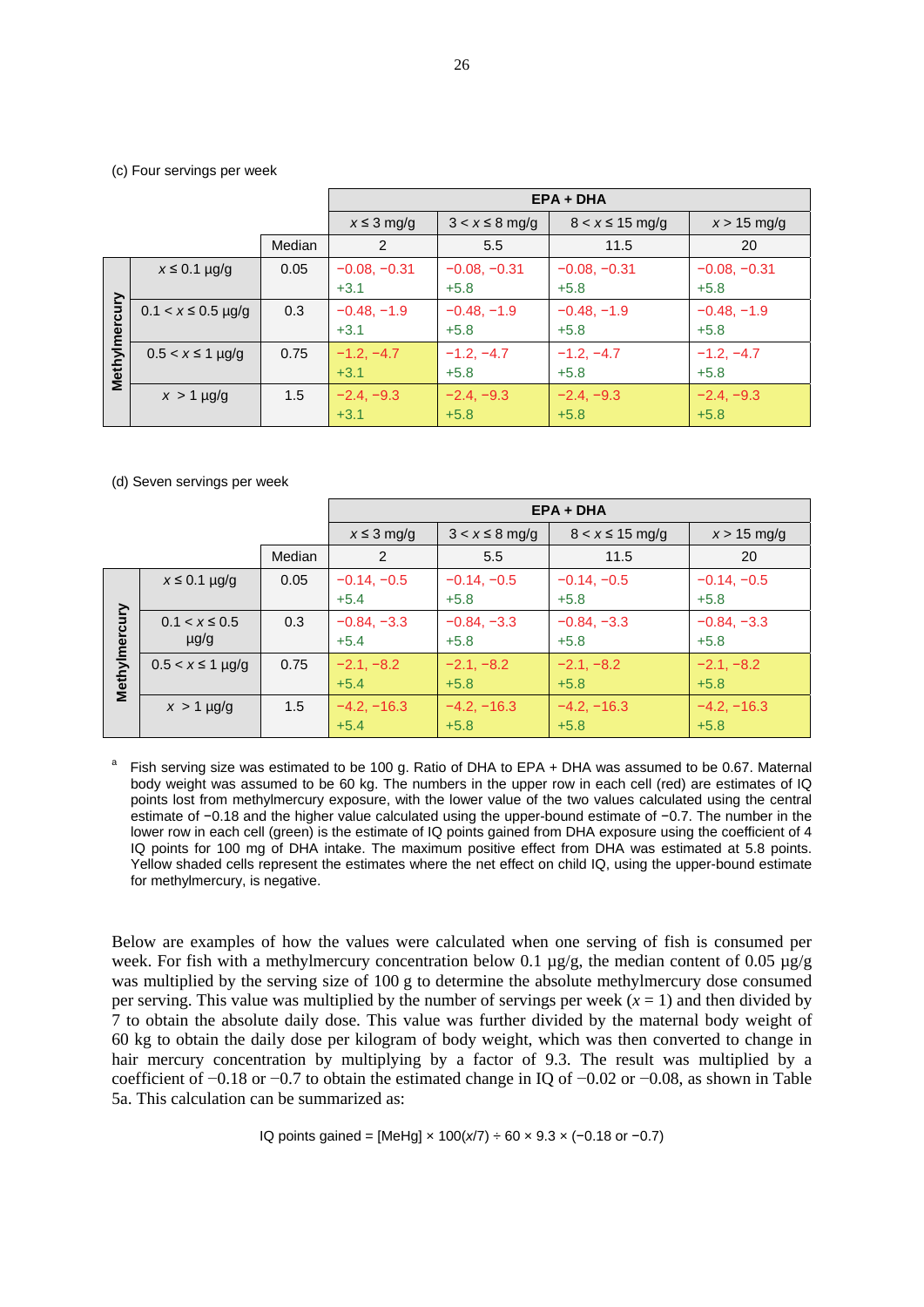(c) Four servings per week

| | | | EPA + DHA | | | |
|---|---|---|---|---|---|---|
| | | | $x \le 3$ mg/g | $3 < x \le 8$ mg/g | $8 < x \le 15$ mg/g | $x > 15$ mg/g |
| | | Median | 2 | 5.5 | 11.5 | 20 |
| Methylmercury | $x \le 0.1$ µg/g | 0.05 | −0.08, −0.31 +3.1 | −0.08, −0.31 +5.8 | −0.08, −0.31 +5.8 | −0.08, −0.31 +5.8 |
| | $0.1 < x \le 0.5$ µg/g | 0.3 | −0.48, −1.9 +3.1 | −0.48, −1.9 +5.8 | −0.48, −1.9 +5.8 | −0.48, −1.9 +5.8 |
| | $0.5 < x \le 1$ µg/g | 0.75 | −1.2, −4.7 +3.1 | −1.2, −4.7 +5.8 | −1.2, −4.7 +5.8 | −1.2, −4.7 +5.8 |
| | $x > 1$ µg/g | 1.5 | −2.4, −9.3 +3.1 | −2.4, −9.3 +5.8 | −2.4, −9.3 +5.8 | −2.4, −9.3 +5.8 |

(d) Seven servings per week

| | | | EPA + DHA | | | |
|---|---|---|---|---|---|---|
| | | | $x \le 3$ mg/g | $3 < x \le 8$ mg/g | $8 < x \le 15$ mg/g | $x > 15$ mg/g |
| | | Median | 2 | 5.5 | 11.5 | 20 |
| Methylmercury | $x \le 0.1$ µg/g | 0.05 | −0.14, −0.5 +5.4 | −0.14, −0.5 +5.8 | −0.14, −0.5 +5.8 | −0.14, −0.5 +5.8 |
| | $0.1 < x \le 0.5$ µg/g | 0.3 | −0.84, −3.3 +5.4 | −0.84, −3.3 +5.8 | −0.84, −3.3 +5.8 | −0.84, −3.3 +5.8 |
| | $0.5 < x \le 1$ µg/g | 0.75 | −2.1, −8.2 +5.4 | −2.1, −8.2 +5.8 | −2.1, −8.2 +5.8 | −2.1, −8.2 +5.8 |
| | $x > 1$ µg/g | 1.5 | −4.2, −16.3 +5.4 | −4.2, −16.3 +5.8 | −4.2, −16.3 +5.8 | −4.2, −16.3 +5.8 |

[a] Fish serving size was estimated to be 100 g. Ratio of DHA to EPA + DHA was assumed to be 0.67. Maternal body weight was assumed to be 60 kg. The numbers in the upper row in each cell (red) are estimates of IQ points lost from methylmercury exposure, with the lower value of the two values calculated using the central estimate of −0.18 and the higher value calculated using the upper-bound estimate of −0.7. The number in the lower row in each cell (green) is the estimate of IQ points gained from DHA exposure using the coefficient of 4 IQ points for 100 mg of DHA intake. The maximum positive effect from DHA was estimated at 5.8 points. Yellow shaded cells represent the estimates where the net effect on child IQ, using the upper-bound estimate for methylmercury, is negative.

Below are examples of how the values were calculated when one serving of fish is consumed per week. For fish with a methylmercury concentration below 0.1 µg/g, the median content of 0.05 µg/g was multiplied by the serving size of 100 g to determine the absolute methylmercury dose consumed per serving. This value was multiplied by the number of servings per week ($x = 1$) and then divided by 7 to obtain the absolute daily dose. This value was further divided by the maternal body weight of 60 kg to obtain the daily dose per kilogram of body weight, which was then converted to change in hair mercury concentration by multiplying by a factor of 9.3. The result was multiplied by a coefficient of −0.18 or −0.7 to obtain the estimated change in IQ of −0.02 or −0.08, as shown in Table 5a. This calculation can be summarized as:

$$\text{IQ points gained} = [\text{MeHg}] \times 100(x/7) \div 60 \times 9.3 \times (-0.18 \text{ or } -0.7)$$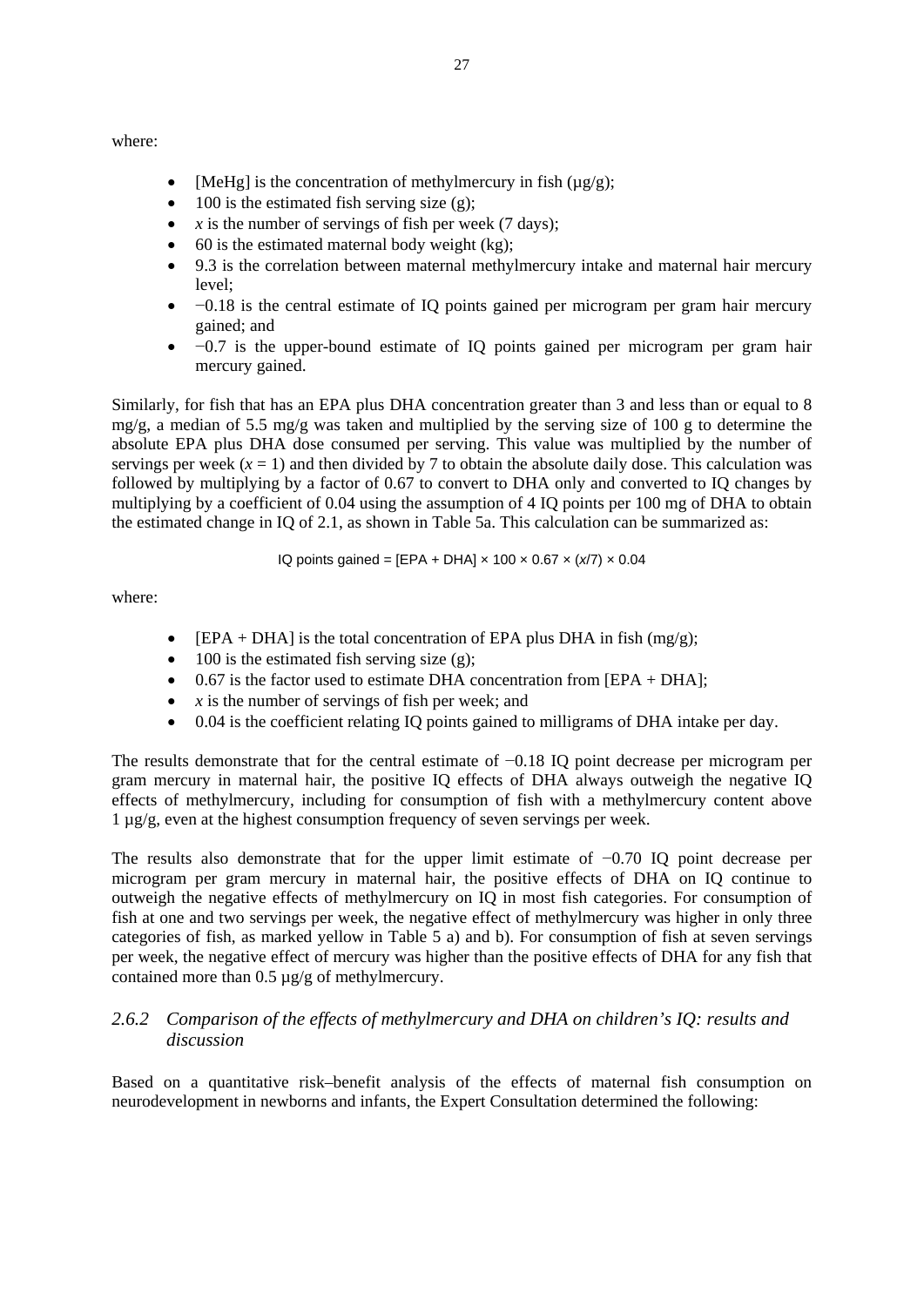where:

- [MeHg] is the concentration of methylmercury in fish (µg/g);
- 100 is the estimated fish serving size (g);
- $x$ is the number of servings of fish per week (7 days);
- 60 is the estimated maternal body weight (kg);
- 9.3 is the correlation between maternal methylmercury intake and maternal hair mercury level;
- −0.18 is the central estimate of IQ points gained per microgram per gram hair mercury gained; and
- −0.7 is the upper-bound estimate of IQ points gained per microgram per gram hair mercury gained.

Similarly, for fish that has an EPA plus DHA concentration greater than 3 and less than or equal to 8 mg/g, a median of 5.5 mg/g was taken and multiplied by the serving size of 100 g to determine the absolute EPA plus DHA dose consumed per serving. This value was multiplied by the number of servings per week ($x = 1$) and then divided by 7 to obtain the absolute daily dose. This calculation was followed by multiplying by a factor of 0.67 to convert to DHA only and converted to IQ changes by multiplying by a coefficient of 0.04 using the assumption of 4 IQ points per 100 mg of DHA to obtain the estimated change in IQ of 2.1, as shown in Table 5a. This calculation can be summarized as:

$$\text{IQ points gained} = [\text{EPA} + \text{DHA}] \times 100 \times 0.67 \times (x/7) \times 0.04$$

where:

- [EPA + DHA] is the total concentration of EPA plus DHA in fish (mg/g);
- 100 is the estimated fish serving size (g);
- 0.67 is the factor used to estimate DHA concentration from [EPA + DHA];
- $x$ is the number of servings of fish per week; and
- 0.04 is the coefficient relating IQ points gained to milligrams of DHA intake per day.

The results demonstrate that for the central estimate of −0.18 IQ point decrease per microgram per gram mercury in maternal hair, the positive IQ effects of DHA always outweigh the negative IQ effects of methylmercury, including for consumption of fish with a methylmercury content above 1 µg/g, even at the highest consumption frequency of seven servings per week.

The results also demonstrate that for the upper limit estimate of −0.70 IQ point decrease per microgram per gram mercury in maternal hair, the positive effects of DHA on IQ continue to outweigh the negative effects of methylmercury on IQ in most fish categories. For consumption of fish at one and two servings per week, the negative effect of methylmercury was higher in only three categories of fish, as marked yellow in Table 5 a) and b). For consumption of fish at seven servings per week, the negative effect of mercury was higher than the positive effects of DHA for any fish that contained more than 0.5 µg/g of methylmercury.

### *2.6.2 Comparison of the effects of methylmercury and DHA on children's IQ: results and discussion*

Based on a quantitative risk–benefit analysis of the effects of maternal fish consumption on neurodevelopment in newborns and infants, the Expert Consultation determined the following: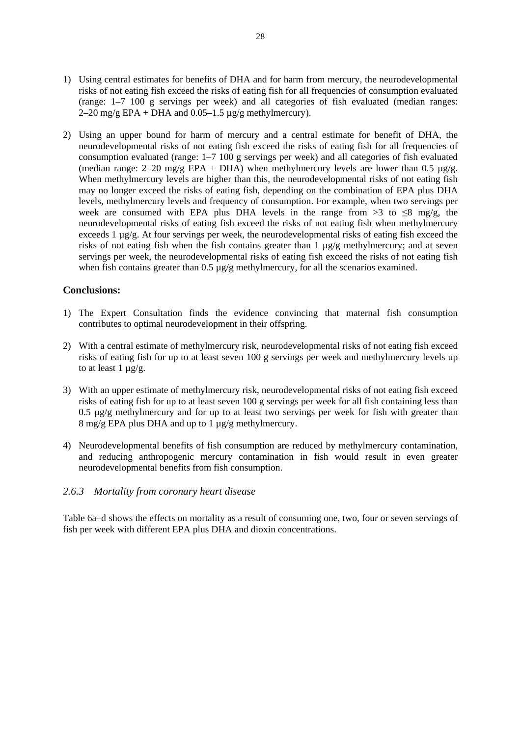1) Using central estimates for benefits of DHA and for harm from mercury, the neurodevelopmental risks of not eating fish exceed the risks of eating fish for all frequencies of consumption evaluated (range: 1–7 100 g servings per week) and all categories of fish evaluated (median ranges: 2–20 mg/g EPA + DHA and 0.05–1.5 µg/g methylmercury).

2) Using an upper bound for harm of mercury and a central estimate for benefit of DHA, the neurodevelopmental risks of not eating fish exceed the risks of eating fish for all frequencies of consumption evaluated (range: 1–7 100 g servings per week) and all categories of fish evaluated (median range: 2–20 mg/g EPA + DHA) when methylmercury levels are lower than 0.5 µg/g. When methylmercury levels are higher than this, the neurodevelopmental risks of not eating fish may no longer exceed the risks of eating fish, depending on the combination of EPA plus DHA levels, methylmercury levels and frequency of consumption. For example, when two servings per week are consumed with EPA plus DHA levels in the range from >3 to ≤8 mg/g, the neurodevelopmental risks of eating fish exceed the risks of not eating fish when methylmercury exceeds 1 µg/g. At four servings per week, the neurodevelopmental risks of eating fish exceed the risks of not eating fish when the fish contains greater than 1 µg/g methylmercury; and at seven servings per week, the neurodevelopmental risks of eating fish exceed the risks of not eating fish when fish contains greater than 0.5 µg/g methylmercury, for all the scenarios examined.

**Conclusions:**

1) The Expert Consultation finds the evidence convincing that maternal fish consumption contributes to optimal neurodevelopment in their offspring.

2) With a central estimate of methylmercury risk, neurodevelopmental risks of not eating fish exceed risks of eating fish for up to at least seven 100 g servings per week and methylmercury levels up to at least 1 µg/g.

3) With an upper estimate of methylmercury risk, neurodevelopmental risks of not eating fish exceed risks of eating fish for up to at least seven 100 g servings per week for all fish containing less than 0.5 µg/g methylmercury and for up to at least two servings per week for fish with greater than 8 mg/g EPA plus DHA and up to 1 µg/g methylmercury.

4) Neurodevelopmental benefits of fish consumption are reduced by methylmercury contamination, and reducing anthropogenic mercury contamination in fish would result in even greater neurodevelopmental benefits from fish consumption.

### *2.6.3 Mortality from coronary heart disease*

Table 6a–d shows the effects on mortality as a result of consuming one, two, four or seven servings of fish per week with different EPA plus DHA and dioxin concentrations.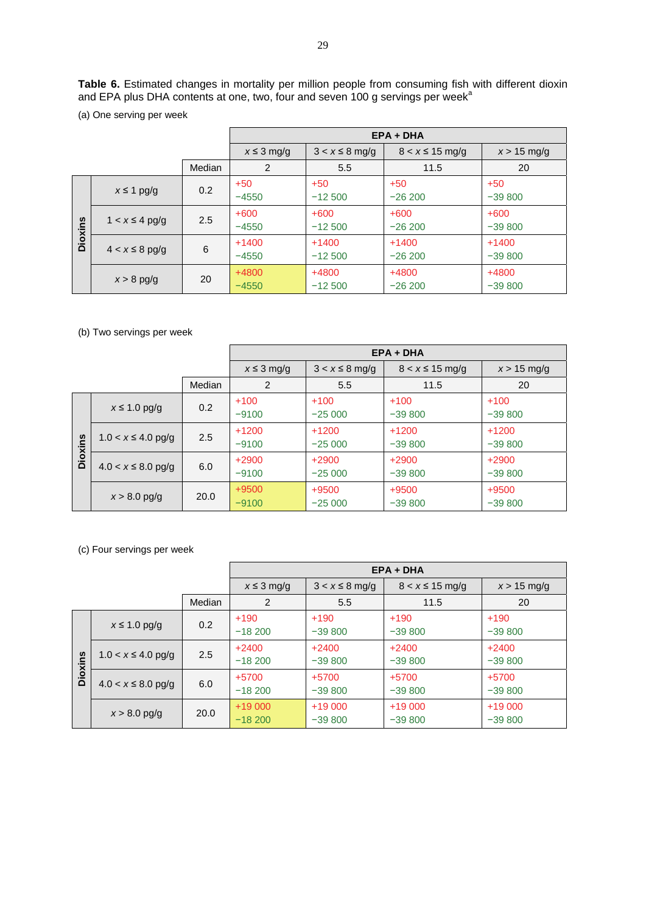**Table 6.** Estimated changes in mortality per million people from consuming fish with different dioxin and EPA plus DHA contents at one, two, four and seven 100 g servings per week[a]

(a) One serving per week

| | | | EPA + DHA | | | |
|---|---|---|---|---|---|---|
| | | | $x \leq 3$ mg/g | $3 < x \leq 8$ mg/g | $8 < x \leq 15$ mg/g | $x > 15$ mg/g |
| | | Median | 2 | 5.5 | 11.5 | 20 |
| Dioxins | $x \leq 1$ pg/g | 0.2 | +50<br>−4550 | +50<br>−12 500 | +50<br>−26 200 | +50<br>−39 800 |
| | $1 < x \leq 4$ pg/g | 2.5 | +600<br>−4550 | +600<br>−12 500 | +600<br>−26 200 | +600<br>−39 800 |
| | $4 < x \leq 8$ pg/g | 6 | +1400<br>−4550 | +1400<br>−12 500 | +1400<br>−26 200 | +1400<br>−39 800 |
| | $x > 8$ pg/g | 20 | +4800<br>−4550 | +4800<br>−12 500 | +4800<br>−26 200 | +4800<br>−39 800 |

(b) Two servings per week

| | | | EPA + DHA | | | |
|---|---|---|---|---|---|---|
| | | | $x \leq 3$ mg/g | $3 < x \leq 8$ mg/g | $8 < x \leq 15$ mg/g | $x > 15$ mg/g |
| | | Median | 2 | 5.5 | 11.5 | 20 |
| Dioxins | $x \leq 1.0$ pg/g | 0.2 | +100<br>−9100 | +100<br>−25 000 | +100<br>−39 800 | +100<br>−39 800 |
| | $1.0 < x \leq 4.0$ pg/g | 2.5 | +1200<br>−9100 | +1200<br>−25 000 | +1200<br>−39 800 | +1200<br>−39 800 |
| | $4.0 < x \leq 8.0$ pg/g | 6.0 | +2900<br>−9100 | +2900<br>−25 000 | +2900<br>−39 800 | +2900<br>−39 800 |
| | $x > 8.0$ pg/g | 20.0 | +9500<br>−9100 | +9500<br>−25 000 | +9500<br>−39 800 | +9500<br>−39 800 |

(c) Four servings per week

| | | | EPA + DHA | | | |
|---|---|---|---|---|---|---|
| | | | $x \leq 3$ mg/g | $3 < x \leq 8$ mg/g | $8 < x \leq 15$ mg/g | $x > 15$ mg/g |
| | | Median | 2 | 5.5 | 11.5 | 20 |
| Dioxins | $x \leq 1.0$ pg/g | 0.2 | +190<br>−18 200 | +190<br>−39 800 | +190<br>−39 800 | +190<br>−39 800 |
| | $1.0 < x \leq 4.0$ pg/g | 2.5 | +2400<br>−18 200 | +2400<br>−39 800 | +2400<br>−39 800 | +2400<br>−39 800 |
| | $4.0 < x \leq 8.0$ pg/g | 6.0 | +5700<br>−18 200 | +5700<br>−39 800 | +5700<br>−39 800 | +5700<br>−39 800 |
| | $x > 8.0$ pg/g | 20.0 | +19 000<br>−18 200 | +19 000<br>−39 800 | +19 000<br>−39 800 | +19 000<br>−39 800 |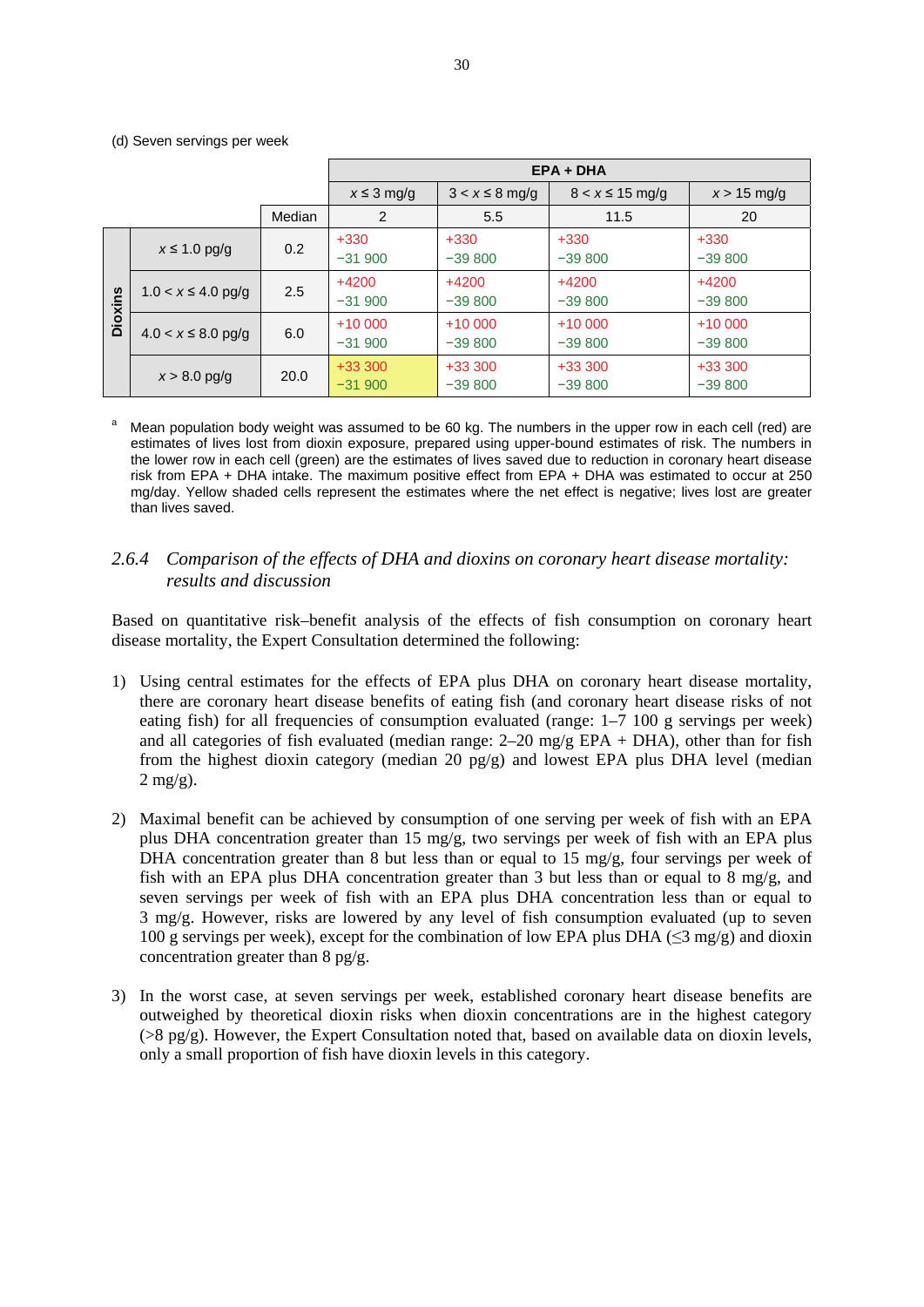(d) Seven servings per week

| | | | EPA + DHA | | | |
|---|---|---|---|---|---|---|
| | | | $x \leq 3$ mg/g | $3 < x \leq 8$ mg/g | $8 < x \leq 15$ mg/g | $x > 15$ mg/g |
| | | Median | 2 | 5.5 | 11.5 | 20 |
| Dioxins | $x \leq 1.0$ pg/g | 0.2 | +330<br>−31 900 | +330<br>−39 800 | +330<br>−39 800 | +330<br>−39 800 |
| | $1.0 < x \leq 4.0$ pg/g | 2.5 | +4200<br>−31 900 | +4200<br>−39 800 | +4200<br>−39 800 | +4200<br>−39 800 |
| | $4.0 < x \leq 8.0$ pg/g | 6.0 | +10 000<br>−31 900 | +10 000<br>−39 800 | +10 000<br>−39 800 | +10 000<br>−39 800 |
| | $x > 8.0$ pg/g | 20.0 | +33 300<br>−31 900 | +33 300<br>−39 800 | +33 300<br>−39 800 | +33 300<br>−39 800 |

[a] Mean population body weight was assumed to be 60 kg. The numbers in the upper row in each cell (red) are estimates of lives lost from dioxin exposure, prepared using upper-bound estimates of risk. The numbers in the lower row in each cell (green) are the estimates of lives saved due to reduction in coronary heart disease risk from EPA + DHA intake. The maximum positive effect from EPA + DHA was estimated to occur at 250 mg/day. Yellow shaded cells represent the estimates where the net effect is negative; lives lost are greater than lives saved.

### 2.6.4 *Comparison of the effects of DHA and dioxins on coronary heart disease mortality: results and discussion*

Based on quantitative risk–benefit analysis of the effects of fish consumption on coronary heart disease mortality, the Expert Consultation determined the following:

1) Using central estimates for the effects of EPA plus DHA on coronary heart disease mortality, there are coronary heart disease benefits of eating fish (and coronary heart disease risks of not eating fish) for all frequencies of consumption evaluated (range: 1–7 100 g servings per week) and all categories of fish evaluated (median range: 2–20 mg/g EPA + DHA), other than for fish from the highest dioxin category (median 20 pg/g) and lowest EPA plus DHA level (median 2 mg/g).

2) Maximal benefit can be achieved by consumption of one serving per week of fish with an EPA plus DHA concentration greater than 15 mg/g, two servings per week of fish with an EPA plus DHA concentration greater than 8 but less than or equal to 15 mg/g, four servings per week of fish with an EPA plus DHA concentration greater than 3 but less than or equal to 8 mg/g, and seven servings per week of fish with an EPA plus DHA concentration less than or equal to 3 mg/g. However, risks are lowered by any level of fish consumption evaluated (up to seven 100 g servings per week), except for the combination of low EPA plus DHA (≤3 mg/g) and dioxin concentration greater than 8 pg/g.

3) In the worst case, at seven servings per week, established coronary heart disease benefits are outweighed by theoretical dioxin risks when dioxin concentrations are in the highest category (>8 pg/g). However, the Expert Consultation noted that, based on available data on dioxin levels, only a small proportion of fish have dioxin levels in this category.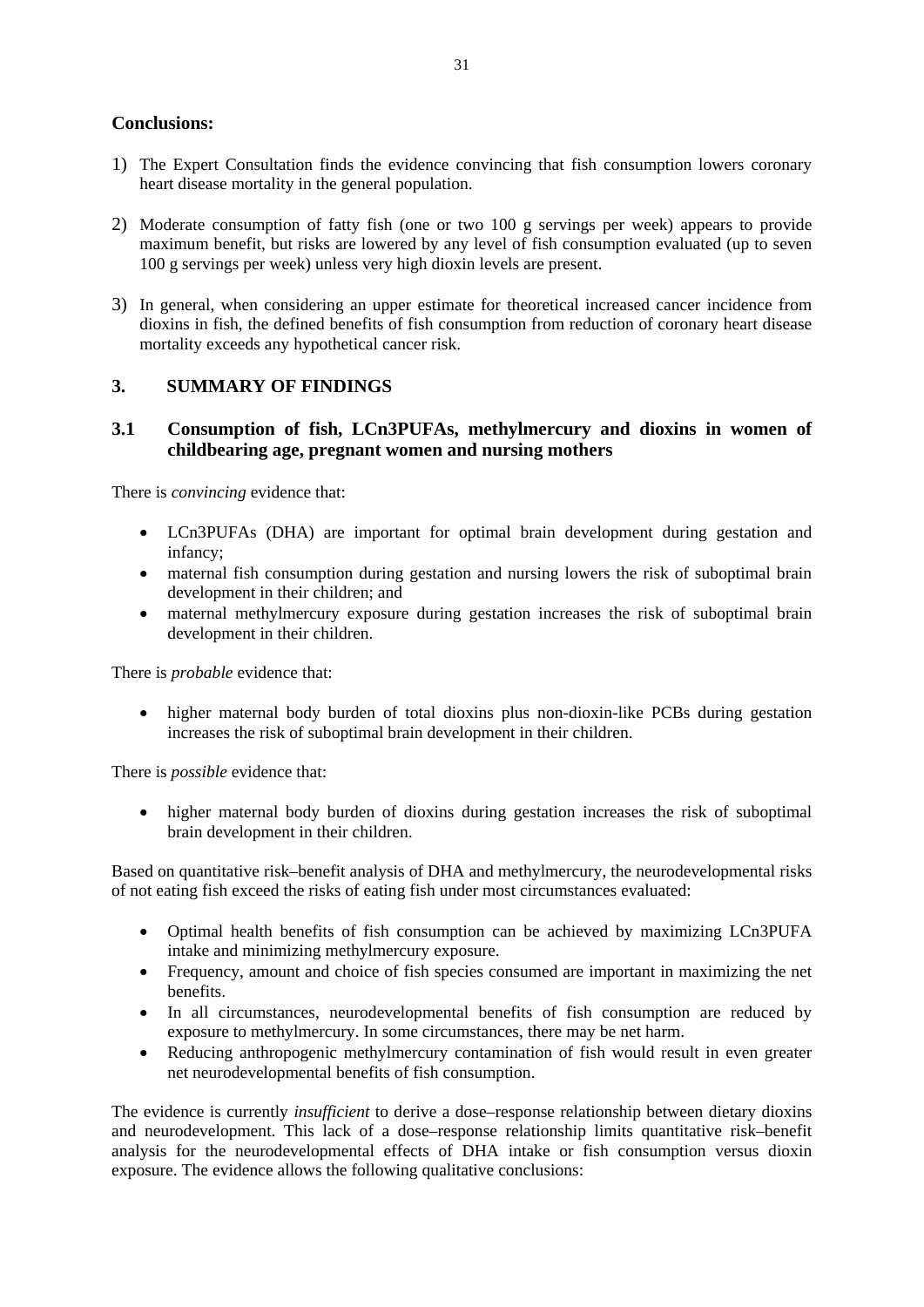**Conclusions:**

1) The Expert Consultation finds the evidence convincing that fish consumption lowers coronary heart disease mortality in the general population.

2) Moderate consumption of fatty fish (one or two 100 g servings per week) appears to provide maximum benefit, but risks are lowered by any level of fish consumption evaluated (up to seven 100 g servings per week) unless very high dioxin levels are present.

3) In general, when considering an upper estimate for theoretical increased cancer incidence from dioxins in fish, the defined benefits of fish consumption from reduction of coronary heart disease mortality exceeds any hypothetical cancer risk.

## 3. SUMMARY OF FINDINGS

### 3.1 Consumption of fish, LCn3PUFAs, methylmercury and dioxins in women of childbearing age, pregnant women and nursing mothers

There is *convincing* evidence that:

- LCn3PUFAs (DHA) are important for optimal brain development during gestation and infancy;
- maternal fish consumption during gestation and nursing lowers the risk of suboptimal brain development in their children; and
- maternal methylmercury exposure during gestation increases the risk of suboptimal brain development in their children.

There is *probable* evidence that:

- higher maternal body burden of total dioxins plus non-dioxin-like PCBs during gestation increases the risk of suboptimal brain development in their children.

There is *possible* evidence that:

- higher maternal body burden of dioxins during gestation increases the risk of suboptimal brain development in their children.

Based on quantitative risk–benefit analysis of DHA and methylmercury, the neurodevelopmental risks of not eating fish exceed the risks of eating fish under most circumstances evaluated:

- Optimal health benefits of fish consumption can be achieved by maximizing LCn3PUFA intake and minimizing methylmercury exposure.
- Frequency, amount and choice of fish species consumed are important in maximizing the net benefits.
- In all circumstances, neurodevelopmental benefits of fish consumption are reduced by exposure to methylmercury. In some circumstances, there may be net harm.
- Reducing anthropogenic methylmercury contamination of fish would result in even greater net neurodevelopmental benefits of fish consumption.

The evidence is currently *insufficient* to derive a dose–response relationship between dietary dioxins and neurodevelopment. This lack of a dose–response relationship limits quantitative risk–benefit analysis for the neurodevelopmental effects of DHA intake or fish consumption versus dioxin exposure. The evidence allows the following qualitative conclusions: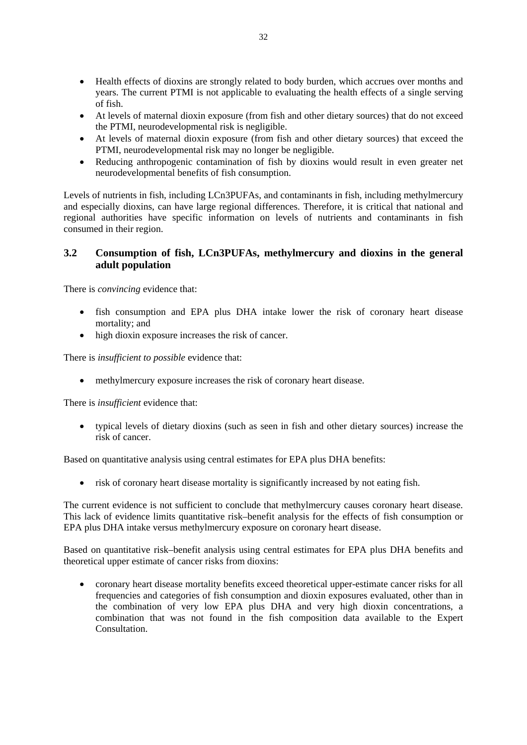- Health effects of dioxins are strongly related to body burden, which accrues over months and years. The current PTMI is not applicable to evaluating the health effects of a single serving of fish.
- At levels of maternal dioxin exposure (from fish and other dietary sources) that do not exceed the PTMI, neurodevelopmental risk is negligible.
- At levels of maternal dioxin exposure (from fish and other dietary sources) that exceed the PTMI, neurodevelopmental risk may no longer be negligible.
- Reducing anthropogenic contamination of fish by dioxins would result in even greater net neurodevelopmental benefits of fish consumption.

Levels of nutrients in fish, including LCn3PUFAs, and contaminants in fish, including methylmercury and especially dioxins, can have large regional differences. Therefore, it is critical that national and regional authorities have specific information on levels of nutrients and contaminants in fish consumed in their region.

## 3.2 Consumption of fish, LCn3PUFAs, methylmercury and dioxins in the general adult population

There is *convincing* evidence that:

- fish consumption and EPA plus DHA intake lower the risk of coronary heart disease mortality; and
- high dioxin exposure increases the risk of cancer.

There is *insufficient to possible* evidence that:

- methylmercury exposure increases the risk of coronary heart disease.

There is *insufficient* evidence that:

- typical levels of dietary dioxins (such as seen in fish and other dietary sources) increase the risk of cancer.

Based on quantitative analysis using central estimates for EPA plus DHA benefits:

- risk of coronary heart disease mortality is significantly increased by not eating fish.

The current evidence is not sufficient to conclude that methylmercury causes coronary heart disease. This lack of evidence limits quantitative risk–benefit analysis for the effects of fish consumption or EPA plus DHA intake versus methylmercury exposure on coronary heart disease.

Based on quantitative risk–benefit analysis using central estimates for EPA plus DHA benefits and theoretical upper estimate of cancer risks from dioxins:

- coronary heart disease mortality benefits exceed theoretical upper-estimate cancer risks for all frequencies and categories of fish consumption and dioxin exposures evaluated, other than in the combination of very low EPA plus DHA and very high dioxin concentrations, a combination that was not found in the fish composition data available to the Expert Consultation.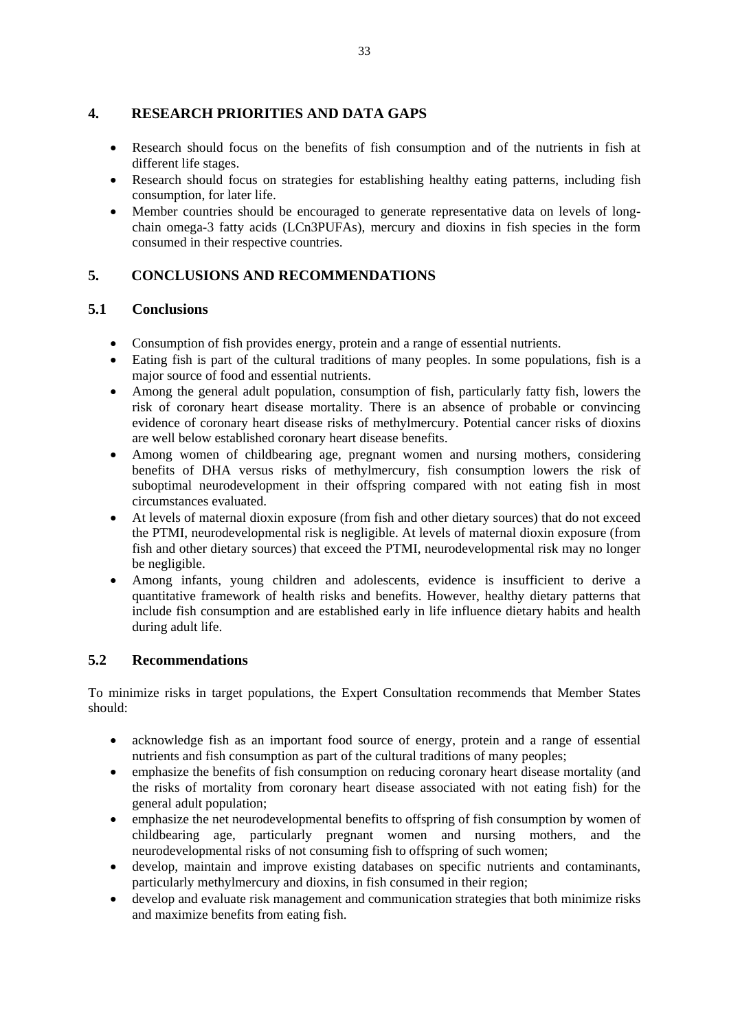## 4. RESEARCH PRIORITIES AND DATA GAPS

- Research should focus on the benefits of fish consumption and of the nutrients in fish at different life stages.
- Research should focus on strategies for establishing healthy eating patterns, including fish consumption, for later life.
- Member countries should be encouraged to generate representative data on levels of long-chain omega-3 fatty acids (LCn3PUFAs), mercury and dioxins in fish species in the form consumed in their respective countries.

## 5. CONCLUSIONS AND RECOMMENDATIONS

### 5.1 Conclusions

- Consumption of fish provides energy, protein and a range of essential nutrients.
- Eating fish is part of the cultural traditions of many peoples. In some populations, fish is a major source of food and essential nutrients.
- Among the general adult population, consumption of fish, particularly fatty fish, lowers the risk of coronary heart disease mortality. There is an absence of probable or convincing evidence of coronary heart disease risks of methylmercury. Potential cancer risks of dioxins are well below established coronary heart disease benefits.
- Among women of childbearing age, pregnant women and nursing mothers, considering benefits of DHA versus risks of methylmercury, fish consumption lowers the risk of suboptimal neurodevelopment in their offspring compared with not eating fish in most circumstances evaluated.
- At levels of maternal dioxin exposure (from fish and other dietary sources) that do not exceed the PTMI, neurodevelopmental risk is negligible. At levels of maternal dioxin exposure (from fish and other dietary sources) that exceed the PTMI, neurodevelopmental risk may no longer be negligible.
- Among infants, young children and adolescents, evidence is insufficient to derive a quantitative framework of health risks and benefits. However, healthy dietary patterns that include fish consumption and are established early in life influence dietary habits and health during adult life.

### 5.2 Recommendations

To minimize risks in target populations, the Expert Consultation recommends that Member States should:

- acknowledge fish as an important food source of energy, protein and a range of essential nutrients and fish consumption as part of the cultural traditions of many peoples;
- emphasize the benefits of fish consumption on reducing coronary heart disease mortality (and the risks of mortality from coronary heart disease associated with not eating fish) for the general adult population;
- emphasize the net neurodevelopmental benefits to offspring of fish consumption by women of childbearing age, particularly pregnant women and nursing mothers, and the neurodevelopmental risks of not consuming fish to offspring of such women;
- develop, maintain and improve existing databases on specific nutrients and contaminants, particularly methylmercury and dioxins, in fish consumed in their region;
- develop and evaluate risk management and communication strategies that both minimize risks and maximize benefits from eating fish.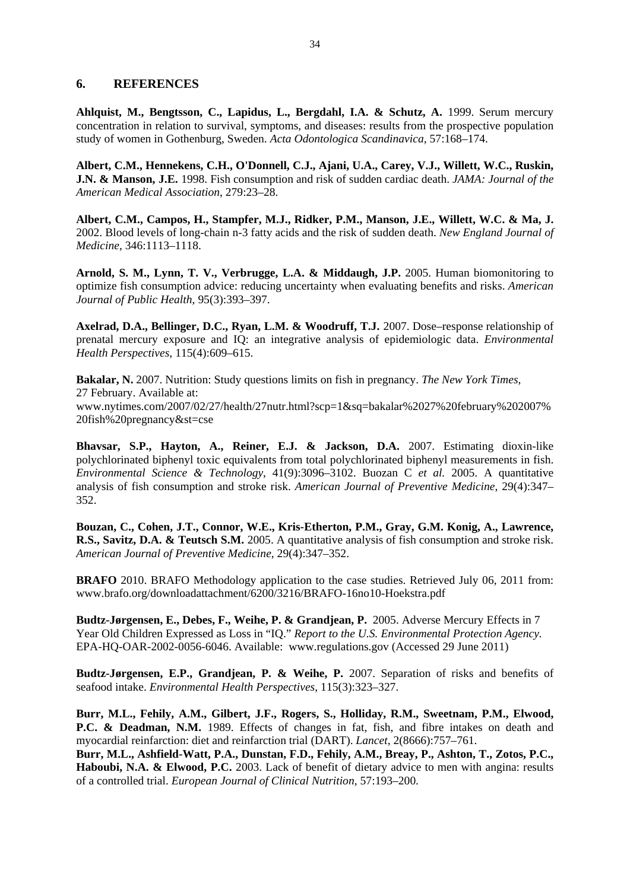## 6. REFERENCES

**Ahlquist, M., Bengtsson, C., Lapidus, L., Bergdahl, I.A. & Schutz, A.** 1999. Serum mercury concentration in relation to survival, symptoms, and diseases: results from the prospective population study of women in Gothenburg, Sweden. *Acta Odontologica Scandinavica*, 57:168–174.

**Albert, C.M., Hennekens, C.H., O'Donnell, C.J., Ajani, U.A., Carey, V.J., Willett, W.C., Ruskin, J.N. & Manson, J.E.** 1998. Fish consumption and risk of sudden cardiac death. *JAMA: Journal of the American Medical Association*, 279:23–28.

**Albert, C.M., Campos, H., Stampfer, M.J., Ridker, P.M., Manson, J.E., Willett, W.C. & Ma, J.** 2002. Blood levels of long-chain n-3 fatty acids and the risk of sudden death. *New England Journal of Medicine*, 346:1113–1118.

**Arnold, S. M., Lynn, T. V., Verbrugge, L.A. & Middaugh, J.P.** 2005. Human biomonitoring to optimize fish consumption advice: reducing uncertainty when evaluating benefits and risks. *American Journal of Public Health*, 95(3):393–397.

**Axelrad, D.A., Bellinger, D.C., Ryan, L.M. & Woodruff, T.J.** 2007. Dose–response relationship of prenatal mercury exposure and IQ: an integrative analysis of epidemiologic data. *Environmental Health Perspectives*, 115(4):609–615.

**Bakalar, N.** 2007. Nutrition: Study questions limits on fish in pregnancy. *The New York Times*, 27 February. Available at:
www.nytimes.com/2007/02/27/health/27nutr.html?scp=1&sq=bakalar%2027%20february%202007%20fish%20pregnancy&st=cse

**Bhavsar, S.P., Hayton, A., Reiner, E.J. & Jackson, D.A.** 2007. Estimating dioxin-like polychlorinated biphenyl toxic equivalents from total polychlorinated biphenyl measurements in fish. *Environmental Science & Technology*, 41(9):3096–3102. Buozan C *et al.* 2005. A quantitative analysis of fish consumption and stroke risk. *American Journal of Preventive Medicine*, 29(4):347–352.

**Bouzan, C., Cohen, J.T., Connor, W.E., Kris-Etherton, P.M., Gray, G.M. Konig, A., Lawrence, R.S., Savitz, D.A. & Teutsch S.M.** 2005. A quantitative analysis of fish consumption and stroke risk. *American Journal of Preventive Medicine*, 29(4):347–352.

**BRAFO** 2010. BRAFO Methodology application to the case studies. Retrieved July 06, 2011 from: www.brafo.org/downloadattachment/6200/3216/BRAFO-16no10-Hoekstra.pdf

**Budtz-Jørgensen, E., Debes, F., Weihe, P. & Grandjean, P.** 2005. Adverse Mercury Effects in 7 Year Old Children Expressed as Loss in "IQ." *Report to the U.S. Environmental Protection Agency.* EPA-HQ-OAR-2002-0056-6046. Available: www.regulations.gov (Accessed 29 June 2011)

**Budtz-Jørgensen, E.P., Grandjean, P. & Weihe, P.** 2007. Separation of risks and benefits of seafood intake. *Environmental Health Perspectives*, 115(3):323–327.

**Burr, M.L., Fehily, A.M., Gilbert, J.F., Rogers, S., Holliday, R.M., Sweetnam, P.M., Elwood, P.C. & Deadman, N.M.** 1989. Effects of changes in fat, fish, and fibre intakes on death and myocardial reinfarction: diet and reinfarction trial (DART). *Lancet*, 2(8666):757–761.

**Burr, M.L., Ashfield-Watt, P.A., Dunstan, F.D., Fehily, A.M., Breay, P., Ashton, T., Zotos, P.C., Haboubi, N.A. & Elwood, P.C.** 2003. Lack of benefit of dietary advice to men with angina: results of a controlled trial. *European Journal of Clinical Nutrition*, 57:193–200.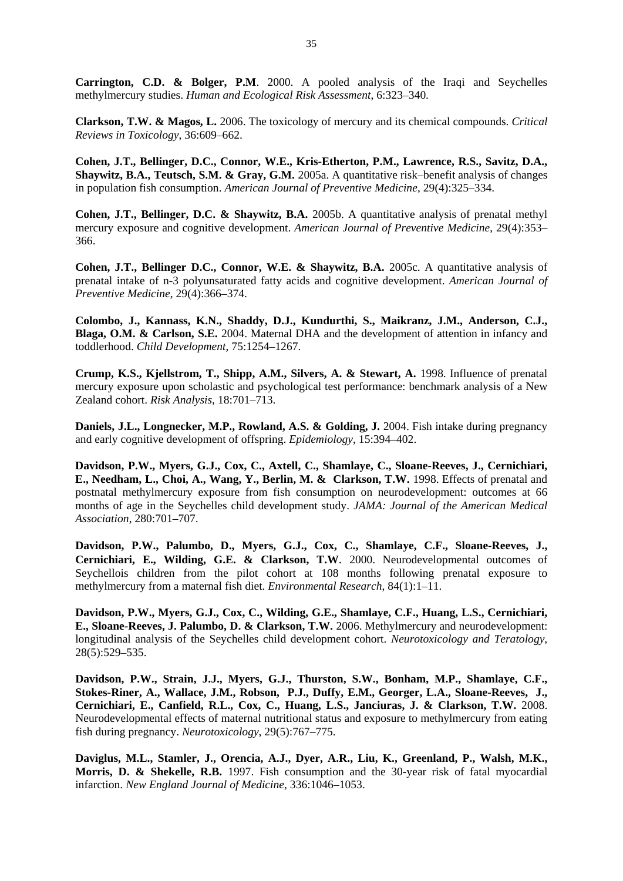**Carrington, C.D. & Bolger, P.M**. 2000. A pooled analysis of the Iraqi and Seychelles methylmercury studies. *Human and Ecological Risk Assessment*, 6:323–340.

**Clarkson, T.W. & Magos, L.** 2006. The toxicology of mercury and its chemical compounds. *Critical Reviews in Toxicology*, 36:609–662.

**Cohen, J.T., Bellinger, D.C., Connor, W.E., Kris-Etherton, P.M., Lawrence, R.S., Savitz, D.A., Shaywitz, B.A., Teutsch, S.M. & Gray, G.M.** 2005a. A quantitative risk–benefit analysis of changes in population fish consumption. *American Journal of Preventive Medicine*, 29(4):325–334.

**Cohen, J.T., Bellinger, D.C. & Shaywitz, B.A.** 2005b. A quantitative analysis of prenatal methyl mercury exposure and cognitive development. *American Journal of Preventive Medicine*, 29(4):353–366.

**Cohen, J.T., Bellinger D.C., Connor, W.E. & Shaywitz, B.A.** 2005c. A quantitative analysis of prenatal intake of n-3 polyunsaturated fatty acids and cognitive development. *American Journal of Preventive Medicine*, 29(4):366–374.

**Colombo, J., Kannass, K.N., Shaddy, D.J., Kundurthi, S., Maikranz, J.M., Anderson, C.J., Blaga, O.M. & Carlson, S.E.** 2004. Maternal DHA and the development of attention in infancy and toddlerhood. *Child Development*, 75:1254–1267.

**Crump, K.S., Kjellstrom, T., Shipp, A.M., Silvers, A. & Stewart, A.** 1998. Influence of prenatal mercury exposure upon scholastic and psychological test performance: benchmark analysis of a New Zealand cohort. *Risk Analysis*, 18:701–713.

**Daniels, J.L., Longnecker, M.P., Rowland, A.S. & Golding, J.** 2004. Fish intake during pregnancy and early cognitive development of offspring. *Epidemiology*, 15:394–402.

**Davidson, P.W., Myers, G.J., Cox, C., Axtell, C., Shamlaye, C., Sloane-Reeves, J., Cernichiari, E., Needham, L., Choi, A., Wang, Y., Berlin, M. & Clarkson, T.W.** 1998. Effects of prenatal and postnatal methylmercury exposure from fish consumption on neurodevelopment: outcomes at 66 months of age in the Seychelles child development study. *JAMA: Journal of the American Medical Association*, 280:701–707.

**Davidson, P.W., Palumbo, D., Myers, G.J., Cox, C., Shamlaye, C.F., Sloane-Reeves, J., Cernichiari, E., Wilding, G.E. & Clarkson, T.W**. 2000. Neurodevelopmental outcomes of Seychellois children from the pilot cohort at 108 months following prenatal exposure to methylmercury from a maternal fish diet. *Environmental Research*, 84(1):1–11.

**Davidson, P.W., Myers, G.J., Cox, C., Wilding, G.E., Shamlaye, C.F., Huang, L.S., Cernichiari, E., Sloane-Reeves, J. Palumbo, D. & Clarkson, T.W.** 2006. Methylmercury and neurodevelopment: longitudinal analysis of the Seychelles child development cohort. *Neurotoxicology and Teratology*, 28(5):529–535.

**Davidson, P.W., Strain, J.J., Myers, G.J., Thurston, S.W., Bonham, M.P., Shamlaye, C.F., Stokes-Riner, A., Wallace, J.M., Robson, P.J., Duffy, E.M., Georger, L.A., Sloane-Reeves, J., Cernichiari, E., Canfield, R.L., Cox, C., Huang, L.S., Janciuras, J. & Clarkson, T.W.** 2008. Neurodevelopmental effects of maternal nutritional status and exposure to methylmercury from eating fish during pregnancy. *Neurotoxicology*, 29(5):767–775.

**Daviglus, M.L., Stamler, J., Orencia, A.J., Dyer, A.R., Liu, K., Greenland, P., Walsh, M.K., Morris, D. & Shekelle, R.B.** 1997. Fish consumption and the 30-year risk of fatal myocardial infarction. *New England Journal of Medicine*, 336:1046–1053.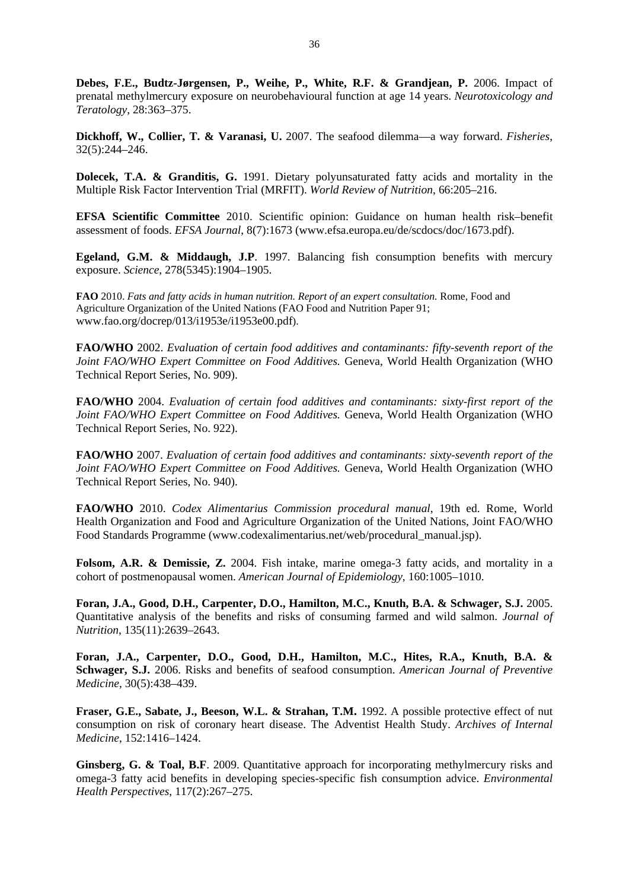**Debes, F.E., Budtz-Jørgensen, P., Weihe, P., White, R.F. & Grandjean, P.** 2006. Impact of prenatal methylmercury exposure on neurobehavioural function at age 14 years. *Neurotoxicology and Teratology*, 28:363–375.

**Dickhoff, W., Collier, T. & Varanasi, U.** 2007. The seafood dilemma—a way forward. *Fisheries*, 32(5):244–246.

**Dolecek, T.A. & Granditis, G.** 1991. Dietary polyunsaturated fatty acids and mortality in the Multiple Risk Factor Intervention Trial (MRFIT). *World Review of Nutrition*, 66:205–216.

**EFSA Scientific Committee** 2010. Scientific opinion: Guidance on human health risk–benefit assessment of foods. *EFSA Journal*, 8(7):1673 (www.efsa.europa.eu/de/scdocs/doc/1673.pdf).

**Egeland, G.M. & Middaugh, J.P**. 1997. Balancing fish consumption benefits with mercury exposure. *Science*, 278(5345):1904–1905.

**FAO** 2010. *Fats and fatty acids in human nutrition. Report of an expert consultation.* Rome, Food and Agriculture Organization of the United Nations (FAO Food and Nutrition Paper 91; www.fao.org/docrep/013/i1953e/i1953e00.pdf).

**FAO/WHO** 2002. *Evaluation of certain food additives and contaminants: fifty-seventh report of the Joint FAO/WHO Expert Committee on Food Additives.* Geneva, World Health Organization (WHO Technical Report Series, No. 909).

**FAO/WHO** 2004. *Evaluation of certain food additives and contaminants: sixty-first report of the Joint FAO/WHO Expert Committee on Food Additives.* Geneva, World Health Organization (WHO Technical Report Series, No. 922).

**FAO/WHO** 2007. *Evaluation of certain food additives and contaminants: sixty-seventh report of the Joint FAO/WHO Expert Committee on Food Additives.* Geneva, World Health Organization (WHO Technical Report Series, No. 940).

**FAO/WHO** 2010. *Codex Alimentarius Commission procedural manual*, 19th ed. Rome, World Health Organization and Food and Agriculture Organization of the United Nations, Joint FAO/WHO Food Standards Programme (www.codexalimentarius.net/web/procedural_manual.jsp).

**Folsom, A.R. & Demissie, Z.** 2004. Fish intake, marine omega-3 fatty acids, and mortality in a cohort of postmenopausal women. *American Journal of Epidemiology*, 160:1005–1010.

**Foran, J.A., Good, D.H., Carpenter, D.O., Hamilton, M.C., Knuth, B.A. & Schwager, S.J.** 2005. Quantitative analysis of the benefits and risks of consuming farmed and wild salmon. *Journal of Nutrition*, 135(11):2639–2643.

**Foran, J.A., Carpenter, D.O., Good, D.H., Hamilton, M.C., Hites, R.A., Knuth, B.A. & Schwager, S.J.** 2006. Risks and benefits of seafood consumption. *American Journal of Preventive Medicine*, 30(5):438–439.

**Fraser, G.E., Sabate, J., Beeson, W.L. & Strahan, T.M.** 1992. A possible protective effect of nut consumption on risk of coronary heart disease. The Adventist Health Study. *Archives of Internal Medicine*, 152:1416–1424.

**Ginsberg, G. & Toal, B.F**. 2009. Quantitative approach for incorporating methylmercury risks and omega-3 fatty acid benefits in developing species-specific fish consumption advice. *Environmental Health Perspectives*, 117(2):267–275.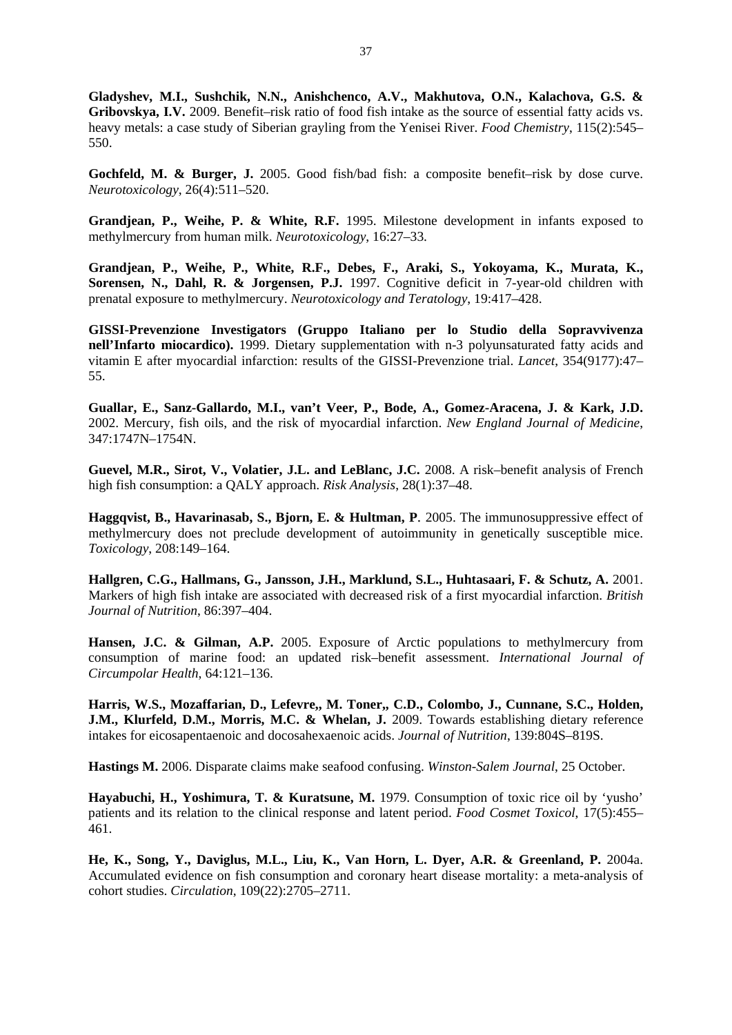**Gladyshev, M.I., Sushchik, N.N., Anishchenco, A.V., Makhutova, O.N., Kalachova, G.S. & Gribovskya, I.V.** 2009. Benefit–risk ratio of food fish intake as the source of essential fatty acids vs. heavy metals: a case study of Siberian grayling from the Yenisei River. *Food Chemistry*, 115(2):545–550.

**Gochfeld, M. & Burger, J.** 2005. Good fish/bad fish: a composite benefit–risk by dose curve. *Neurotoxicology*, 26(4):511–520.

**Grandjean, P., Weihe, P. & White, R.F.** 1995. Milestone development in infants exposed to methylmercury from human milk. *Neurotoxicology*, 16:27–33.

**Grandjean, P., Weihe, P., White, R.F., Debes, F., Araki, S., Yokoyama, K., Murata, K., Sorensen, N., Dahl, R. & Jorgensen, P.J.** 1997. Cognitive deficit in 7-year-old children with prenatal exposure to methylmercury. *Neurotoxicology and Teratology*, 19:417–428.

**GISSI-Prevenzione Investigators (Gruppo Italiano per lo Studio della Sopravvivenza nell'Infarto miocardico).** 1999. Dietary supplementation with n-3 polyunsaturated fatty acids and vitamin E after myocardial infarction: results of the GISSI-Prevenzione trial. *Lancet*, 354(9177):47–55.

**Guallar, E., Sanz-Gallardo, M.I., van't Veer, P., Bode, A., Gomez-Aracena, J. & Kark, J.D.** 2002. Mercury, fish oils, and the risk of myocardial infarction. *New England Journal of Medicine*, 347:1747N–1754N.

**Guevel, M.R., Sirot, V., Volatier, J.L. and LeBlanc, J.C.** 2008. A risk–benefit analysis of French high fish consumption: a QALY approach. *Risk Analysis*, 28(1):37–48.

**Haggqvist, B., Havarinasab, S., Bjorn, E. & Hultman, P**. 2005. The immunosuppressive effect of methylmercury does not preclude development of autoimmunity in genetically susceptible mice. *Toxicology*, 208:149–164.

**Hallgren, C.G., Hallmans, G., Jansson, J.H., Marklund, S.L., Huhtasaari, F. & Schutz, A.** 2001. Markers of high fish intake are associated with decreased risk of a first myocardial infarction. *British Journal of Nutrition*, 86:397–404.

**Hansen, J.C. & Gilman, A.P.** 2005. Exposure of Arctic populations to methylmercury from consumption of marine food: an updated risk–benefit assessment. *International Journal of Circumpolar Health*, 64:121–136.

**Harris, W.S., Mozaffarian, D., Lefevre,, M. Toner,, C.D., Colombo, J., Cunnane, S.C., Holden, J.M., Klurfeld, D.M., Morris, M.C. & Whelan, J.** 2009. Towards establishing dietary reference intakes for eicosapentaenoic and docosahexaenoic acids. *Journal of Nutrition*, 139:804S–819S.

**Hastings M.** 2006. Disparate claims make seafood confusing. *Winston-Salem Journal*, 25 October.

**Hayabuchi, H., Yoshimura, T. & Kuratsune, M.** 1979. Consumption of toxic rice oil by 'yusho' patients and its relation to the clinical response and latent period. *Food Cosmet Toxicol*, 17(5):455–461.

**He, K., Song, Y., Daviglus, M.L., Liu, K., Van Horn, L. Dyer, A.R. & Greenland, P.** 2004a. Accumulated evidence on fish consumption and coronary heart disease mortality: a meta-analysis of cohort studies. *Circulation*, 109(22):2705–2711.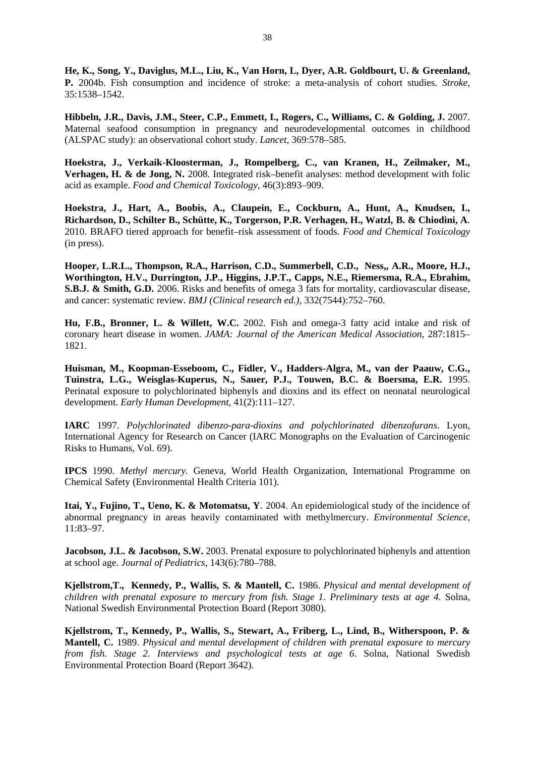**He, K., Song, Y., Daviglus, M.L., Liu, K., Van Horn, L, Dyer, A.R. Goldbourt, U. & Greenland, P.** 2004b. Fish consumption and incidence of stroke: a meta-analysis of cohort studies. *Stroke*, 35:1538–1542.

**Hibbeln, J.R., Davis, J.M., Steer, C.P., Emmett, I., Rogers, C., Williams, C. & Golding, J.** 2007. Maternal seafood consumption in pregnancy and neurodevelopmental outcomes in childhood (ALSPAC study): an observational cohort study. *Lancet*, 369:578–585.

**Hoekstra, J., Verkaik-Kloosterman, J., Rompelberg, C., van Kranen, H., Zeilmaker, M., Verhagen, H. & de Jong, N.** 2008. Integrated risk–benefit analyses: method development with folic acid as example. *Food and Chemical Toxicology*, 46(3):893–909.

**Hoekstra, J., Hart, A., Boobis, A., Claupein, E., Cockburn, A., Hunt, A., Knudsen, I., Richardson, D., Schilter B., Schütte, K., Torgerson, P.R. Verhagen, H., Watzl, B. & Chiodini, A**. 2010. BRAFO tiered approach for benefit–risk assessment of foods. *Food and Chemical Toxicology* (in press).

**Hooper, L.R.L., Thompson, R.A., Harrison, C.D., Summerbell, C.D., Ness,, A.R., Moore, H.J., Worthington, H.V., Durrington, J.P., Higgins, J.P.T., Capps, N.E., Riemersma, R.A., Ebrahim, S.B.J. & Smith, G.D.** 2006. Risks and benefits of omega 3 fats for mortality, cardiovascular disease, and cancer: systematic review. *BMJ (Clinical research ed.)*, 332(7544):752–760.

**Hu, F.B., Bronner, L. & Willett, W.C.** 2002. Fish and omega-3 fatty acid intake and risk of coronary heart disease in women. *JAMA: Journal of the American Medical Association*, 287:1815–1821.

**Huisman, M., Koopman-Esseboom, C., Fidler, V., Hadders-Algra, M., van der Paauw, C.G., Tuinstra, L.G., Weisglas-Kuperus, N., Sauer, P.J., Touwen, B.C. & Boersma, E.R.** 1995. Perinatal exposure to polychlorinated biphenyls and dioxins and its effect on neonatal neurological development. *Early Human Development*, 41(2):111–127.

**IARC** 1997. *Polychlorinated dibenzo-para-dioxins and polychlorinated dibenzofurans*. Lyon, International Agency for Research on Cancer (IARC Monographs on the Evaluation of Carcinogenic Risks to Humans, Vol. 69).

**IPCS** 1990. *Methyl mercury*. Geneva, World Health Organization, International Programme on Chemical Safety (Environmental Health Criteria 101).

**Itai, Y., Fujino, T., Ueno, K. & Motomatsu, Y**. 2004. An epidemiological study of the incidence of abnormal pregnancy in areas heavily contaminated with methylmercury. *Environmental Science*, 11:83–97.

**Jacobson, J.L. & Jacobson, S.W.** 2003. Prenatal exposure to polychlorinated biphenyls and attention at school age. *Journal of Pediatrics*, 143(6):780–788.

**Kjellstrom,T., Kennedy, P., Wallis, S. & Mantell, C.** 1986. *Physical and mental development of children with prenatal exposure to mercury from fish. Stage 1. Preliminary tests at age 4.* Solna, National Swedish Environmental Protection Board (Report 3080).

**Kjellstrom, T., Kennedy, P., Wallis, S., Stewart, A., Friberg, L., Lind, B., Witherspoon, P. & Mantell, C.** 1989. *Physical and mental development of children with prenatal exposure to mercury from fish. Stage 2. Interviews and psychological tests at age 6.* Solna, National Swedish Environmental Protection Board (Report 3642).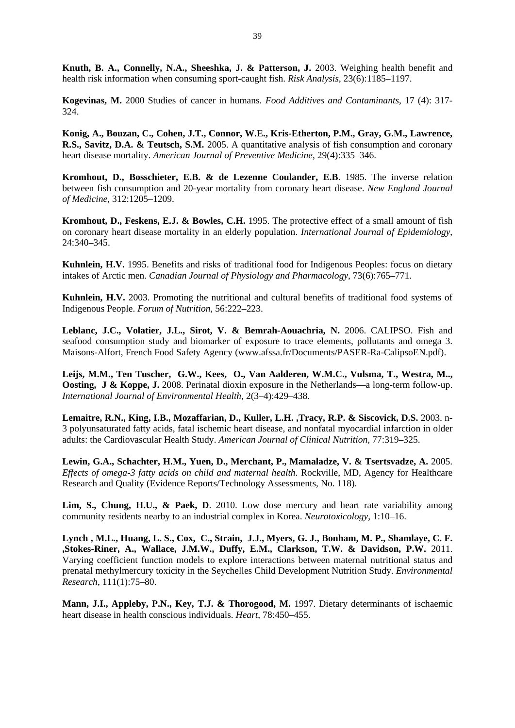**Knuth, B. A., Connelly, N.A., Sheeshka, J. & Patterson, J.** 2003. Weighing health benefit and health risk information when consuming sport-caught fish. *Risk Analysis*, 23(6):1185–1197.

**Kogevinas, M.** 2000 Studies of cancer in humans. *Food Additives and Contaminants*, 17 (4): 317-324.

**Konig, A., Bouzan, C., Cohen, J.T., Connor, W.E., Kris-Etherton, P.M., Gray, G.M., Lawrence, R.S., Savitz, D.A. & Teutsch, S.M.** 2005. A quantitative analysis of fish consumption and coronary heart disease mortality. *American Journal of Preventive Medicine*, 29(4):335–346.

**Kromhout, D., Bosschieter, E.B. & de Lezenne Coulander, E.B**. 1985. The inverse relation between fish consumption and 20-year mortality from coronary heart disease. *New England Journal of Medicine*, 312:1205–1209.

**Kromhout, D., Feskens, E.J. & Bowles, C.H.** 1995. The protective effect of a small amount of fish on coronary heart disease mortality in an elderly population. *International Journal of Epidemiology*, 24:340–345.

**Kuhnlein, H.V.** 1995. Benefits and risks of traditional food for Indigenous Peoples: focus on dietary intakes of Arctic men. *Canadian Journal of Physiology and Pharmacology*, 73(6):765–771.

**Kuhnlein, H.V.** 2003. Promoting the nutritional and cultural benefits of traditional food systems of Indigenous People. *Forum of Nutrition*, 56:222–223.

**Leblanc, J.C., Volatier, J.L., Sirot, V. & Bemrah-Aouachria, N.** 2006. CALIPSO. Fish and seafood consumption study and biomarker of exposure to trace elements, pollutants and omega 3. Maisons-Alfort, French Food Safety Agency (www.afssa.fr/Documents/PASER-Ra-CalipsoEN.pdf).

**Leijs, M.M., Ten Tuscher, G.W., Kees, O., Van Aalderen, W.M.C., Vulsma, T., Westra, M.., Oosting, J & Koppe, J.** 2008. Perinatal dioxin exposure in the Netherlands—a long-term follow-up. *International Journal of Environmental Health*, 2(3–4):429–438.

**Lemaitre, R.N., King, I.B., Mozaffarian, D., Kuller, L.H. ,Tracy, R.P. & Siscovick, D.S.** 2003. n-3 polyunsaturated fatty acids, fatal ischemic heart disease, and nonfatal myocardial infarction in older adults: the Cardiovascular Health Study. *American Journal of Clinical Nutrition*, 77:319–325.

**Lewin, G.A., Schachter, H.M., Yuen, D., Merchant, P., Mamaladze, V. & Tsertsvadze, A.** 2005. *Effects of omega-3 fatty acids on child and maternal health*. Rockville, MD, Agency for Healthcare Research and Quality (Evidence Reports/Technology Assessments, No. 118).

**Lim, S., Chung, H.U., & Paek, D**. 2010. Low dose mercury and heart rate variability among community residents nearby to an industrial complex in Korea. *Neurotoxicology*, 1:10–16.

**Lynch , M.L., Huang, L. S., Cox, C., Strain, J.J., Myers, G. J., Bonham, M. P., Shamlaye, C. F. ,Stokes-Riner, A., Wallace, J.M.W., Duffy, E.M., Clarkson, T.W. & Davidson, P.W.** 2011. Varying coefficient function models to explore interactions between maternal nutritional status and prenatal methylmercury toxicity in the Seychelles Child Development Nutrition Study. *Environmental Research*, 111(1):75–80.

**Mann, J.I., Appleby, P.N., Key, T.J. & Thorogood, M.** 1997. Dietary determinants of ischaemic heart disease in health conscious individuals. *Heart*, 78:450–455.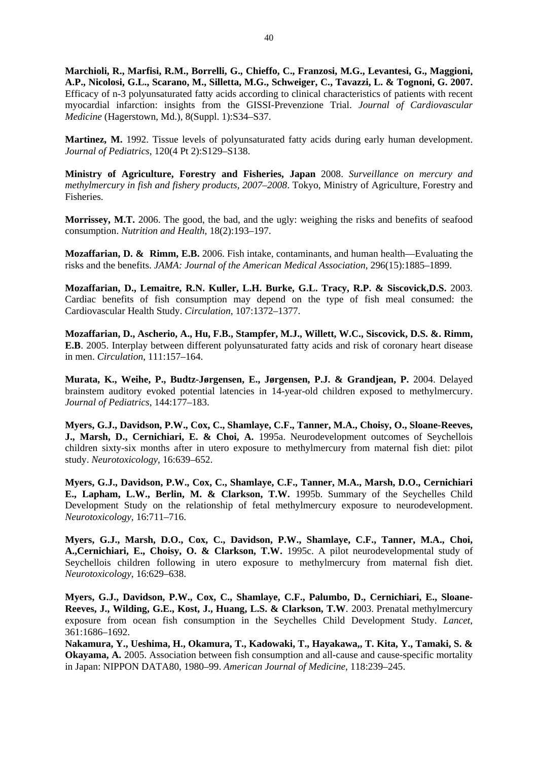**Marchioli, R., Marfisi, R.M., Borrelli, G., Chieffo, C., Franzosi, M.G., Levantesi, G., Maggioni, A.P., Nicolosi, G.L., Scarano, M., Silletta, M.G., Schweiger, C., Tavazzi, L. & Tognoni, G. 2007.** Efficacy of n-3 polyunsaturated fatty acids according to clinical characteristics of patients with recent myocardial infarction: insights from the GISSI-Prevenzione Trial. *Journal of Cardiovascular Medicine* (Hagerstown, Md.), 8(Suppl. 1):S34–S37.

**Martinez, M.** 1992. Tissue levels of polyunsaturated fatty acids during early human development. *Journal of Pediatrics*, 120(4 Pt 2):S129–S138.

**Ministry of Agriculture, Forestry and Fisheries, Japan** 2008. *Surveillance on mercury and methylmercury in fish and fishery products, 2007–2008*. Tokyo, Ministry of Agriculture, Forestry and Fisheries.

**Morrissey, M.T.** 2006. The good, the bad, and the ugly: weighing the risks and benefits of seafood consumption. *Nutrition and Health*, 18(2):193–197.

**Mozaffarian, D. & Rimm, E.B.** 2006. Fish intake, contaminants, and human health—Evaluating the risks and the benefits. *JAMA: Journal of the American Medical Association*, 296(15):1885–1899.

**Mozaffarian, D., Lemaitre, R.N. Kuller, L.H. Burke, G.L. Tracy, R.P. & Siscovick,D.S.** 2003. Cardiac benefits of fish consumption may depend on the type of fish meal consumed: the Cardiovascular Health Study. *Circulation*, 107:1372–1377.

**Mozaffarian, D., Ascherio, A., Hu, F.B., Stampfer, M.J., Willett, W.C., Siscovick, D.S. &. Rimm, E.B**. 2005. Interplay between different polyunsaturated fatty acids and risk of coronary heart disease in men. *Circulation*, 111:157–164.

**Murata, K., Weihe, P., Budtz-Jørgensen, E., Jørgensen, P.J. & Grandjean, P.** 2004. Delayed brainstem auditory evoked potential latencies in 14-year-old children exposed to methylmercury. *Journal of Pediatrics*, 144:177–183.

**Myers, G.J., Davidson, P.W., Cox, C., Shamlaye, C.F., Tanner, M.A., Choisy, O., Sloane-Reeves, J., Marsh, D., Cernichiari, E. & Choi, A.** 1995a. Neurodevelopment outcomes of Seychellois children sixty-six months after in utero exposure to methylmercury from maternal fish diet: pilot study. *Neurotoxicology*, 16:639–652.

**Myers, G.J., Davidson, P.W., Cox, C., Shamlaye, C.F., Tanner, M.A., Marsh, D.O., Cernichiari E., Lapham, L.W., Berlin, M. & Clarkson, T.W.** 1995b. Summary of the Seychelles Child Development Study on the relationship of fetal methylmercury exposure to neurodevelopment. *Neurotoxicology*, 16:711–716.

**Myers, G.J., Marsh, D.O., Cox, C., Davidson, P.W., Shamlaye, C.F., Tanner, M.A., Choi, A.,Cernichiari, E., Choisy, O. & Clarkson, T.W.** 1995c. A pilot neurodevelopmental study of Seychellois children following in utero exposure to methylmercury from maternal fish diet. *Neurotoxicology*, 16:629–638.

**Myers, G.J., Davidson, P.W., Cox, C., Shamlaye, C.F., Palumbo, D., Cernichiari, E., Sloane-Reeves, J., Wilding, G.E., Kost, J., Huang, L.S. & Clarkson, T.W**. 2003. Prenatal methylmercury exposure from ocean fish consumption in the Seychelles Child Development Study. *Lancet*, 361:1686–1692.

**Nakamura, Y., Ueshima, H., Okamura, T., Kadowaki, T., Hayakawa,, T. Kita, Y., Tamaki, S. & Okayama, A.** 2005. Association between fish consumption and all-cause and cause-specific mortality in Japan: NIPPON DATA80, 1980–99. *American Journal of Medicine*, 118:239–245.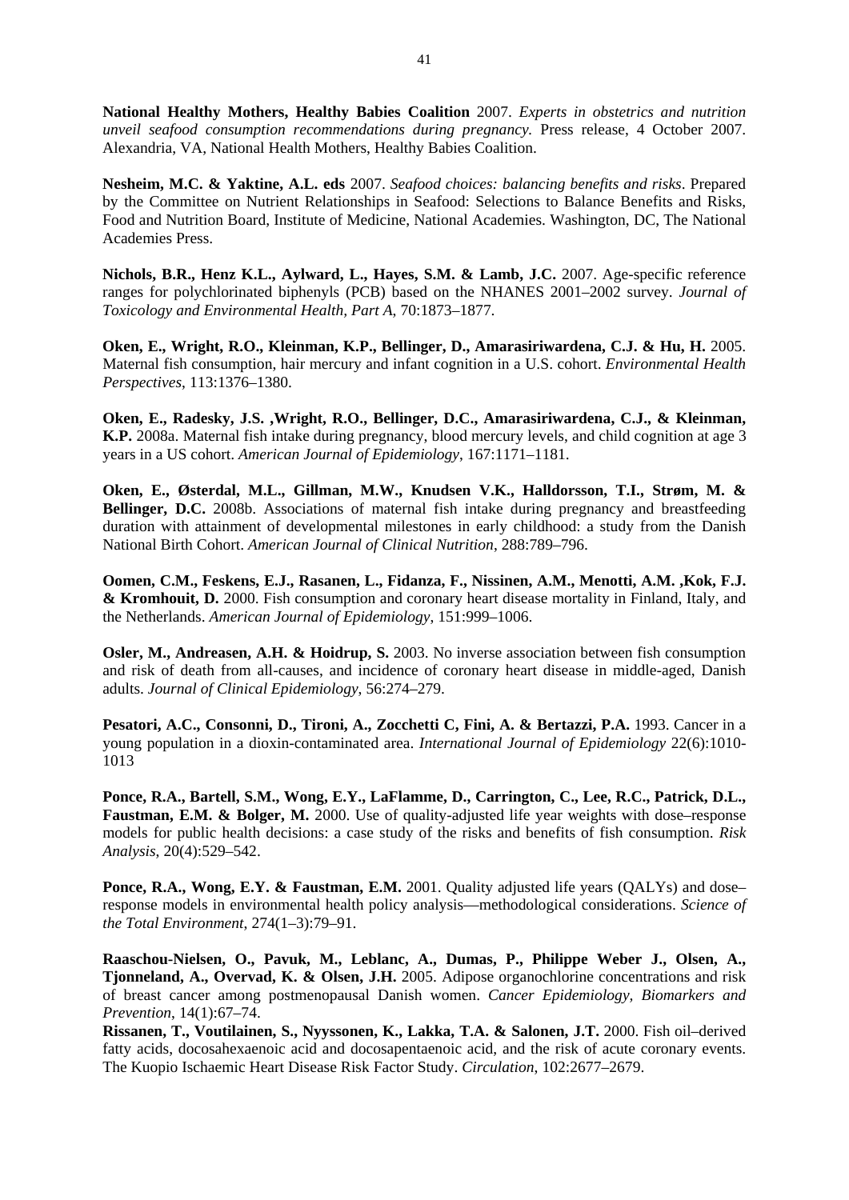**National Healthy Mothers, Healthy Babies Coalition** 2007. *Experts in obstetrics and nutrition unveil seafood consumption recommendations during pregnancy.* Press release, 4 October 2007. Alexandria, VA, National Health Mothers, Healthy Babies Coalition.

**Nesheim, M.C. & Yaktine, A.L. eds** 2007. *Seafood choices: balancing benefits and risks*. Prepared by the Committee on Nutrient Relationships in Seafood: Selections to Balance Benefits and Risks, Food and Nutrition Board, Institute of Medicine, National Academies. Washington, DC, The National Academies Press.

**Nichols, B.R., Henz K.L., Aylward, L., Hayes, S.M. & Lamb, J.C.** 2007. Age-specific reference ranges for polychlorinated biphenyls (PCB) based on the NHANES 2001–2002 survey. *Journal of Toxicology and Environmental Health, Part A*, 70:1873–1877.

**Oken, E., Wright, R.O., Kleinman, K.P., Bellinger, D., Amarasiriwardena, C.J. & Hu, H.** 2005. Maternal fish consumption, hair mercury and infant cognition in a U.S. cohort. *Environmental Health Perspectives*, 113:1376–1380.

**Oken, E., Radesky, J.S. ,Wright, R.O., Bellinger, D.C., Amarasiriwardena, C.J., & Kleinman, K.P.** 2008a. Maternal fish intake during pregnancy, blood mercury levels, and child cognition at age 3 years in a US cohort. *American Journal of Epidemiology*, 167:1171–1181.

**Oken, E., Østerdal, M.L., Gillman, M.W., Knudsen V.K., Halldorsson, T.I., Strøm, M. & Bellinger, D.C.** 2008b. Associations of maternal fish intake during pregnancy and breastfeeding duration with attainment of developmental milestones in early childhood: a study from the Danish National Birth Cohort. *American Journal of Clinical Nutrition*, 288:789–796.

**Oomen, C.M., Feskens, E.J., Rasanen, L., Fidanza, F., Nissinen, A.M., Menotti, A.M. ,Kok, F.J. & Kromhouit, D.** 2000. Fish consumption and coronary heart disease mortality in Finland, Italy, and the Netherlands. *American Journal of Epidemiology*, 151:999–1006.

**Osler, M., Andreasen, A.H. & Hoidrup, S.** 2003. No inverse association between fish consumption and risk of death from all-causes, and incidence of coronary heart disease in middle-aged, Danish adults. *Journal of Clinical Epidemiology*, 56:274–279.

**Pesatori, A.C., Consonni, D., Tironi, A., Zocchetti C, Fini, A. & Bertazzi, P.A.** 1993. Cancer in a young population in a dioxin-contaminated area. *International Journal of Epidemiology* 22(6):1010-1013

**Ponce, R.A., Bartell, S.M., Wong, E.Y., LaFlamme, D., Carrington, C., Lee, R.C., Patrick, D.L., Faustman, E.M. & Bolger, M.** 2000. Use of quality-adjusted life year weights with dose–response models for public health decisions: a case study of the risks and benefits of fish consumption. *Risk Analysis*, 20(4):529–542.

**Ponce, R.A., Wong, E.Y. & Faustman, E.M.** 2001. Quality adjusted life years (QALYs) and dose–response models in environmental health policy analysis—methodological considerations. *Science of the Total Environment*, 274(1–3):79–91.

**Raaschou-Nielsen, O., Pavuk, M., Leblanc, A., Dumas, P., Philippe Weber J., Olsen, A., Tjonneland, A., Overvad, K. & Olsen, J.H.** 2005. Adipose organochlorine concentrations and risk of breast cancer among postmenopausal Danish women. *Cancer Epidemiology, Biomarkers and Prevention*, 14(1):67–74.

**Rissanen, T., Voutilainen, S., Nyyssonen, K., Lakka, T.A. & Salonen, J.T.** 2000. Fish oil–derived fatty acids, docosahexaenoic acid and docosapentaenoic acid, and the risk of acute coronary events. The Kuopio Ischaemic Heart Disease Risk Factor Study. *Circulation*, 102:2677–2679.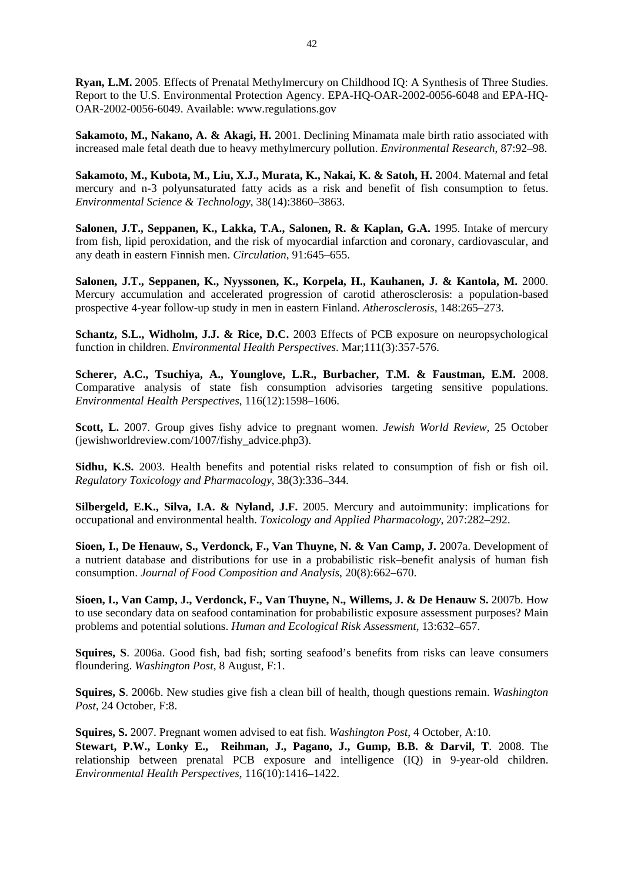**Ryan, L.M.** 2005. Effects of Prenatal Methylmercury on Childhood IQ: A Synthesis of Three Studies. Report to the U.S. Environmental Protection Agency. EPA-HQ-OAR-2002-0056-6048 and EPA-HQ-OAR-2002-0056-6049. Available: www.regulations.gov

**Sakamoto, M., Nakano, A. & Akagi, H.** 2001. Declining Minamata male birth ratio associated with increased male fetal death due to heavy methylmercury pollution. *Environmental Research*, 87:92–98.

**Sakamoto, M., Kubota, M., Liu, X.J., Murata, K., Nakai, K. & Satoh, H.** 2004. Maternal and fetal mercury and n-3 polyunsaturated fatty acids as a risk and benefit of fish consumption to fetus. *Environmental Science & Technology*, 38(14):3860–3863.

**Salonen, J.T., Seppanen, K., Lakka, T.A., Salonen, R. & Kaplan, G.A.** 1995. Intake of mercury from fish, lipid peroxidation, and the risk of myocardial infarction and coronary, cardiovascular, and any death in eastern Finnish men. *Circulation*, 91:645–655.

**Salonen, J.T., Seppanen, K., Nyyssonen, K., Korpela, H., Kauhanen, J. & Kantola, M.** 2000. Mercury accumulation and accelerated progression of carotid atherosclerosis: a population-based prospective 4-year follow-up study in men in eastern Finland. *Atherosclerosis*, 148:265–273.

**Schantz, S.L., Widholm, J.J. & Rice, D.C.** 2003 Effects of PCB exposure on neuropsychological function in children. *Environmental Health Perspectives*. Mar;111(3):357-576.

**Scherer, A.C., Tsuchiya, A., Younglove, L.R., Burbacher, T.M. & Faustman, E.M.** 2008. Comparative analysis of state fish consumption advisories targeting sensitive populations. *Environmental Health Perspectives*, 116(12):1598–1606.

**Scott, L.** 2007. Group gives fishy advice to pregnant women. *Jewish World Review*, 25 October (jewishworldreview.com/1007/fishy_advice.php3).

**Sidhu, K.S.** 2003. Health benefits and potential risks related to consumption of fish or fish oil. *Regulatory Toxicology and Pharmacology*, 38(3):336–344.

**Silbergeld, E.K., Silva, I.A. & Nyland, J.F.** 2005. Mercury and autoimmunity: implications for occupational and environmental health. *Toxicology and Applied Pharmacology*, 207:282–292.

**Sioen, I., De Henauw, S., Verdonck, F., Van Thuyne, N. & Van Camp, J.** 2007a. Development of a nutrient database and distributions for use in a probabilistic risk–benefit analysis of human fish consumption. *Journal of Food Composition and Analysis*, 20(8):662–670.

**Sioen, I., Van Camp, J., Verdonck, F., Van Thuyne, N., Willems, J. & De Henauw S.** 2007b. How to use secondary data on seafood contamination for probabilistic exposure assessment purposes? Main problems and potential solutions. *Human and Ecological Risk Assessment*, 13:632–657.

**Squires, S**. 2006a. Good fish, bad fish; sorting seafood's benefits from risks can leave consumers floundering. *Washington Post*, 8 August, F:1.

**Squires, S**. 2006b. New studies give fish a clean bill of health, though questions remain. *Washington Post*, 24 October, F:8.

**Squires, S.** 2007. Pregnant women advised to eat fish. *Washington Post*, 4 October, A:10.

**Stewart, P.W., Lonky E., Reihman, J., Pagano, J., Gump, B.B. & Darvil, T**. 2008. The relationship between prenatal PCB exposure and intelligence (IQ) in 9-year-old children. *Environmental Health Perspectives*, 116(10):1416–1422.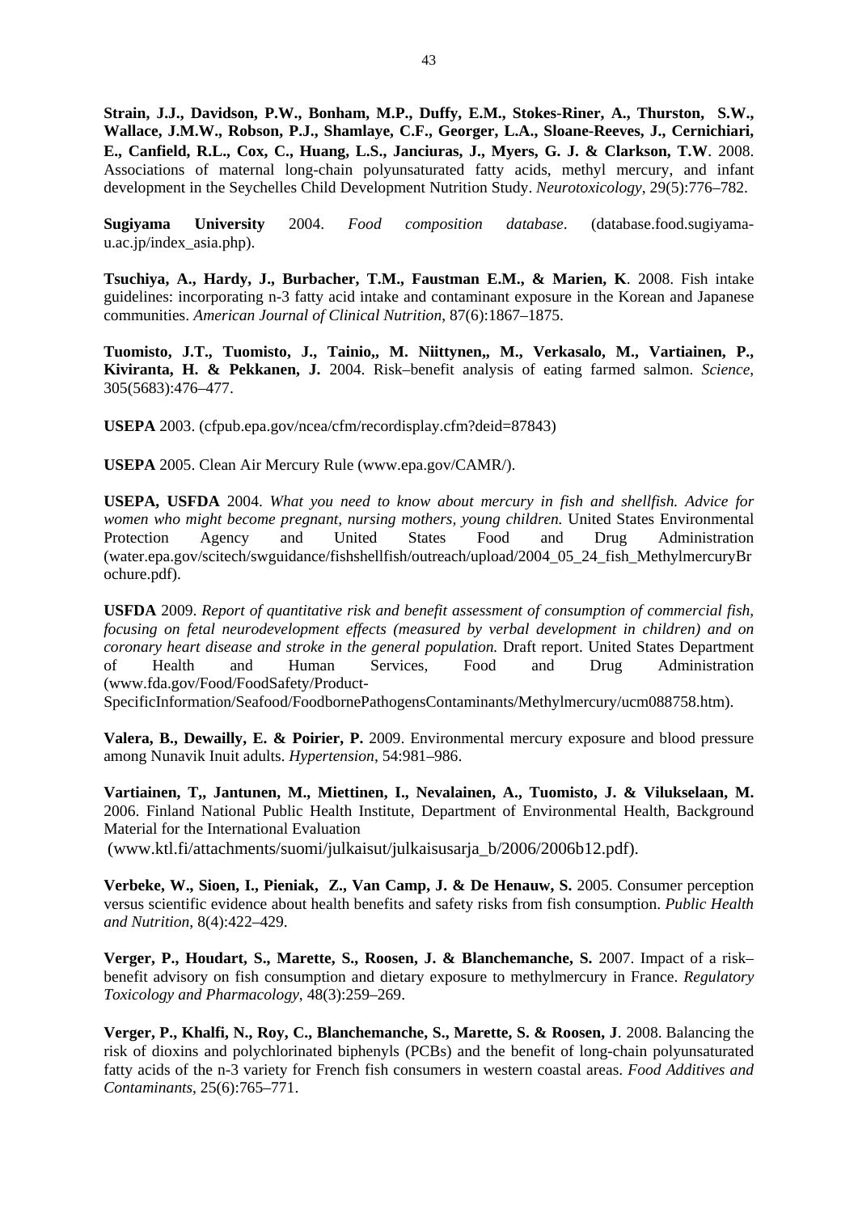**Strain, J.J., Davidson, P.W., Bonham, M.P., Duffy, E.M., Stokes-Riner, A., Thurston, S.W., Wallace, J.M.W., Robson, P.J., Shamlaye, C.F., Georger, L.A., Sloane-Reeves, J., Cernichiari, E., Canfield, R.L., Cox, C., Huang, L.S., Janciuras, J., Myers, G. J. & Clarkson, T.W**. 2008. Associations of maternal long-chain polyunsaturated fatty acids, methyl mercury, and infant development in the Seychelles Child Development Nutrition Study. *Neurotoxicology*, 29(5):776–782.

**Sugiyama University** 2004. *Food composition database*. (database.food.sugiyama-u.ac.jp/index_asia.php).

**Tsuchiya, A., Hardy, J., Burbacher, T.M., Faustman E.M., & Marien, K**. 2008. Fish intake guidelines: incorporating n-3 fatty acid intake and contaminant exposure in the Korean and Japanese communities. *American Journal of Clinical Nutrition*, 87(6):1867–1875.

**Tuomisto, J.T., Tuomisto, J., Tainio,, M. Niittynen,, M., Verkasalo, M., Vartiainen, P., Kiviranta, H. & Pekkanen, J.** 2004. Risk–benefit analysis of eating farmed salmon. *Science*, 305(5683):476–477.

**USEPA** 2003. (cfpub.epa.gov/ncea/cfm/recordisplay.cfm?deid=87843)

**USEPA** 2005. Clean Air Mercury Rule (www.epa.gov/CAMR/).

**USEPA, USFDA** 2004. *What you need to know about mercury in fish and shellfish. Advice for women who might become pregnant, nursing mothers, young children.* United States Environmental Protection Agency and United States Food and Drug Administration (water.epa.gov/scitech/swguidance/fishshellfish/outreach/upload/2004_05_24_fish_MethylmercuryBrochure.pdf).

**USFDA** 2009. *Report of quantitative risk and benefit assessment of consumption of commercial fish, focusing on fetal neurodevelopment effects (measured by verbal development in children) and on coronary heart disease and stroke in the general population.* Draft report. United States Department of Health and Human Services, Food and Drug Administration (www.fda.gov/Food/FoodSafety/Product-SpecificInformation/Seafood/FoodbornePathogensContaminants/Methylmercury/ucm088758.htm).

**Valera, B., Dewailly, E. & Poirier, P.** 2009. Environmental mercury exposure and blood pressure among Nunavik Inuit adults. *Hypertension*, 54:981–986.

**Vartiainen, T,, Jantunen, M., Miettinen, I., Nevalainen, A., Tuomisto, J. & Vilukselaan, M.** 2006. Finland National Public Health Institute, Department of Environmental Health, Background Material for the International Evaluation (www.ktl.fi/attachments/suomi/julkaisut/julkaisusarja_b/2006/2006b12.pdf).

**Verbeke, W., Sioen, I., Pieniak, Z., Van Camp, J. & De Henauw, S.** 2005. Consumer perception versus scientific evidence about health benefits and safety risks from fish consumption. *Public Health and Nutrition*, 8(4):422–429.

**Verger, P., Houdart, S., Marette, S., Roosen, J. & Blanchemanche, S.** 2007. Impact of a risk–benefit advisory on fish consumption and dietary exposure to methylmercury in France. *Regulatory Toxicology and Pharmacology*, 48(3):259–269.

**Verger, P., Khalfi, N., Roy, C., Blanchemanche, S., Marette, S. & Roosen, J**. 2008. Balancing the risk of dioxins and polychlorinated biphenyls (PCBs) and the benefit of long-chain polyunsaturated fatty acids of the n-3 variety for French fish consumers in western coastal areas. *Food Additives and Contaminants*, 25(6):765–771.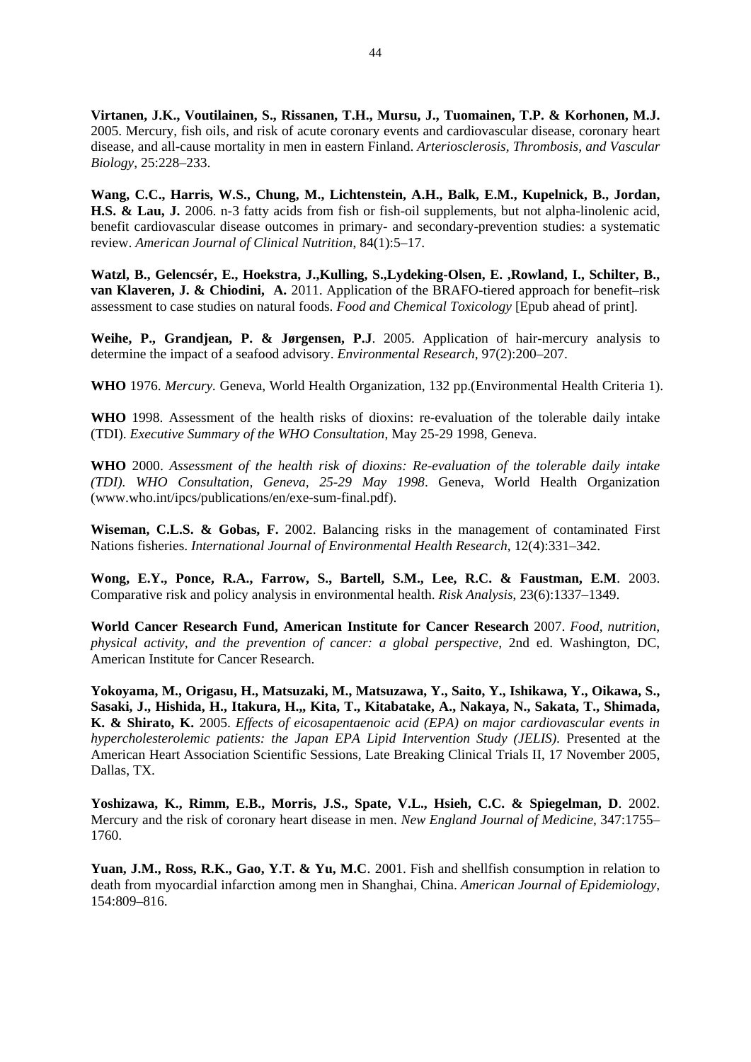**Virtanen, J.K., Voutilainen, S., Rissanen, T.H., Mursu, J., Tuomainen, T.P. & Korhonen, M.J.** 2005. Mercury, fish oils, and risk of acute coronary events and cardiovascular disease, coronary heart disease, and all-cause mortality in men in eastern Finland. *Arteriosclerosis, Thrombosis, and Vascular Biology*, 25:228–233.

**Wang, C.C., Harris, W.S., Chung, M., Lichtenstein, A.H., Balk, E.M., Kupelnick, B., Jordan, H.S. & Lau, J.** 2006. n-3 fatty acids from fish or fish-oil supplements, but not alpha-linolenic acid, benefit cardiovascular disease outcomes in primary- and secondary-prevention studies: a systematic review. *American Journal of Clinical Nutrition*, 84(1):5–17.

**Watzl, B., Gelencsér, E., Hoekstra, J.,Kulling, S.,Lydeking-Olsen, E. ,Rowland, I., Schilter, B., van Klaveren, J. & Chiodini, A.** 2011. Application of the BRAFO-tiered approach for benefit–risk assessment to case studies on natural foods. *Food and Chemical Toxicology* [Epub ahead of print].

**Weihe, P., Grandjean, P. & Jørgensen, P.J**. 2005. Application of hair-mercury analysis to determine the impact of a seafood advisory. *Environmental Research*, 97(2):200–207.

**WHO** 1976. *Mercury.* Geneva, World Health Organization, 132 pp.(Environmental Health Criteria 1).

**WHO** 1998. Assessment of the health risks of dioxins: re-evaluation of the tolerable daily intake (TDI). *Executive Summary of the WHO Consultation*, May 25-29 1998, Geneva.

**WHO** 2000. *Assessment of the health risk of dioxins: Re-evaluation of the tolerable daily intake (TDI). WHO Consultation, Geneva, 25-29 May 1998*. Geneva, World Health Organization (www.who.int/ipcs/publications/en/exe-sum-final.pdf).

**Wiseman, C.L.S. & Gobas, F.** 2002. Balancing risks in the management of contaminated First Nations fisheries. *International Journal of Environmental Health Research*, 12(4):331–342.

**Wong, E.Y., Ponce, R.A., Farrow, S., Bartell, S.M., Lee, R.C. & Faustman, E.M**. 2003. Comparative risk and policy analysis in environmental health. *Risk Analysis*, 23(6):1337–1349.

**World Cancer Research Fund, American Institute for Cancer Research** 2007. *Food, nutrition, physical activity, and the prevention of cancer: a global perspective*, 2nd ed. Washington, DC, American Institute for Cancer Research.

**Yokoyama, M., Origasu, H., Matsuzaki, M., Matsuzawa, Y., Saito, Y., Ishikawa, Y., Oikawa, S., Sasaki, J., Hishida, H., Itakura, H.,, Kita, T., Kitabatake, A., Nakaya, N., Sakata, T., Shimada, K. & Shirato, K.** 2005. *Effects of eicosapentaenoic acid (EPA) on major cardiovascular events in hypercholesterolemic patients: the Japan EPA Lipid Intervention Study (JELIS).* Presented at the American Heart Association Scientific Sessions, Late Breaking Clinical Trials II, 17 November 2005, Dallas, TX.

**Yoshizawa, K., Rimm, E.B., Morris, J.S., Spate, V.L., Hsieh, C.C. & Spiegelman, D**. 2002. Mercury and the risk of coronary heart disease in men. *New England Journal of Medicine*, 347:1755–1760.

**Yuan, J.M., Ross, R.K., Gao, Y.T. & Yu, M.C**. 2001. Fish and shellfish consumption in relation to death from myocardial infarction among men in Shanghai, China. *American Journal of Epidemiology*, 154:809–816.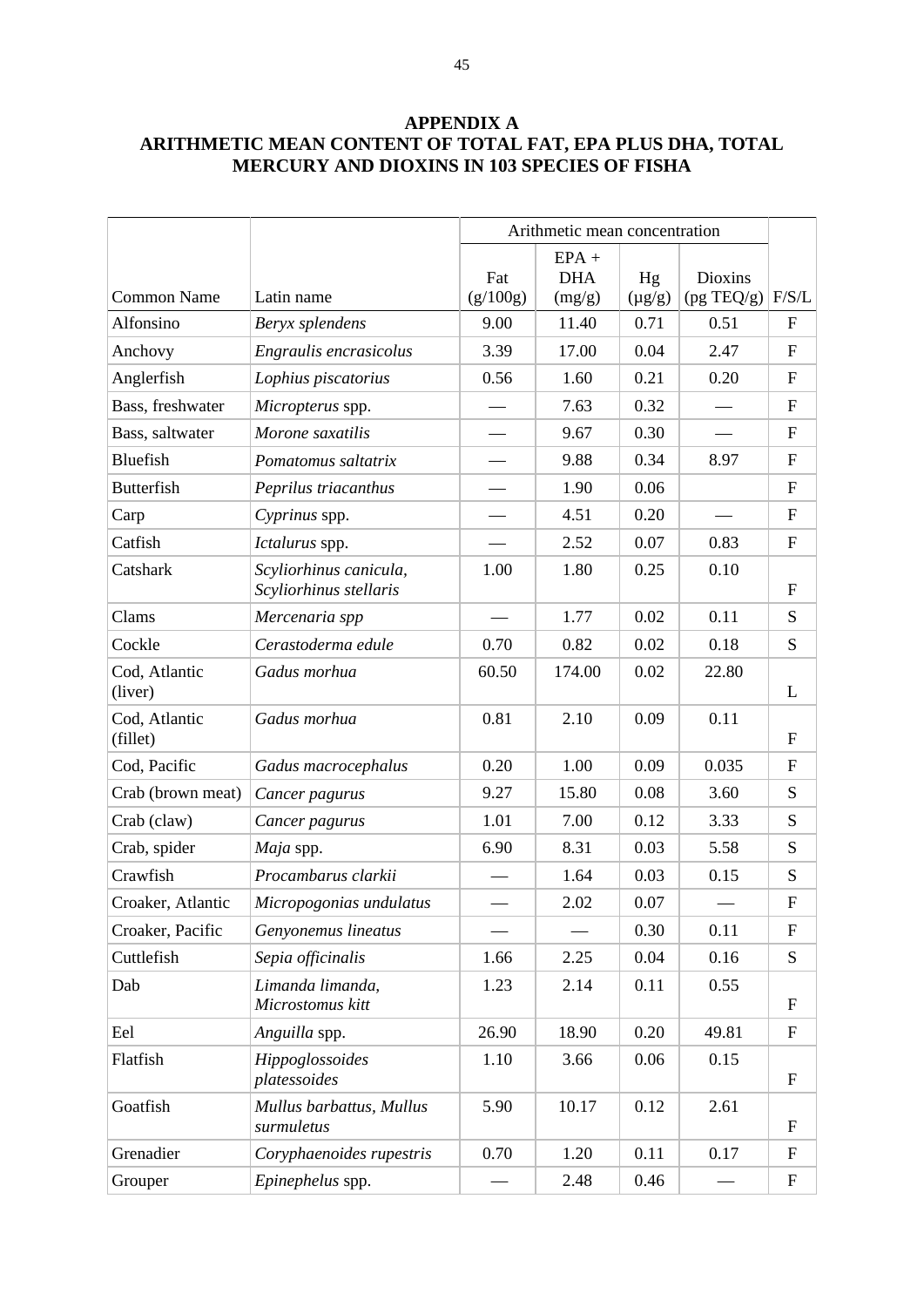## APPENDIX A
## ARITHMETIC MEAN CONTENT OF TOTAL FAT, EPA PLUS DHA, TOTAL MERCURY AND DIOXINS IN 103 SPECIES OF FISHA

| | | Arithmetic mean concentration | | | | |
|---|---|---|---|---|---|---|
| Common Name | Latin name | Fat (g/100g) | EPA + DHA (mg/g) | Hg (µg/g) | Dioxins (pg TEQ/g) | F/S/L |
| Alfonsino | *Beryx splendens* | 9.00 | 11.40 | 0.71 | 0.51 | F |
| Anchovy | *Engraulis encrasicolus* | 3.39 | 17.00 | 0.04 | 2.47 | F |
| Anglerfish | *Lophius piscatorius* | 0.56 | 1.60 | 0.21 | 0.20 | F |
| Bass, freshwater | *Micropterus* spp. | — | 7.63 | 0.32 | — | F |
| Bass, saltwater | *Morone saxatilis* | — | 9.67 | 0.30 | — | F |
| Bluefish | *Pomatomus saltatrix* | — | 9.88 | 0.34 | 8.97 | F |
| Butterfish | *Peprilus triacanthus* | — | 1.90 | 0.06 | | F |
| Carp | *Cyprinus* spp. | — | 4.51 | 0.20 | — | F |
| Catfish | *Ictalurus* spp. | — | 2.52 | 0.07 | 0.83 | F |
| Catshark | *Scyliorhinus canicula, Scyliorhinus stellaris* | 1.00 | 1.80 | 0.25 | 0.10 | F |
| Clams | *Mercenaria spp* | — | 1.77 | 0.02 | 0.11 | S |
| Cockle | *Cerastoderma edule* | 0.70 | 0.82 | 0.02 | 0.18 | S |
| Cod, Atlantic (liver) | *Gadus morhua* | 60.50 | 174.00 | 0.02 | 22.80 | L |
| Cod, Atlantic (fillet) | *Gadus morhua* | 0.81 | 2.10 | 0.09 | 0.11 | F |
| Cod, Pacific | *Gadus macrocephalus* | 0.20 | 1.00 | 0.09 | 0.035 | F |
| Crab (brown meat) | *Cancer pagurus* | 9.27 | 15.80 | 0.08 | 3.60 | S |
| Crab (claw) | *Cancer pagurus* | 1.01 | 7.00 | 0.12 | 3.33 | S |
| Crab, spider | *Maja* spp. | 6.90 | 8.31 | 0.03 | 5.58 | S |
| Crawfish | *Procambarus clarkii* | — | 1.64 | 0.03 | 0.15 | S |
| Croaker, Atlantic | *Micropogonias undulatus* | — | 2.02 | 0.07 | — | F |
| Croaker, Pacific | *Genyonemus lineatus* | — | — | 0.30 | 0.11 | F |
| Cuttlefish | *Sepia officinalis* | 1.66 | 2.25 | 0.04 | 0.16 | S |
| Dab | *Limanda limanda, Microstomus kitt* | 1.23 | 2.14 | 0.11 | 0.55 | F |
| Eel | *Anguilla* spp. | 26.90 | 18.90 | 0.20 | 49.81 | F |
| Flatfish | *Hippoglossoides platessoides* | 1.10 | 3.66 | 0.06 | 0.15 | F |
| Goatfish | *Mullus barbattus, Mullus surmuletus* | 5.90 | 10.17 | 0.12 | 2.61 | F |
| Grenadier | *Coryphaenoides rupestris* | 0.70 | 1.20 | 0.11 | 0.17 | F |
| Grouper | *Epinephelus* spp. | — | 2.48 | 0.46 | — | F |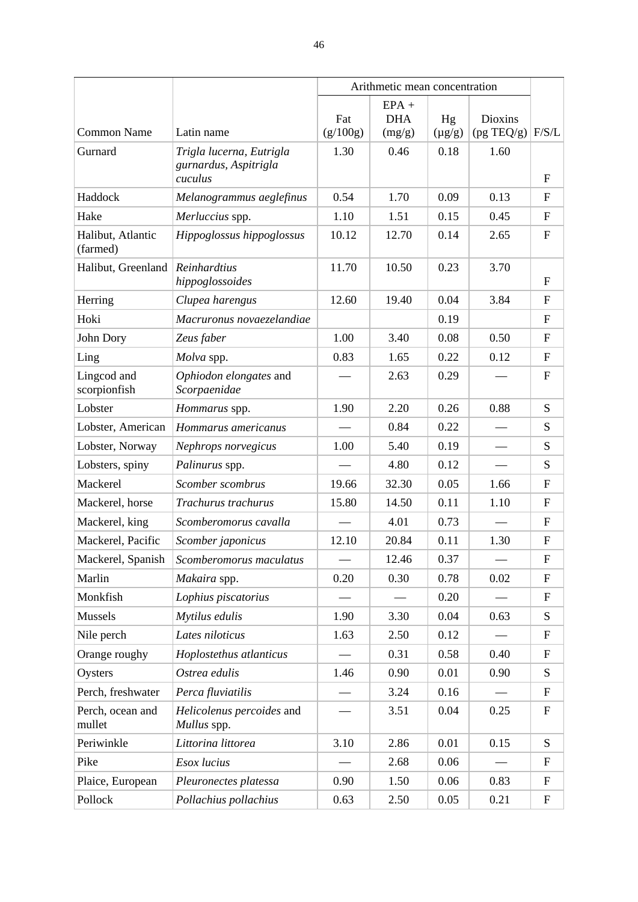| Common Name | Latin name | Arithmetic mean concentration | | | | F/S/L |
|---|---|---|---|---|---|---|
| | | Fat (g/100g) | EPA + DHA (mg/g) | Hg (μg/g) | Dioxins (pg TEQ/g) | |
| Gurnard | *Trigla lucerna, Eutrigla gurnardus, Aspitrigla cuculus* | 1.30 | 0.46 | 0.18 | 1.60 | F |
| Haddock | *Melanogrammus aeglefinus* | 0.54 | 1.70 | 0.09 | 0.13 | F |
| Hake | *Merluccius* spp. | 1.10 | 1.51 | 0.15 | 0.45 | F |
| Halibut, Atlantic (farmed) | *Hippoglossus hippoglossus* | 10.12 | 12.70 | 0.14 | 2.65 | F |
| Halibut, Greenland | *Reinhardtius hippoglossoides* | 11.70 | 10.50 | 0.23 | 3.70 | F |
| Herring | *Clupea harengus* | 12.60 | 19.40 | 0.04 | 3.84 | F |
| Hoki | *Macruronus novaezelandiae* | | | 0.19 | | F |
| John Dory | *Zeus faber* | 1.00 | 3.40 | 0.08 | 0.50 | F |
| Ling | *Molva* spp. | 0.83 | 1.65 | 0.22 | 0.12 | F |
| Lingcod and scorpionfish | *Ophiodon elongates* and *Scorpaenidae* | — | 2.63 | 0.29 | — | F |
| Lobster | *Hommarus* spp. | 1.90 | 2.20 | 0.26 | 0.88 | S |
| Lobster, American | *Hommarus americanus* | — | 0.84 | 0.22 | — | S |
| Lobster, Norway | *Nephrops norvegicus* | 1.00 | 5.40 | 0.19 | — | S |
| Lobsters, spiny | *Palinurus* spp. | — | 4.80 | 0.12 | — | S |
| Mackerel | *Scomber scombrus* | 19.66 | 32.30 | 0.05 | 1.66 | F |
| Mackerel, horse | *Trachurus trachurus* | 15.80 | 14.50 | 0.11 | 1.10 | F |
| Mackerel, king | *Scomberomorus cavalla* | — | 4.01 | 0.73 | — | F |
| Mackerel, Pacific | *Scomber japonicus* | 12.10 | 20.84 | 0.11 | 1.30 | F |
| Mackerel, Spanish | *Scomberomorus maculatus* | — | 12.46 | 0.37 | — | F |
| Marlin | *Makaira* spp. | 0.20 | 0.30 | 0.78 | 0.02 | F |
| Monkfish | *Lophius piscatorius* | — | — | 0.20 | — | F |
| Mussels | *Mytilus edulis* | 1.90 | 3.30 | 0.04 | 0.63 | S |
| Nile perch | *Lates niloticus* | 1.63 | 2.50 | 0.12 | — | F |
| Orange roughy | *Hoplostethus atlanticus* | — | 0.31 | 0.58 | 0.40 | F |
| Oysters | *Ostrea edulis* | 1.46 | 0.90 | 0.01 | 0.90 | S |
| Perch, freshwater | *Perca fluviatilis* | — | 3.24 | 0.16 | — | F |
| Perch, ocean and mullet | *Helicolenus percoides* and *Mullus* spp. | — | 3.51 | 0.04 | 0.25 | F |
| Periwinkle | *Littorina littorea* | 3.10 | 2.86 | 0.01 | 0.15 | S |
| Pike | *Esox lucius* | — | 2.68 | 0.06 | — | F |
| Plaice, European | *Pleuronectes platessa* | 0.90 | 1.50 | 0.06 | 0.83 | F |
| Pollock | *Pollachius pollachius* | 0.63 | 2.50 | 0.05 | 0.21 | F |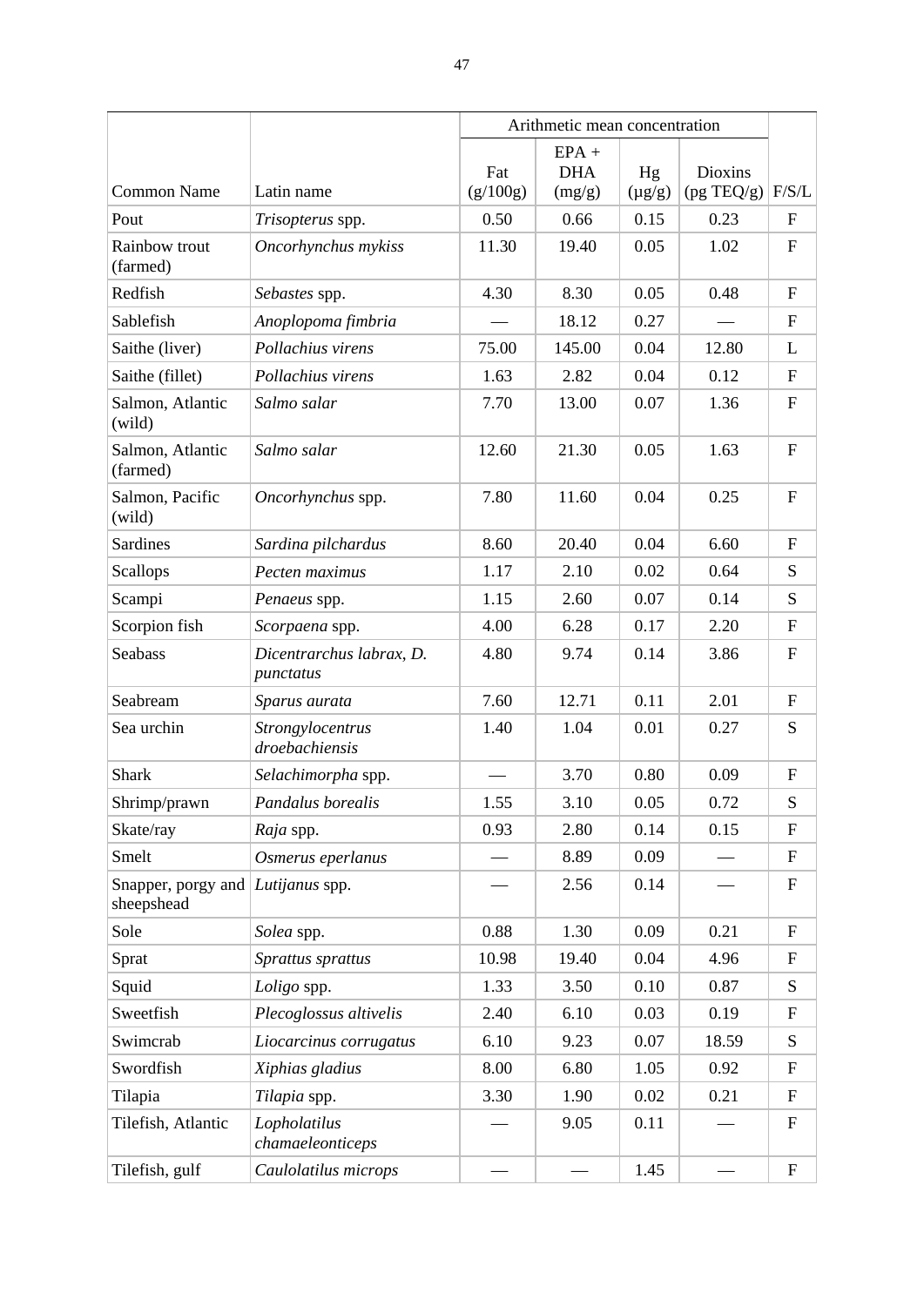| Common Name | Latin name | Arithmetic mean concentration | | | | F/S/L |
|---|---|---|---|---|---|---|
| | | Fat (g/100g) | EPA + DHA (mg/g) | Hg (μg/g) | Dioxins (pg TEQ/g) | |
| Pout | *Trisopterus* spp. | 0.50 | 0.66 | 0.15 | 0.23 | F |
| Rainbow trout (farmed) | *Oncorhynchus mykiss* | 11.30 | 19.40 | 0.05 | 1.02 | F |
| Redfish | *Sebastes* spp. | 4.30 | 8.30 | 0.05 | 0.48 | F |
| Sablefish | *Anoplopoma fimbria* | — | 18.12 | 0.27 | — | F |
| Saithe (liver) | *Pollachius virens* | 75.00 | 145.00 | 0.04 | 12.80 | L |
| Saithe (fillet) | *Pollachius virens* | 1.63 | 2.82 | 0.04 | 0.12 | F |
| Salmon, Atlantic (wild) | *Salmo salar* | 7.70 | 13.00 | 0.07 | 1.36 | F |
| Salmon, Atlantic (farmed) | *Salmo salar* | 12.60 | 21.30 | 0.05 | 1.63 | F |
| Salmon, Pacific (wild) | *Oncorhynchus* spp. | 7.80 | 11.60 | 0.04 | 0.25 | F |
| Sardines | *Sardina pilchardus* | 8.60 | 20.40 | 0.04 | 6.60 | F |
| Scallops | *Pecten maximus* | 1.17 | 2.10 | 0.02 | 0.64 | S |
| Scampi | *Penaeus* spp. | 1.15 | 2.60 | 0.07 | 0.14 | S |
| Scorpion fish | *Scorpaena* spp. | 4.00 | 6.28 | 0.17 | 2.20 | F |
| Seabass | *Dicentrarchus labrax, D. punctatus* | 4.80 | 9.74 | 0.14 | 3.86 | F |
| Seabream | *Sparus aurata* | 7.60 | 12.71 | 0.11 | 2.01 | F |
| Sea urchin | *Strongylocentrus droebachiensis* | 1.40 | 1.04 | 0.01 | 0.27 | S |
| Shark | *Selachimorpha* spp. | — | 3.70 | 0.80 | 0.09 | F |
| Shrimp/prawn | *Pandalus borealis* | 1.55 | 3.10 | 0.05 | 0.72 | S |
| Skate/ray | *Raja* spp. | 0.93 | 2.80 | 0.14 | 0.15 | F |
| Smelt | *Osmerus eperlanus* | — | 8.89 | 0.09 | — | F |
| Snapper, porgy and sheepshead | *Lutijanus* spp. | — | 2.56 | 0.14 | — | F |
| Sole | *Solea* spp. | 0.88 | 1.30 | 0.09 | 0.21 | F |
| Sprat | *Sprattus sprattus* | 10.98 | 19.40 | 0.04 | 4.96 | F |
| Squid | *Loligo* spp. | 1.33 | 3.50 | 0.10 | 0.87 | S |
| Sweetfish | *Plecoglossus altivelis* | 2.40 | 6.10 | 0.03 | 0.19 | F |
| Swimcrab | *Liocarcinus corrugatus* | 6.10 | 9.23 | 0.07 | 18.59 | S |
| Swordfish | *Xiphias gladius* | 8.00 | 6.80 | 1.05 | 0.92 | F |
| Tilapia | *Tilapia* spp. | 3.30 | 1.90 | 0.02 | 0.21 | F |
| Tilefish, Atlantic | *Lopholatilus chamaeleonticeps* | — | 9.05 | 0.11 | — | F |
| Tilefish, gulf | *Caulolatilus microps* | — | — | 1.45 | — | F |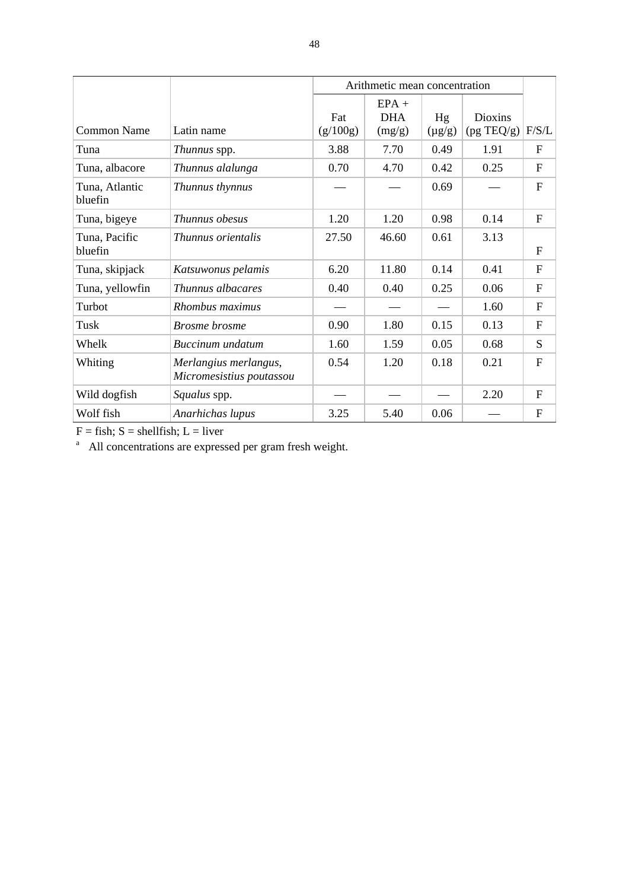| Common Name | Latin name | Arithmetic mean concentration | | | | F/S/L |
|---|---|---|---|---|---|---|
| | | Fat (g/100g) | EPA + DHA (mg/g) | Hg (µg/g) | Dioxins (pg TEQ/g) | |
| Tuna | *Thunnus* spp. | 3.88 | 7.70 | 0.49 | 1.91 | F |
| Tuna, albacore | *Thunnus alalunga* | 0.70 | 4.70 | 0.42 | 0.25 | F |
| Tuna, Atlantic bluefin | *Thunnus thynnus* | — | — | 0.69 | — | F |
| Tuna, bigeye | *Thunnus obesus* | 1.20 | 1.20 | 0.98 | 0.14 | F |
| Tuna, Pacific bluefin | *Thunnus orientalis* | 27.50 | 46.60 | 0.61 | 3.13 | F |
| Tuna, skipjack | *Katsuwonus pelamis* | 6.20 | 11.80 | 0.14 | 0.41 | F |
| Tuna, yellowfin | *Thunnus albacares* | 0.40 | 0.40 | 0.25 | 0.06 | F |
| Turbot | *Rhombus maximus* | — | — | — | 1.60 | F |
| Tusk | *Brosme brosme* | 0.90 | 1.80 | 0.15 | 0.13 | F |
| Whelk | *Buccinum undatum* | 1.60 | 1.59 | 0.05 | 0.68 | S |
| Whiting | *Merlangius merlangus*, *Micromesistius poutassou* | 0.54 | 1.20 | 0.18 | 0.21 | F |
| Wild dogfish | *Squalus* spp. | — | — | — | 2.20 | F |
| Wolf fish | *Anarhichas lupus* | 3.25 | 5.40 | 0.06 | — | F |

F = fish; S = shellfish; L = liver

[a] All concentrations are expressed per gram fresh weight.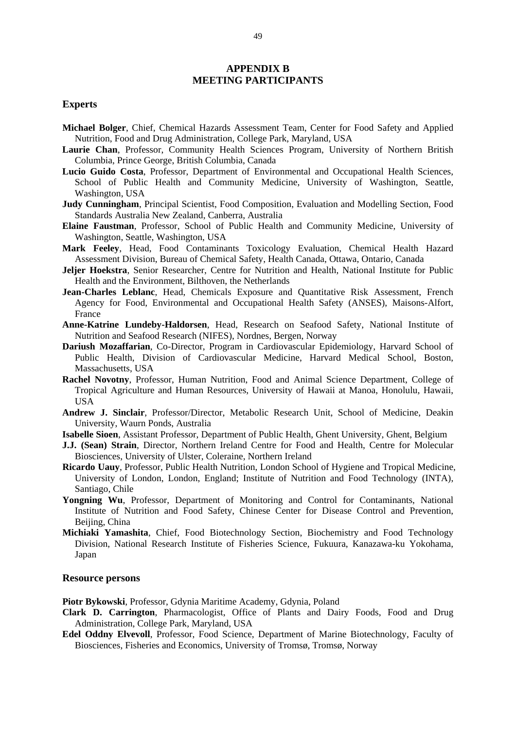# APPENDIX B
# MEETING PARTICIPANTS

## Experts

**Michael Bolger**, Chief, Chemical Hazards Assessment Team, Center for Food Safety and Applied Nutrition, Food and Drug Administration, College Park, Maryland, USA

**Laurie Chan**, Professor, Community Health Sciences Program, University of Northern British Columbia, Prince George, British Columbia, Canada

**Lucio Guido Costa**, Professor, Department of Environmental and Occupational Health Sciences, School of Public Health and Community Medicine, University of Washington, Seattle, Washington, USA

**Judy Cunningham**, Principal Scientist, Food Composition, Evaluation and Modelling Section, Food Standards Australia New Zealand, Canberra, Australia

**Elaine Faustman**, Professor, School of Public Health and Community Medicine, University of Washington, Seattle, Washington, USA

**Mark Feeley**, Head, Food Contaminants Toxicology Evaluation, Chemical Health Hazard Assessment Division, Bureau of Chemical Safety, Health Canada, Ottawa, Ontario, Canada

**Jeljer Hoekstra**, Senior Researcher, Centre for Nutrition and Health, National Institute for Public Health and the Environment, Bilthoven, the Netherlands

**Jean-Charles Leblanc**, Head, Chemicals Exposure and Quantitative Risk Assessment, French Agency for Food, Environmental and Occupational Health Safety (ANSES), Maisons-Alfort, France

**Anne-Katrine Lundeby-Haldorsen**, Head, Research on Seafood Safety, National Institute of Nutrition and Seafood Research (NIFES), Nordnes, Bergen, Norway

**Dariush Mozaffarian**, Co-Director, Program in Cardiovascular Epidemiology, Harvard School of Public Health, Division of Cardiovascular Medicine, Harvard Medical School, Boston, Massachusetts, USA

**Rachel Novotny**, Professor, Human Nutrition, Food and Animal Science Department, College of Tropical Agriculture and Human Resources, University of Hawaii at Manoa, Honolulu, Hawaii, USA

**Andrew J. Sinclair**, Professor/Director, Metabolic Research Unit, School of Medicine, Deakin University, Waurn Ponds, Australia

**Isabelle Sioen**, Assistant Professor, Department of Public Health, Ghent University, Ghent, Belgium

**J.J. (Sean) Strain**, Director, Northern Ireland Centre for Food and Health, Centre for Molecular Biosciences, University of Ulster, Coleraine, Northern Ireland

**Ricardo Uauy**, Professor, Public Health Nutrition, London School of Hygiene and Tropical Medicine, University of London, London, England; Institute of Nutrition and Food Technology (INTA), Santiago, Chile

**Yongning Wu**, Professor, Department of Monitoring and Control for Contaminants, National Institute of Nutrition and Food Safety, Chinese Center for Disease Control and Prevention, Beijing, China

**Michiaki Yamashita**, Chief, Food Biotechnology Section, Biochemistry and Food Technology Division, National Research Institute of Fisheries Science, Fukuura, Kanazawa-ku Yokohama, Japan

## Resource persons

**Piotr Bykowski**, Professor, Gdynia Maritime Academy, Gdynia, Poland

**Clark D. Carrington**, Pharmacologist, Office of Plants and Dairy Foods, Food and Drug Administration, College Park, Maryland, USA

**Edel Oddny Elvevoll**, Professor, Food Science, Department of Marine Biotechnology, Faculty of Biosciences, Fisheries and Economics, University of Tromsø, Tromsø, Norway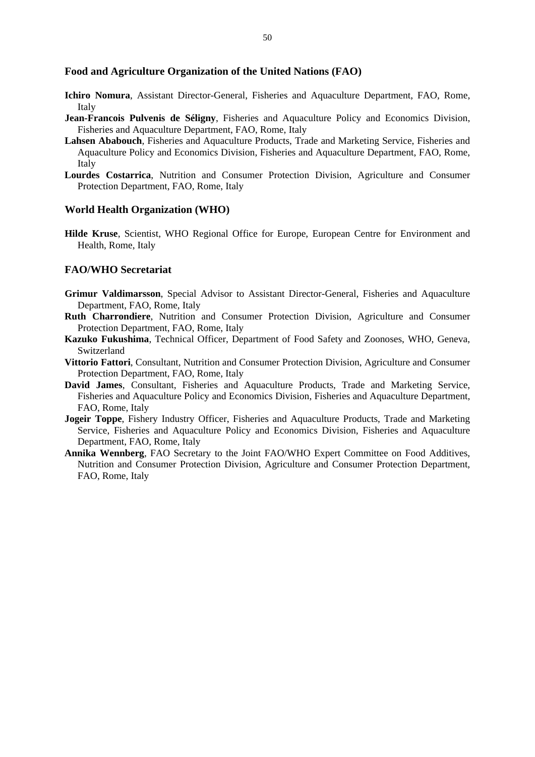### Food and Agriculture Organization of the United Nations (FAO)

**Ichiro Nomura**, Assistant Director-General, Fisheries and Aquaculture Department, FAO, Rome, Italy

**Jean-Francois Pulvenis de Séligny**, Fisheries and Aquaculture Policy and Economics Division, Fisheries and Aquaculture Department, FAO, Rome, Italy

**Lahsen Ababouch**, Fisheries and Aquaculture Products, Trade and Marketing Service, Fisheries and Aquaculture Policy and Economics Division, Fisheries and Aquaculture Department, FAO, Rome, Italy

**Lourdes Costarrica**, Nutrition and Consumer Protection Division, Agriculture and Consumer Protection Department, FAO, Rome, Italy

### World Health Organization (WHO)

**Hilde Kruse**, Scientist, WHO Regional Office for Europe, European Centre for Environment and Health, Rome, Italy

### FAO/WHO Secretariat

**Grimur Valdimarsson**, Special Advisor to Assistant Director-General, Fisheries and Aquaculture Department, FAO, Rome, Italy

**Ruth Charrondiere**, Nutrition and Consumer Protection Division, Agriculture and Consumer Protection Department, FAO, Rome, Italy

**Kazuko Fukushima**, Technical Officer, Department of Food Safety and Zoonoses, WHO, Geneva, Switzerland

**Vittorio Fattori**, Consultant, Nutrition and Consumer Protection Division, Agriculture and Consumer Protection Department, FAO, Rome, Italy

**David James**, Consultant, Fisheries and Aquaculture Products, Trade and Marketing Service, Fisheries and Aquaculture Policy and Economics Division, Fisheries and Aquaculture Department, FAO, Rome, Italy

**Jogeir Toppe**, Fishery Industry Officer, Fisheries and Aquaculture Products, Trade and Marketing Service, Fisheries and Aquaculture Policy and Economics Division, Fisheries and Aquaculture Department, FAO, Rome, Italy

**Annika Wennberg**, FAO Secretary to the Joint FAO/WHO Expert Committee on Food Additives, Nutrition and Consumer Protection Division, Agriculture and Consumer Protection Department, FAO, Rome, Italy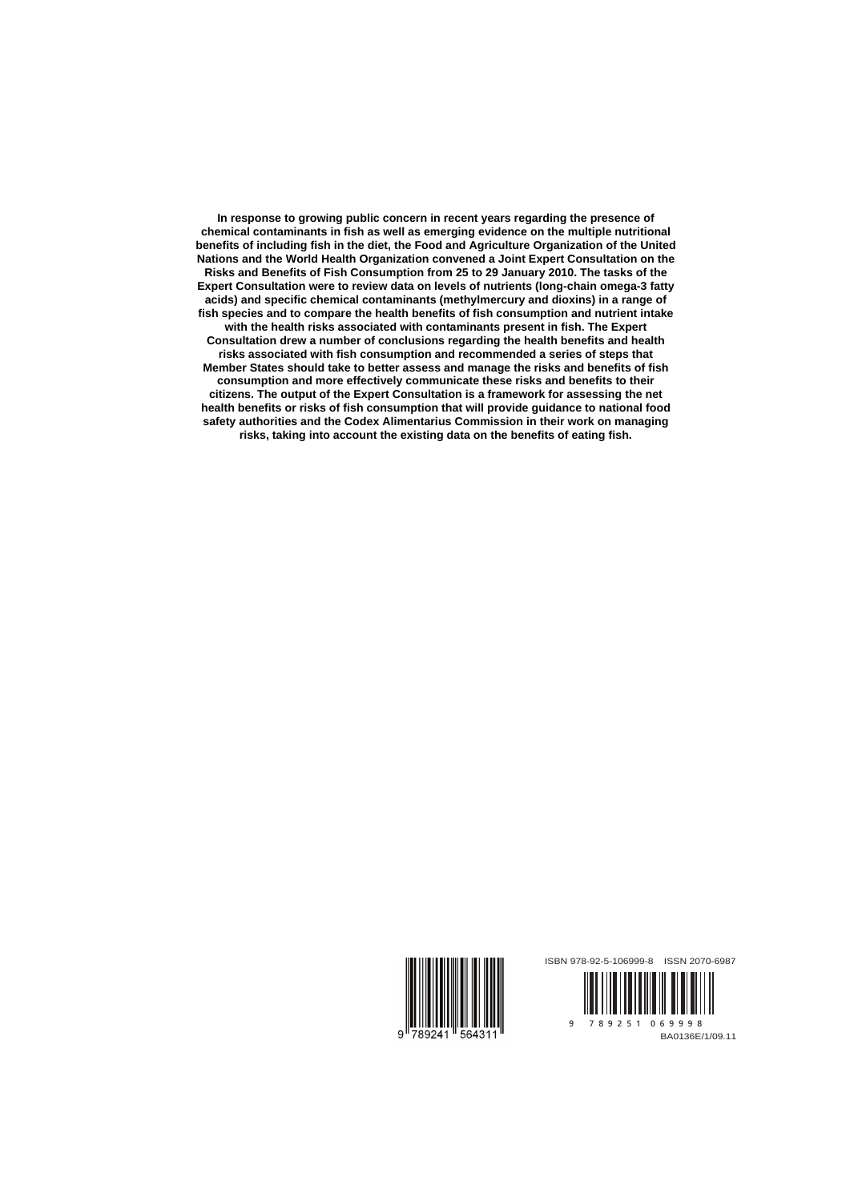**In response to growing public concern in recent years regarding the presence of chemical contaminants in fish as well as emerging evidence on the multiple nutritional benefits of including fish in the diet, the Food and Agriculture Organization of the United Nations and the World Health Organization convened a Joint Expert Consultation on the Risks and Benefits of Fish Consumption from 25 to 29 January 2010. The tasks of the Expert Consultation were to review data on levels of nutrients (long-chain omega-3 fatty acids) and specific chemical contaminants (methylmercury and dioxins) in a range of fish species and to compare the health benefits of fish consumption and nutrient intake with the health risks associated with contaminants present in fish. The Expert Consultation drew a number of conclusions regarding the health benefits and health risks associated with fish consumption and recommended a series of steps that Member States should take to better assess and manage the risks and benefits of fish consumption and more effectively communicate these risks and benefits to their citizens. The output of the Expert Consultation is a framework for assessing the net health benefits or risks of fish consumption that will provide guidance to national food safety authorities and the Codex Alimentarius Commission in their work on managing risks, taking into account the existing data on the benefits of eating fish.**

9 789241 564311

ISBN 978-92-5-106999-8 ISSN 2070-6987

9 789251 069998

BA0136E/1/09.11